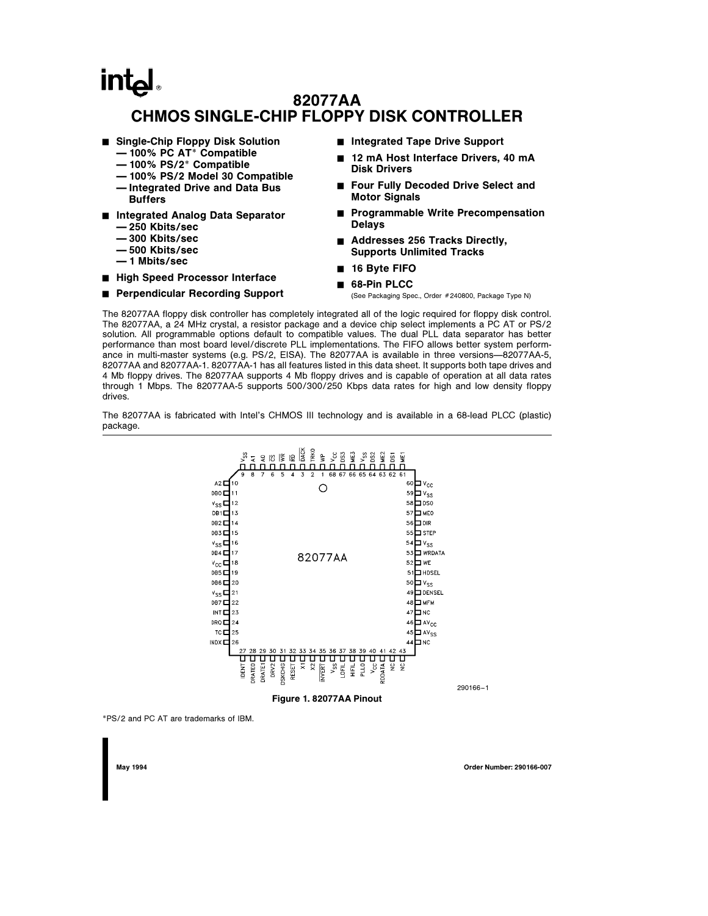# 82077AA
# CHMOS SINGLE-CHIP FLOPPY DISK CONTROLLER

- **Single-Chip Floppy Disk Solution**
  - **— 100% PC AT* Compatible**
  - **— 100% PS/2* Compatible**
  - **— 100% PS/2 Model 30 Compatible**
  - **— Integrated Drive and Data Bus Buffers**
- **Integrated Analog Data Separator**
  - **— 250 Kbits/sec**
  - **— 300 Kbits/sec**
  - **— 500 Kbits/sec**
  - **— 1 Mbits/sec**
- **High Speed Processor Interface**
- **Perpendicular Recording Support**
- **Integrated Tape Drive Support**
- **12 mA Host Interface Drivers, 40 mA Disk Drivers**
- **Four Fully Decoded Drive Select and Motor Signals**
- **Programmable Write Precompensation Delays**
- **Addresses 256 Tracks Directly, Supports Unlimited Tracks**
- **16 Byte FIFO**
- **68-Pin PLCC**
  (See Packaging Spec., Order #240800, Package Type N)

The 82077AA floppy disk controller has completely integrated all of the logic required for floppy disk control. The 82077AA, a 24 MHz crystal, a resistor package and a device chip select implements a PC AT or PS/2 solution. All programmable options default to compatible values. The dual PLL data separator has better performance than most board level/discrete PLL implementations. The FIFO allows better system performance in multi-master systems (e.g. PS/2, EISA). The 82077AA is available in three versions—82077AA-5, 82077AA and 82077AA-1. 82077AA-1 has all features listed in this data sheet. It supports both tape drives and 4 Mb floppy drives. The 82077AA supports 4 Mb floppy drives and is capable of operation at all data rates through 1 Mbps. The 82077AA-5 supports 500/300/250 Kbps data rates for high and low density floppy drives.

The 82077AA is fabricated with Intel's CHMOS III technology and is available in a 68-lead PLCC (plastic) package.

| Pin | Signal | Pin | Signal |
|---|---|---|---|
| 1 | WP | 35 | $\overline{INVERT}$ |
| 2 | TRK0 | 36 | $V_{SS}$ |
| 3 | $\overline{DACK}$ | 37 | LOFIL |
| 4 | $\overline{RD}$ | 38 | HIFIL |
| 5 | $\overline{WR}$ | 39 | PLL0 |
| 6 | $\overline{CS}$ | 40 | $V_{CC}$ |
| 7 | A0 | 41 | RDDATA |
| 8 | A1 | 42 | NC |
| 9 | $V_{SS}$ | 43 | NC |
| 10 | A2 | 44 | NC |
| 11 | DB0 | 45 | $AV_{SS}$ |
| 12 | $V_{SS}$ | 46 | $AV_{CC}$ |
| 13 | DB1 | 47 | NC |
| 14 | DB2 | 48 | MFM |
| 15 | DB3 | 49 | DENSEL |
| 16 | $V_{SS}$ | 50 | $V_{SS}$ |
| 17 | DB4 | 51 | HDSEL |
| 18 | $V_{CC}$ | 52 | WE |
| 19 | DB5 | 53 | WRDATA |
| 20 | DB6 | 54 | $V_{SS}$ |
| 21 | $V_{SS}$ | 55 | STEP |
| 22 | DB7 | 56 | DIR |
| 23 | INT | 57 | ME0 |
| 24 | DRQ | 58 | DS0 |
| 25 | TC | 59 | $V_{SS}$ |
| 26 | INDX | 60 | $V_{CC}$ |
| 27 | IDENT | 61 | ME1 |
| 28 | DRATE0 | 62 | DS1 |
| 29 | DRATE1 | 63 | ME2 |
| 30 | DRV2 | 64 | DS2 |
| 31 | DSKCHG | 65 | $V_{SS}$ |
| 32 | RESET | 66 | ME3 |
| 33 | X1 | 67 | DS3 |
| 34 | X2 | 68 | $V_{CC}$ |

290166–1

**Figure 1. 82077AA Pinout**

*PS/2 and PC AT are trademarks of IBM.

May 1994 Order Number: 290166-007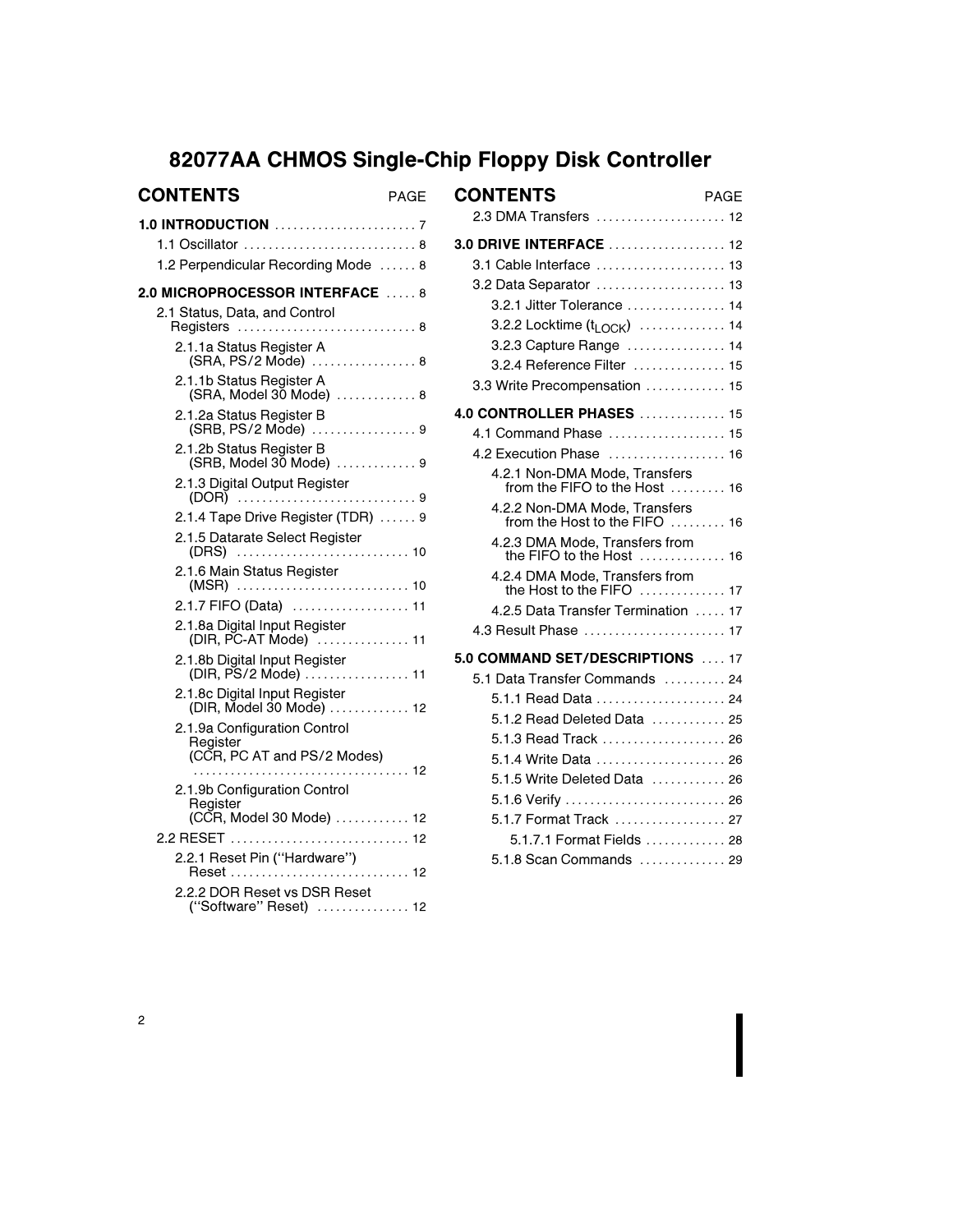# 82077AA CHMOS Single-Chip Floppy Disk Controller

## CONTENTS

| | PAGE |
|---|---|
| **1.0 INTRODUCTION** | 7 |
| 1.1 Oscillator | 8 |
| 1.2 Perpendicular Recording Mode | 8 |
| **2.0 MICROPROCESSOR INTERFACE** | 8 |
| 2.1 Status, Data, and Control Registers | 8 |
| 2.1.1a Status Register A (SRA, PS/2 Mode) | 8 |
| 2.1.1b Status Register A (SRA, Model 30 Mode) | 8 |
| 2.1.2a Status Register B (SRB, PS/2 Mode) | 9 |
| 2.1.2b Status Register B (SRB, Model 30 Mode) | 9 |
| 2.1.3 Digital Output Register (DOR) | 9 |
| 2.1.4 Tape Drive Register (TDR) | 9 |
| 2.1.5 Datarate Select Register (DRS) | 10 |
| 2.1.6 Main Status Register (MSR) | 10 |
| 2.1.7 FIFO (Data) | 11 |
| 2.1.8a Digital Input Register (DIR, PC-AT Mode) | 11 |
| 2.1.8b Digital Input Register (DIR, PS/2 Mode) | 11 |
| 2.1.8c Digital Input Register (DIR, Model 30 Mode) | 12 |
| 2.1.9a Configuration Control Register (CCR, PC AT and PS/2 Modes) | 12 |
| 2.1.9b Configuration Control Register (CCR, Model 30 Mode) | 12 |
| 2.2 RESET | 12 |
| 2.2.1 Reset Pin (''Hardware'') Reset | 12 |
| 2.2.2 DOR Reset vs DSR Reset (''Software'' Reset) | 12 |
| 2.3 DMA Transfers | 12 |
| **3.0 DRIVE INTERFACE** | 12 |
| 3.1 Cable Interface | 13 |
| 3.2 Data Separator | 13 |
| 3.2.1 Jitter Tolerance | 14 |
| 3.2.2 Locktime ($t_{LOCK}$) | 14 |
| 3.2.3 Capture Range | 14 |
| 3.2.4 Reference Filter | 15 |
| 3.3 Write Precompensation | 15 |
| **4.0 CONTROLLER PHASES** | 15 |
| 4.1 Command Phase | 15 |
| 4.2 Execution Phase | 16 |
| 4.2.1 Non-DMA Mode, Transfers from the FIFO to the Host | 16 |
| 4.2.2 Non-DMA Mode, Transfers from the Host to the FIFO | 16 |
| 4.2.3 DMA Mode, Transfers from the FIFO to the Host | 16 |
| 4.2.4 DMA Mode, Transfers from the Host to the FIFO | 17 |
| 4.2.5 Data Transfer Termination | 17 |
| 4.3 Result Phase | 17 |
| **5.0 COMMAND SET/DESCRIPTIONS** | 17 |
| 5.1 Data Transfer Commands | 24 |
| 5.1.1 Read Data | 24 |
| 5.1.2 Read Deleted Data | 25 |
| 5.1.3 Read Track | 26 |
| 5.1.4 Write Data | 26 |
| 5.1.5 Write Deleted Data | 26 |
| 5.1.6 Verify | 26 |
| 5.1.7 Format Track | 27 |
| 5.1.7.1 Format Fields | 28 |
| 5.1.8 Scan Commands | 29 |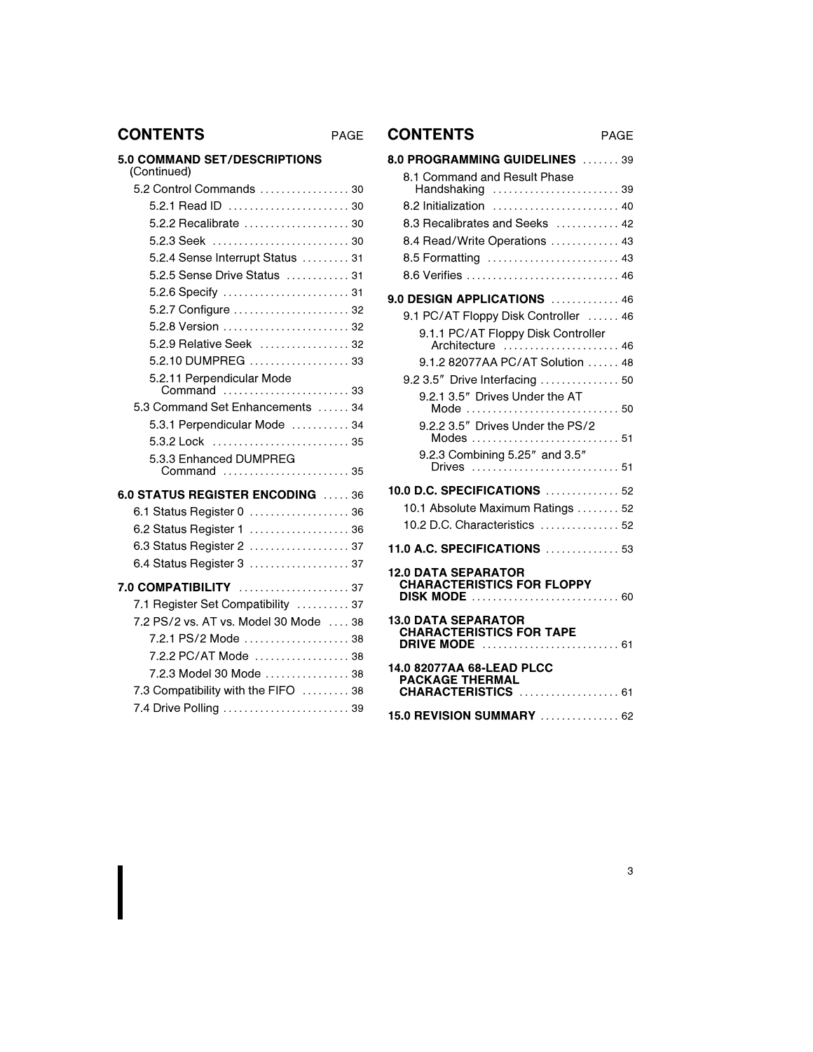## CONTENTS PAGE

**5.0 COMMAND SET/DESCRIPTIONS** (Continued)

- 5.2 Control Commands ..... 30
  - 5.2.1 Read ID ..... 30
  - 5.2.2 Recalibrate ..... 30
  - 5.2.3 Seek ..... 30
  - 5.2.4 Sense Interrupt Status ..... 31
  - 5.2.5 Sense Drive Status ..... 31
  - 5.2.6 Specify ..... 31
  - 5.2.7 Configure ..... 32
  - 5.2.8 Version ..... 32
  - 5.2.9 Relative Seek ..... 32
  - 5.2.10 DUMPREG ..... 33
  - 5.2.11 Perpendicular Mode Command ..... 33
- 5.3 Command Set Enhancements ..... 34
  - 5.3.1 Perpendicular Mode ..... 34
  - 5.3.2 Lock ..... 35
  - 5.3.3 Enhanced DUMPREG Command ..... 35

**6.0 STATUS REGISTER ENCODING** ..... 36

- 6.1 Status Register 0 ..... 36
- 6.2 Status Register 1 ..... 36
- 6.3 Status Register 2 ..... 37
- 6.4 Status Register 3 ..... 37

**7.0 COMPATIBILITY** ..... 37

- 7.1 Register Set Compatibility ..... 37
- 7.2 PS/2 vs. AT vs. Model 30 Mode ..... 38
  - 7.2.1 PS/2 Mode ..... 38
  - 7.2.2 PC/AT Mode ..... 38
  - 7.2.3 Model 30 Mode ..... 38
- 7.3 Compatibility with the FIFO ..... 38
- 7.4 Drive Polling ..... 39

## CONTENTS PAGE

**8.0 PROGRAMMING GUIDELINES** ..... 39

- 8.1 Command and Result Phase Handshaking ..... 39
- 8.2 Initialization ..... 40
- 8.3 Recalibrates and Seeks ..... 42
- 8.4 Read/Write Operations ..... 43
- 8.5 Formatting ..... 43
- 8.6 Verifies ..... 46

**9.0 DESIGN APPLICATIONS** ..... 46

- 9.1 PC/AT Floppy Disk Controller ..... 46
  - 9.1.1 PC/AT Floppy Disk Controller Architecture ..... 46
  - 9.1.2 82077AA PC/AT Solution ..... 48
- 9.2 3.5″ Drive Interfacing ..... 50
  - 9.2.1 3.5″ Drives Under the AT Mode ..... 50
  - 9.2.2 3.5″ Drives Under the PS/2 Modes ..... 51
  - 9.2.3 Combining 5.25″ and 3.5″ Drives ..... 51

**10.0 D.C. SPECIFICATIONS** ..... 52

- 10.1 Absolute Maximum Ratings ..... 52
- 10.2 D.C. Characteristics ..... 52

**11.0 A.C. SPECIFICATIONS** ..... 53

**12.0 DATA SEPARATOR CHARACTERISTICS FOR FLOPPY DISK MODE** ..... 60

**13.0 DATA SEPARATOR CHARACTERISTICS FOR TAPE DRIVE MODE** ..... 61

**14.0 82077AA 68-LEAD PLCC PACKAGE THERMAL CHARACTERISTICS** ..... 61

**15.0 REVISION SUMMARY** ..... 62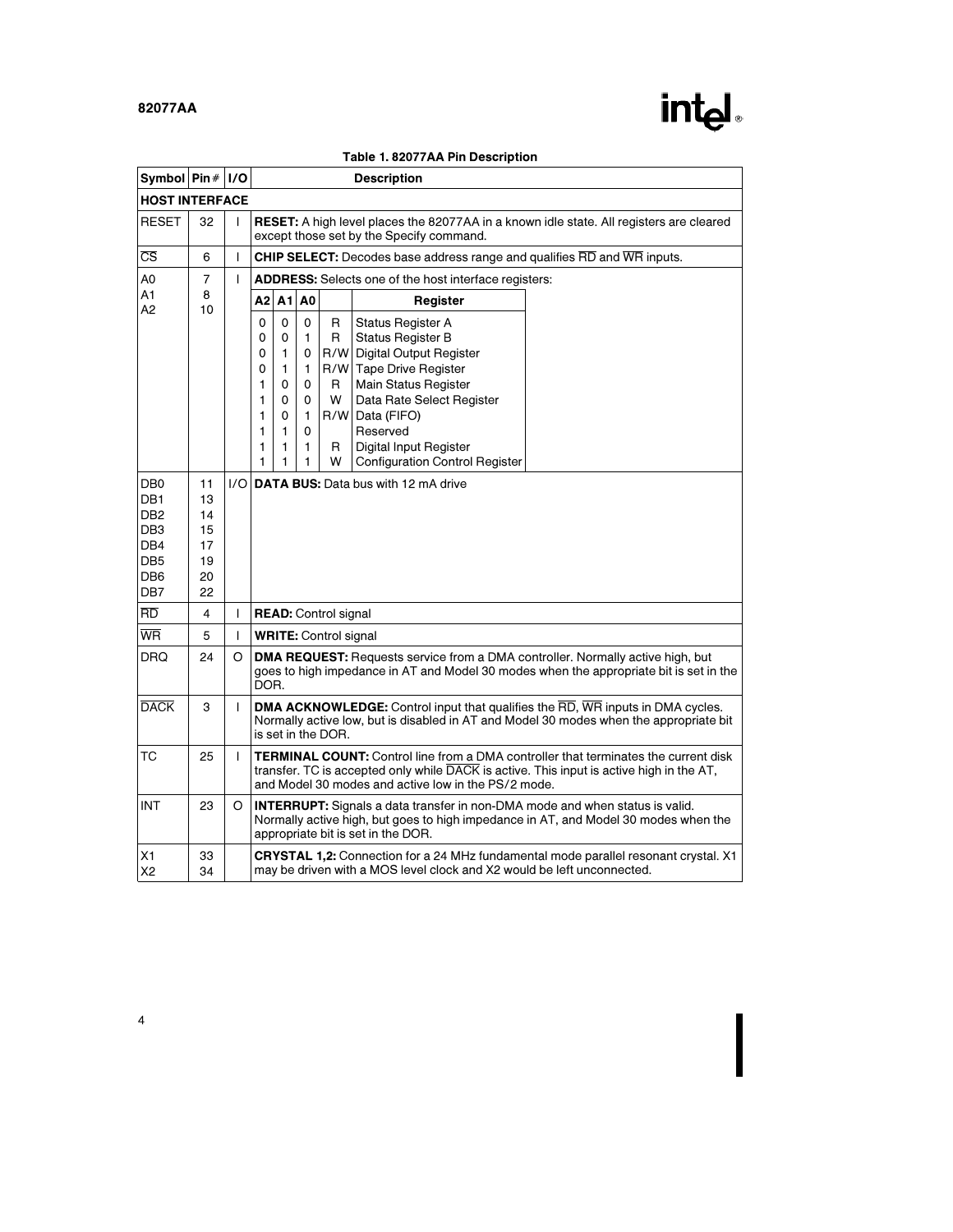**Table 1. 82077AA Pin Description**

| Symbol | Pin # | I/O | Description |
|---|---|---|---|
| **HOST INTERFACE** | | | |
| RESET | 32 | I | **RESET:** A high level places the 82077AA in a known idle state. All registers are cleared except those set by the Specify command. |
| $\overline{CS}$ | 6 | I | **CHIP SELECT:** Decodes base address range and qualifies $\overline{RD}$ and $\overline{WR}$ inputs. |
| A0<br>A1<br>A2 | 7<br>8<br>10 | I | **ADDRESS:** Selects one of the host interface registers:<br><br>A2 A1 A0 — Register<br>0 0 0 — R — Status Register A<br>0 0 1 — R — Status Register B<br>0 1 0 — R/W — Digital Output Register<br>0 1 1 — R/W — Tape Drive Register<br>1 0 0 — R — Main Status Register<br>1 0 0 — W — Data Rate Select Register<br>1 0 1 — R/W — Data (FIFO)<br>1 1 0 — Reserved<br>1 1 1 — R — Digital Input Register<br>1 1 1 — W — Configuration Control Register |
| DB0<br>DB1<br>DB2<br>DB3<br>DB4<br>DB5<br>DB6<br>DB7 | 11<br>13<br>14<br>15<br>17<br>19<br>20<br>22 | I/O | **DATA BUS:** Data bus with 12 mA drive |
| $\overline{RD}$ | 4 | I | **READ:** Control signal |
| $\overline{WR}$ | 5 | I | **WRITE:** Control signal |
| DRQ | 24 | O | **DMA REQUEST:** Requests service from a DMA controller. Normally active high, but goes to high impedance in AT and Model 30 modes when the appropriate bit is set in the DOR. |
| $\overline{DACK}$ | 3 | I | **DMA ACKNOWLEDGE:** Control input that qualifies the $\overline{RD}$, $\overline{WR}$ inputs in DMA cycles. Normally active low, but is disabled in AT and Model 30 modes when the appropriate bit is set in the DOR. |
| TC | 25 | I | **TERMINAL COUNT:** Control line from a DMA controller that terminates the current disk transfer. TC is accepted only while $\overline{DACK}$ is active. This input is active high in the AT, and Model 30 modes and active low in the PS/2 mode. |
| INT | 23 | O | **INTERRUPT:** Signals a data transfer in non-DMA mode and when status is valid. Normally active high, but goes to high impedance in AT, and Model 30 modes when the appropriate bit is set in the DOR. |
| X1<br>X2 | 33<br>34 | | **CRYSTAL 1,2:** Connection for a 24 MHz fundamental mode parallel resonant crystal. X1 may be driven with a MOS level clock and X2 would be left unconnected. |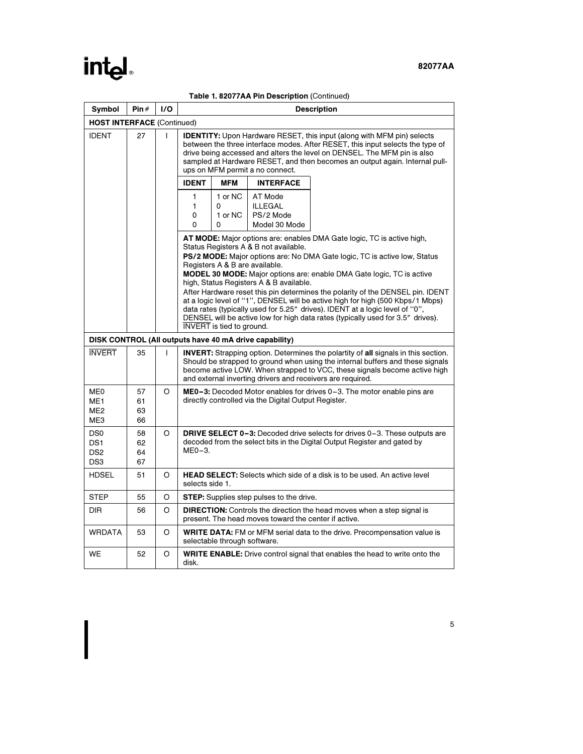**Table 1. 82077AA Pin Description** (Continued)

| Symbol | Pin # | I/O | Description |
|---|---|---|---|
| **HOST INTERFACE** (Continued) | | | |
| IDENT | 27 | I | **IDENTITY:** Upon Hardware RESET, this input (along with MFM pin) selects between the three interface modes. After RESET, this input selects the type of drive being accessed and alters the level on DENSEL. The MFM pin is also sampled at Hardware RESET, and then becomes an output again. Internal pull-ups on MFM permit a no connect.<br><br>**IDENT / MFM / INTERFACE**<br>1 / 1 or NC / AT Mode<br>1 / 0 / ILLEGAL<br>0 / 1 or NC / PS/2 Mode<br>0 / 0 / Model 30 Mode<br><br>**AT MODE:** Major options are: enables DMA Gate logic, TC is active high, Status Registers A & B not available.<br>**PS/2 MODE:** Major options are: No DMA Gate logic, TC is active low, Status Registers A & B are available.<br>**MODEL 30 MODE:** Major options are: enable DMA Gate logic, TC is active high, Status Registers A & B available.<br>After Hardware reset this pin determines the polarity of the DENSEL pin. IDENT at a logic level of "1", DENSEL will be active high for high (500 Kbps/1 Mbps) data rates (typically used for 5.25" drives). IDENT at a logic level of "0", DENSEL will be active low for high data rates (typically used for 3.5" drives). $\overline{\text{INVERT}}$ is tied to ground. |
| **DISK CONTROL (All outputs have 40 mA drive capability)** | | | |
| $\overline{\text{INVERT}}$ | 35 | I | **INVERT:** Strapping option. Determines the polartity of **all** signals in this section. Should be strapped to ground when using the internal buffers and these signals become active LOW. When strapped to VCC, these signals become active high and external inverting drivers and receivers are required. |
| ME0<br>ME1<br>ME2<br>ME3 | 57<br>61<br>63<br>66 | O | **ME0–3:** Decoded Motor enables for drives 0–3. The motor enable pins are directly controlled via the Digital Output Register. |
| DS0<br>DS1<br>DS2<br>DS3 | 58<br>62<br>64<br>67 | O | **DRIVE SELECT 0–3:** Decoded drive selects for drives 0–3. These outputs are decoded from the select bits in the Digital Output Register and gated by ME0–3. |
| HDSEL | 51 | O | **HEAD SELECT:** Selects which side of a disk is to be used. An active level selects side 1. |
| STEP | 55 | O | **STEP:** Supplies step pulses to the drive. |
| DIR | 56 | O | **DIRECTION:** Controls the direction the head moves when a step signal is present. The head moves toward the center if active. |
| WRDATA | 53 | O | **WRITE DATA:** FM or MFM serial data to the drive. Precompensation value is selectable through software. |
| WE | 52 | O | **WRITE ENABLE:** Drive control signal that enables the head to write onto the disk. |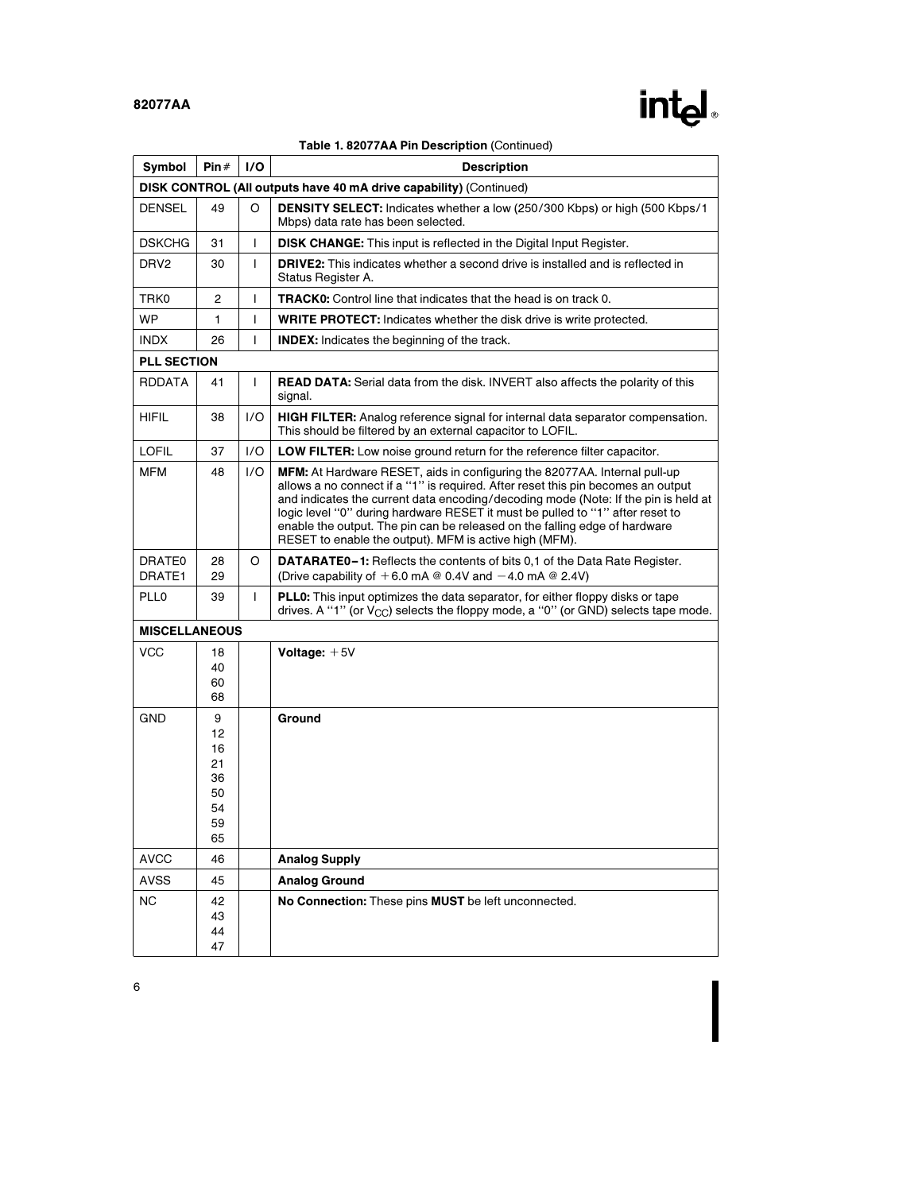**Table 1. 82077AA Pin Description** (Continued)

| Symbol | Pin # | I/O | Description |
|---|---|---|---|
| **DISK CONTROL (All outputs have 40 mA drive capability)** (Continued) | | | |
| DENSEL | 49 | O | **DENSITY SELECT:** Indicates whether a low (250/300 Kbps) or high (500 Kbps/1 Mbps) data rate has been selected. |
| DSKCHG | 31 | I | **DISK CHANGE:** This input is reflected in the Digital Input Register. |
| DRV2 | 30 | I | **DRIVE2:** This indicates whether a second drive is installed and is reflected in Status Register A. |
| TRK0 | 2 | I | **TRACK0:** Control line that indicates that the head is on track 0. |
| WP | 1 | I | **WRITE PROTECT:** Indicates whether the disk drive is write protected. |
| INDX | 26 | I | **INDEX:** Indicates the beginning of the track. |
| **PLL SECTION** | | | |
| RDDATA | 41 | I | **READ DATA:** Serial data from the disk. INVERT also affects the polarity of this signal. |
| HIFIL | 38 | I/O | **HIGH FILTER:** Analog reference signal for internal data separator compensation. This should be filtered by an external capacitor to LOFIL. |
| LOFIL | 37 | I/O | **LOW FILTER:** Low noise ground return for the reference filter capacitor. |
| MFM | 48 | I/O | **MFM:** At Hardware RESET, aids in configuring the 82077AA. Internal pull-up allows a no connect if a "1" is required. After reset this pin becomes an output and indicates the current data encoding/decoding mode (Note: If the pin is held at logic level "0" during hardware RESET it must be pulled to "1" after reset to enable the output. The pin can be released on the falling edge of hardware RESET to enable the output). MFM is active high (MFM). |
| DRATE0<br>DRATE1 | 28<br>29 | O | **DATARATE0–1:** Reflects the contents of bits 0,1 of the Data Rate Register. (Drive capability of +6.0 mA @ 0.4V and −4.0 mA @ 2.4V) |
| PLL0 | 39 | I | **PLL0:** This input optimizes the data separator, for either floppy disks or tape drives. A "1" (or $V_{CC}$) selects the floppy mode, a "0" (or GND) selects tape mode. |
| **MISCELLANEOUS** | | | |
| VCC | 18<br>40<br>60<br>68 | | **Voltage:** +5V |
| GND | 9<br>12<br>16<br>21<br>36<br>50<br>54<br>59<br>65 | | **Ground** |
| AVCC | 46 | | **Analog Supply** |
| AVSS | 45 | | **Analog Ground** |
| NC | 42<br>43<br>44<br>47 | | **No Connection:** These pins **MUST** be left unconnected. |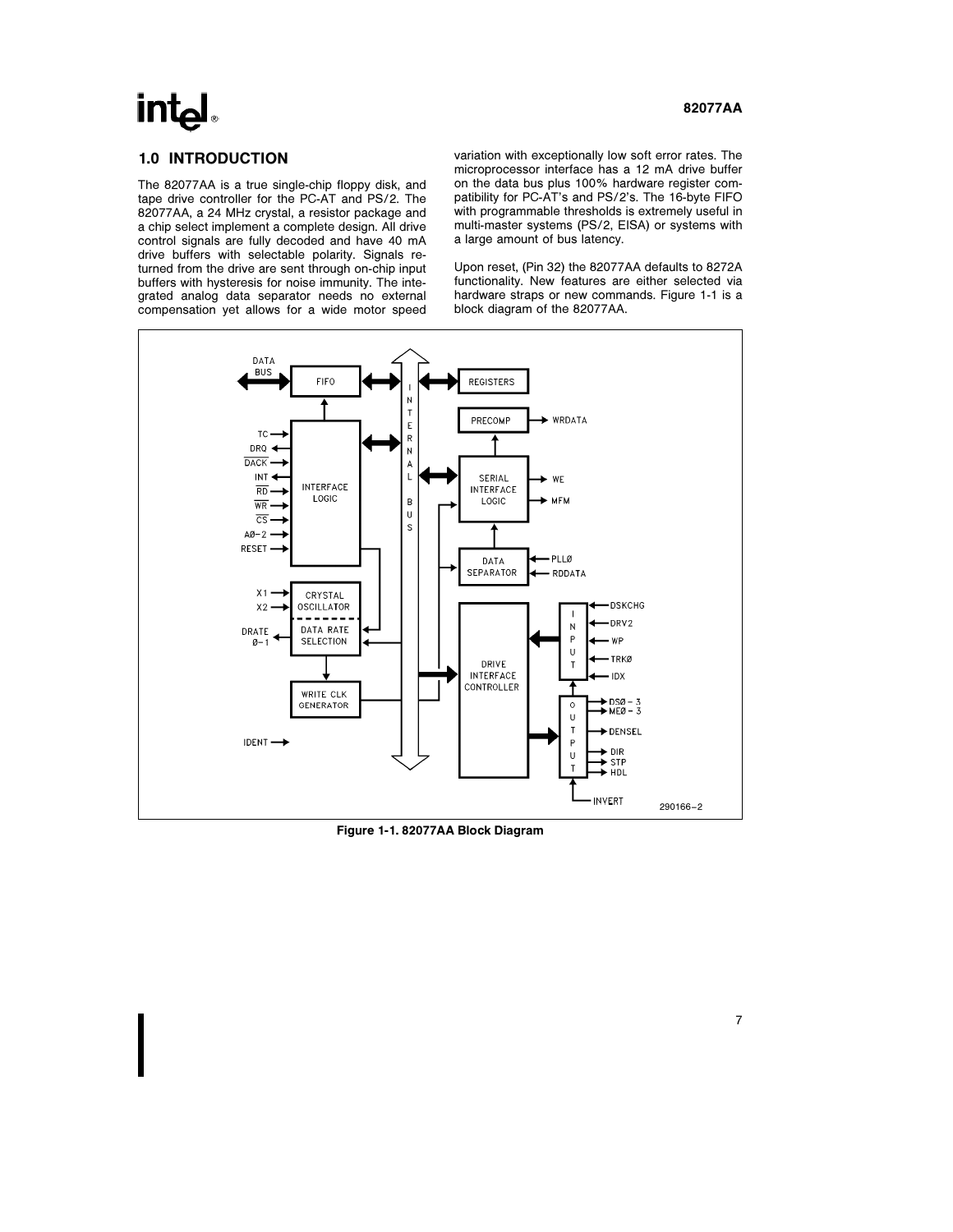## 1.0 INTRODUCTION

The 82077AA is a true single-chip floppy disk, and tape drive controller for the PC-AT and PS/2. The 82077AA, a 24 MHz crystal, a resistor package and a chip select implement a complete design. All drive control signals are fully decoded and have 40 mA drive buffers with selectable polarity. Signals returned from the drive are sent through on-chip input buffers with hysteresis for noise immunity. The integrated analog data separator needs no external compensation yet allows for a wide motor speed variation with exceptionally low soft error rates. The microprocessor interface has a 12 mA drive buffer on the data bus plus 100% hardware register compatibility for PC-AT's and PS/2's. The 16-byte FIFO with programmable thresholds is extremely useful in multi-master systems (PS/2, EISA) or systems with a large amount of bus latency.

Upon reset, (Pin 32) the 82077AA defaults to 8272A functionality. New features are either selected via hardware straps or new commands. Figure 1-1 is a block diagram of the 82077AA.

**Figure 1-1. 82077AA Block Diagram**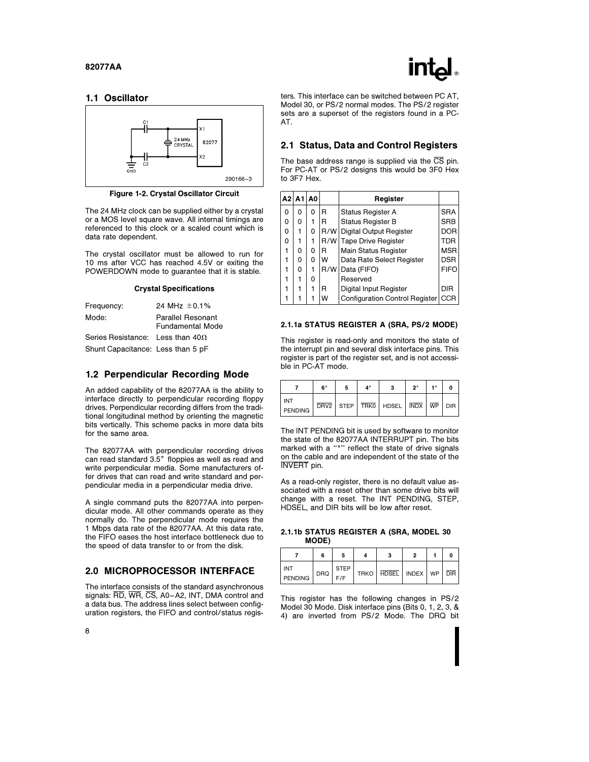## 1.1 Oscillator

Figure 1-2. Crystal Oscillator Circuit

The 24 MHz clock can be supplied either by a crystal or a MOS level square wave. All internal timings are referenced to this clock or a scaled count which is data rate dependent.

The crystal oscillator must be allowed to run for 10 ms after VCC has reached 4.5V or exiting the POWERDOWN mode to guarantee that it is stable.

**Crystal Specifications**

| | |
|---|---|
| Frequency: | 24 MHz ±0.1% |
| Mode: | Parallel Resonant Fundamental Mode |
| Series Resistance: | Less than 40Ω |
| Shunt Capacitance: | Less than 5 pF |

## 1.2 Perpendicular Recording Mode

An added capability of the 82077AA is the ability to interface directly to perpendicular recording floppy drives. Perpendicular recording differs from the traditional longitudinal method by orienting the magnetic bits vertically. This scheme packs in more data bits for the same area.

The 82077AA with perpendicular recording drives can read standard 3.5″ floppies as well as read and write perpendicular media. Some manufacturers offer drives that can read and write standard and perpendicular media in a perpendicular media drive.

A single command puts the 82077AA into perpendicular mode. All other commands operate as they normally do. The perpendicular mode requires the 1 Mbps data rate of the 82077AA. At this data rate, the FIFO eases the host interface bottleneck due to the speed of data transfer to or from the disk.

## 2.0 MICROPROCESSOR INTERFACE

The interface consists of the standard asynchronous signals: $\overline{RD}$, $\overline{WR}$, $\overline{CS}$, A0–A2, INT, DMA control and a data bus. The address lines select between configuration registers, the FIFO and control/status registers. This interface can be switched between PC AT, Model 30, or PS/2 normal modes. The PS/2 register sets are a superset of the registers found in a PC-AT.

## 2.1 Status, Data and Control Registers

The base address range is supplied via the $\overline{CS}$ pin. For PC-AT or PS/2 designs this would be 3F0 Hex to 3F7 Hex.

| A2 | A1 | A0 | | Register | |
|---|---|---|---|---|---|
| 0 | 0 | 0 | R | Status Register A | SRA |
| 0 | 0 | 1 | R | Status Register B | SRB |
| 0 | 1 | 0 | R/W | Digital Output Register | DOR |
| 0 | 1 | 1 | R/W | Tape Drive Register | TDR |
| 1 | 0 | 0 | R | Main Status Register | MSR |
| 1 | 0 | 0 | W | Data Rate Select Register | DSR |
| 1 | 0 | 1 | R/W | Data (FIFO) | FIFO |
| 1 | 1 | 0 | | Reserved | |
| 1 | 1 | 1 | R | Digital Input Register | DIR |
| 1 | 1 | 1 | W | Configuration Control Register | CCR |

#### 2.1.1a STATUS REGISTER A (SRA, PS/2 MODE)

This register is read-only and monitors the state of the interrupt pin and several disk interface pins. This register is part of the register set, and is not accessible in PC-AT mode.

| 7 | 6* | 5 | 4* | 3 | 2* | 1* | 0 |
|---|---|---|---|---|---|---|---|
| INT PENDING | $\overline{DRV2}$ | STEP | $\overline{TRK0}$ | HDSEL | $\overline{INDX}$ | $\overline{WP}$ | DIR |

The INT PENDING bit is used by software to monitor the state of the 82077AA INTERRUPT pin. The bits marked with a "*" reflect the state of drive signals on the cable and are independent of the state of the $\overline{INVERT}$ pin.

As a read-only register, there is no default value associated with a reset other than some drive bits will change with a reset. The INT PENDING, STEP, HDSEL, and DIR bits will be low after reset.

#### 2.1.1b STATUS REGISTER A (SRA, MODEL 30 MODE)

| 7 | 6 | 5 | 4 | 3 | 2 | 1 | 0 |
|---|---|---|---|---|---|---|---|
| INT PENDING | DRQ | STEP F/F | TRKO | $\overline{HDSEL}$ | INDEX | WP | $\overline{DIR}$ |

This register has the following changes in PS/2 Model 30 Mode. Disk interface pins (Bits 0, 1, 2, 3, & 4) are inverted from PS/2 Mode. The DRQ bit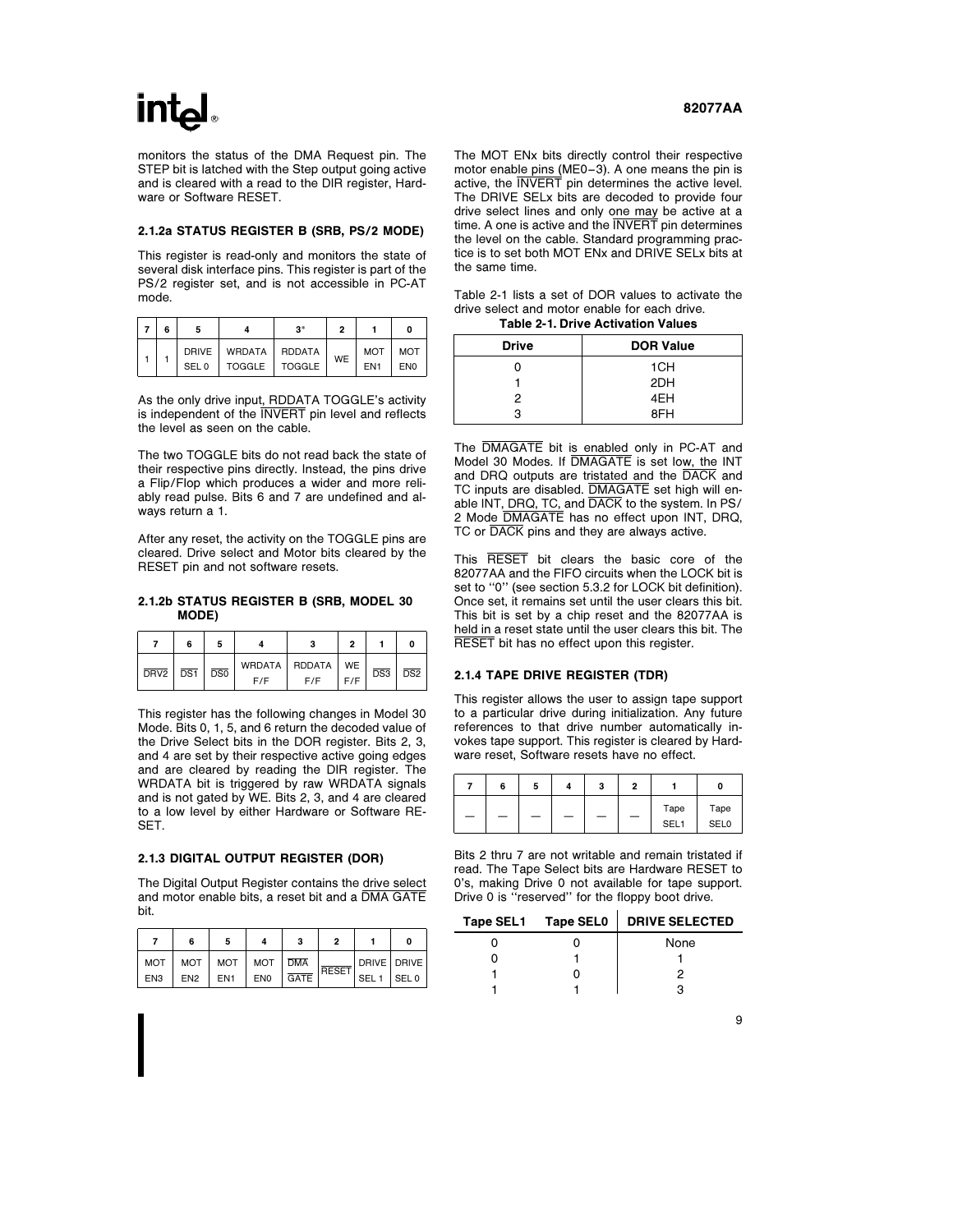monitors the status of the DMA Request pin. The STEP bit is latched with the Step output going active and is cleared with a read to the DIR register, Hardware or Software RESET.

### 2.1.2a STATUS REGISTER B (SRB, PS/2 MODE)

This register is read-only and monitors the state of several disk interface pins. This register is part of the PS/2 register set, and is not accessible in PC-AT mode.

| 7 | 6 | 5 | 4 | 3* | 2 | 1 | 0 |
|---|---|---|---|---|---|---|---|
| 1 | 1 | DRIVE SEL 0 | WRDATA TOGGLE | RDDATA TOGGLE | WE | MOT EN1 | MOT EN0 |

As the only drive input, RDDATA TOGGLE's activity is independent of the INVERT pin level and reflects the level as seen on the cable.

The two TOGGLE bits do not read back the state of their respective pins directly. Instead, the pins drive a Flip/Flop which produces a wider and more reliably read pulse. Bits 6 and 7 are undefined and always return a 1.

After any reset, the activity on the TOGGLE pins are cleared. Drive select and Motor bits cleared by the RESET pin and not software resets.

### 2.1.2b STATUS REGISTER B (SRB, MODEL 30 MODE)

| 7 | 6 | 5 | 4 | 3 | 2 | 1 | 0 |
|---|---|---|---|---|---|---|---|
| DRV2 | DS1 | DS0 | WRDATA F/F | RDDATA F/F | WE F/F | DS3 | DS2 |

This register has the following changes in Model 30 Mode. Bits 0, 1, 5, and 6 return the decoded value of the Drive Select bits in the DOR register. Bits 2, 3, and 4 are set by their respective active going edges and are cleared by reading the DIR register. The WRDATA bit is triggered by raw WRDATA signals and is not gated by WE. Bits 2, 3, and 4 are cleared to a low level by either Hardware or Software RESET.

### 2.1.3 DIGITAL OUTPUT REGISTER (DOR)

The Digital Output Register contains the drive select and motor enable bits, a reset bit and a DMA GATE bit.

| 7 | 6 | 5 | 4 | 3 | 2 | 1 | 0 |
|---|---|---|---|---|---|---|---|
| MOT EN3 | MOT EN2 | MOT EN1 | MOT EN0 | DMA GATE | RESET | DRIVE SEL 1 | DRIVE SEL 0 |

The MOT ENx bits directly control their respective motor enable pins (ME0–3). A one means the pin is active, the INVERT pin determines the active level. The DRIVE SELx bits are decoded to provide four drive select lines and only one may be active at a time. A one is active and the INVERT pin determines the level on the cable. Standard programming practice is to set both MOT ENx and DRIVE SELx bits at the same time.

Table 2-1 lists a set of DOR values to activate the drive select and motor enable for each drive.

**Table 2-1. Drive Activation Values**

| Drive | DOR Value |
|---|---|
| 0 | 1CH |
| 1 | 2DH |
| 2 | 4EH |
| 3 | 8FH |

The DMAGATE bit is enabled only in PC-AT and Model 30 Modes. If DMAGATE is set low, the INT and DRQ outputs are tristated and the DACK and TC inputs are disabled. DMAGATE set high will enable INT, DRQ, TC, and DACK to the system. In PS/2 Mode DMAGATE has no effect upon INT, DRQ, TC or DACK pins and they are always active.

This RESET bit clears the basic core of the 82077AA and the FIFO circuits when the LOCK bit is set to "0" (see section 5.3.2 for LOCK bit definition). Once set, it remains set until the user clears this bit. This bit is set by a chip reset and the 82077AA is held in a reset state until the user clears this bit. The RESET bit has no effect upon this register.

### 2.1.4 TAPE DRIVE REGISTER (TDR)

This register allows the user to assign tape support to a particular drive during initialization. Any future references to that drive number automatically invokes tape support. This register is cleared by Hardware reset, Software resets have no effect.

| 7 | 6 | 5 | 4 | 3 | 2 | 1 | 0 |
|---|---|---|---|---|---|---|---|
| — | — | — | — | — | — | Tape SEL1 | Tape SEL0 |

Bits 2 thru 7 are not writable and remain tristated if read. The Tape Select bits are Hardware RESET to 0's, making Drive 0 not available for tape support. Drive 0 is "reserved" for the floppy boot drive.

| Tape SEL1 | Tape SEL0 | DRIVE SELECTED |
|---|---|---|
| 0 | 0 | None |
| 0 | 1 | 1 |
| 1 | 0 | 2 |
| 1 | 1 | 3 |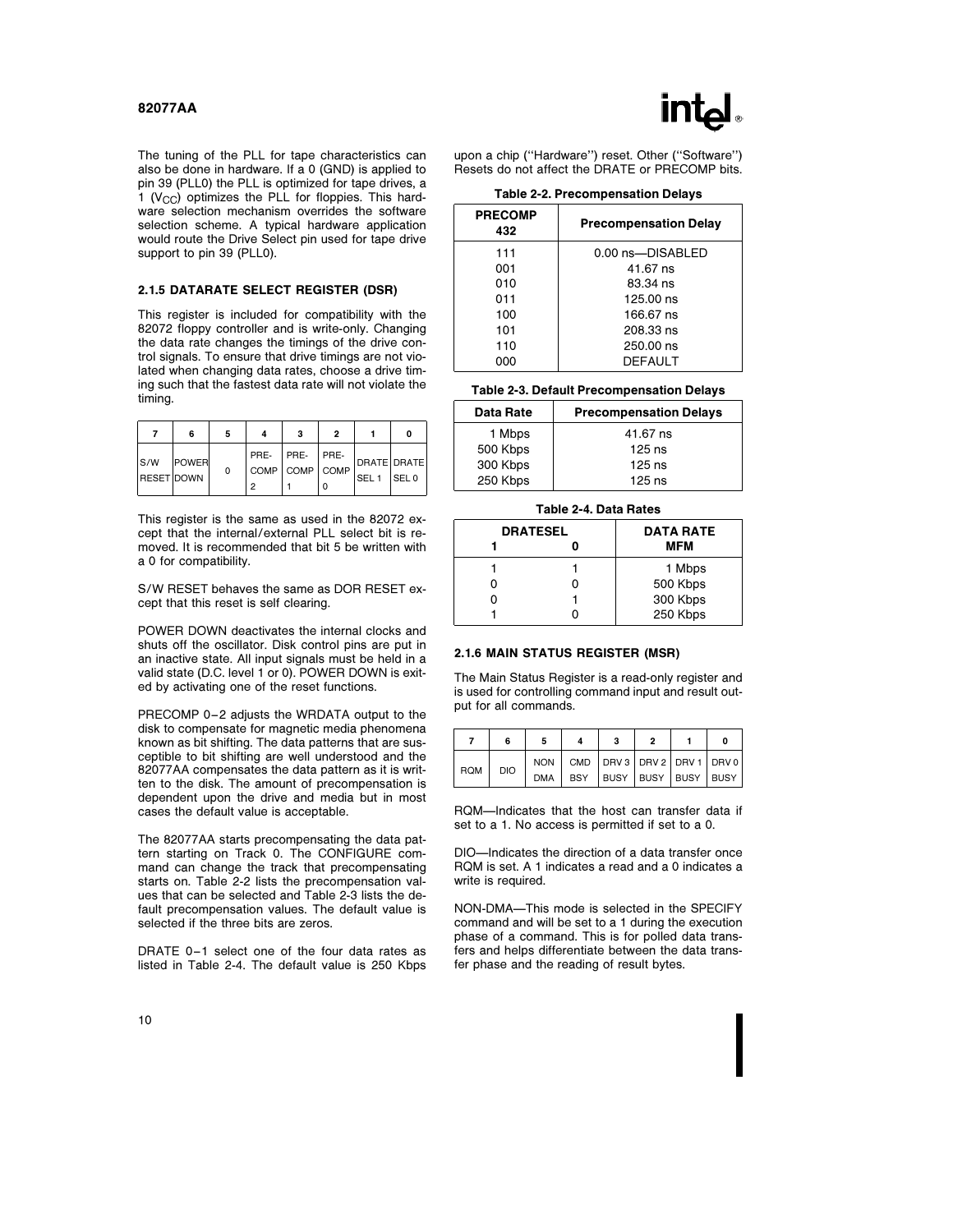The tuning of the PLL for tape characteristics can also be done in hardware. If a 0 (GND) is applied to pin 39 (PLL0) the PLL is optimized for tape drives, a 1 ($V_{CC}$) optimizes the PLL for floppies. This hardware selection mechanism overrides the software selection scheme. A typical hardware application would route the Drive Select pin used for tape drive support to pin 39 (PLL0).

### 2.1.5 DATARATE SELECT REGISTER (DSR)

This register is included for compatibility with the 82072 floppy controller and is write-only. Changing the data rate changes the timings of the drive control signals. To ensure that drive timings are not violated when changing data rates, choose a drive timing such that the fastest data rate will not violate the timing.

| 7 | 6 | 5 | 4 | 3 | 2 | 1 | 0 |
|---|---|---|---|---|---|---|---|
| S/W RESET | POWER DOWN | 0 | PRE-COMP 2 | PRE-COMP 1 | PRE-COMP 0 | DRATE SEL 1 | DRATE SEL 0 |

This register is the same as used in the 82072 except that the internal/external PLL select bit is removed. It is recommended that bit 5 be written with a 0 for compatibility.

S/W RESET behaves the same as DOR RESET except that this reset is self clearing.

POWER DOWN deactivates the internal clocks and shuts off the oscillator. Disk control pins are put in an inactive state. All input signals must be held in a valid state (D.C. level 1 or 0). POWER DOWN is exited by activating one of the reset functions.

PRECOMP 0–2 adjusts the WRDATA output to the disk to compensate for magnetic media phenomena known as bit shifting. The data patterns that are susceptible to bit shifting are well understood and the 82077AA compensates the data pattern as it is written to the disk. The amount of precompensation is dependent upon the drive and media but in most cases the default value is acceptable.

The 82077AA starts precompensating the data pattern starting on Track 0. The CONFIGURE command can change the track that precompensating starts on. Table 2-2 lists the precompensation values that can be selected and Table 2-3 lists the default precompensation values. The default value is selected if the three bits are zeros.

DRATE 0–1 select one of the four data rates as listed in Table 2-4. The default value is 250 Kbps upon a chip (''Hardware'') reset. Other (''Software'') Resets do not affect the DRATE or PRECOMP bits.

**Table 2-2. Precompensation Delays**

| PRECOMP 432 | Precompensation Delay |
|---|---|
| 111 | 0.00 ns—DISABLED |
| 001 | 41.67 ns |
| 010 | 83.34 ns |
| 011 | 125.00 ns |
| 100 | 166.67 ns |
| 101 | 208.33 ns |
| 110 | 250.00 ns |
| 000 | DEFAULT |

**Table 2-3. Default Precompensation Delays**

| Data Rate | Precompensation Delays |
|---|---|
| 1 Mbps | 41.67 ns |
| 500 Kbps | 125 ns |
| 300 Kbps | 125 ns |
| 250 Kbps | 125 ns |

**Table 2-4. Data Rates**

| DRATESEL | | DATA RATE |
|---|---|---|
| 1 | 0 | MFM |
| 1 | 1 | 1 Mbps |
| 0 | 0 | 500 Kbps |
| 0 | 1 | 300 Kbps |
| 1 | 0 | 250 Kbps |

### 2.1.6 MAIN STATUS REGISTER (MSR)

The Main Status Register is a read-only register and is used for controlling command input and result output for all commands.

| 7 | 6 | 5 | 4 | 3 | 2 | 1 | 0 |
|---|---|---|---|---|---|---|---|
| RQM | DIO | NON DMA | CMD BSY | DRV 3 BUSY | DRV 2 BUSY | DRV 1 BUSY | DRV 0 BUSY |

RQM—Indicates that the host can transfer data if set to a 1. No access is permitted if set to a 0.

DIO—Indicates the direction of a data transfer once RQM is set. A 1 indicates a read and a 0 indicates a write is required.

NON-DMA—This mode is selected in the SPECIFY command and will be set to a 1 during the execution phase of a command. This is for polled data transfers and helps differentiate between the data transfer phase and the reading of result bytes.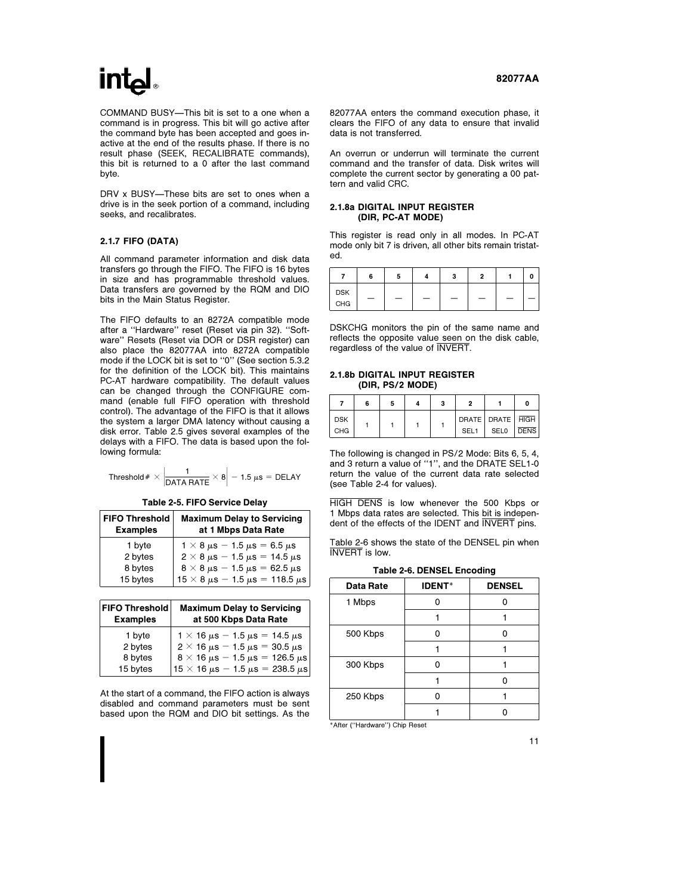COMMAND BUSY—This bit is set to a one when a command is in progress. This bit will go active after the command byte has been accepted and goes inactive at the end of the results phase. If there is no result phase (SEEK, RECALIBRATE commands), this bit is returned to a 0 after the last command byte.

DRV x BUSY—These bits are set to ones when a drive is in the seek portion of a command, including seeks, and recalibrates.

### 2.1.7 FIFO (DATA)

All command parameter information and disk data transfers go through the FIFO. The FIFO is 16 bytes in size and has programmable threshold values. Data transfers are governed by the RQM and DIO bits in the Main Status Register.

The FIFO defaults to an 8272A compatible mode after a "Hardware" reset (Reset via pin 32). "Software" Resets (Reset via DOR or DSR register) can also place the 82077AA into 8272A compatible mode if the LOCK bit is set to "0" (See section 5.3.2 for the definition of the LOCK bit). This maintains PC-AT hardware compatibility. The default values can be changed through the CONFIGURE command (enable full FIFO operation with threshold control). The advantage of the FIFO is that it allows the system a larger DMA latency without causing a disk error. Table 2.5 gives several examples of the delays with a FIFO. The data is based upon the following formula:

$$\text{Threshold\#} \times \left| \frac{1}{\text{DATA RATE}} \times 8 \right| - 1.5\ \mu s = \text{DELAY}$$

**Table 2-5. FIFO Service Delay**

| FIFO Threshold Examples | Maximum Delay to Servicing at 1 Mbps Data Rate |
|---|---|
| 1 byte | $1 \times 8\ \mu s - 1.5\ \mu s = 6.5\ \mu s$ |
| 2 bytes | $2 \times 8\ \mu s - 1.5\ \mu s = 14.5\ \mu s$ |
| 8 bytes | $8 \times 8\ \mu s - 1.5\ \mu s = 62.5\ \mu s$ |
| 15 bytes | $15 \times 8\ \mu s - 1.5\ \mu s = 118.5\ \mu s$ |

| FIFO Threshold Examples | Maximum Delay to Servicing at 500 Kbps Data Rate |
|---|---|
| 1 byte | $1 \times 16\ \mu s - 1.5\ \mu s = 14.5\ \mu s$ |
| 2 bytes | $2 \times 16\ \mu s - 1.5\ \mu s = 30.5\ \mu s$ |
| 8 bytes | $8 \times 16\ \mu s - 1.5\ \mu s = 126.5\ \mu s$ |
| 15 bytes | $15 \times 16\ \mu s - 1.5\ \mu s = 238.5\ \mu s$ |

At the start of a command, the FIFO action is always disabled and command parameters must be sent based upon the RQM and DIO bit settings. As the 82077AA enters the command execution phase, it clears the FIFO of any data to ensure that invalid data is not transferred.

An overrun or underrun will terminate the current command and the transfer of data. Disk writes will complete the current sector by generating a 00 pattern and valid CRC.

### 2.1.8a DIGITAL INPUT REGISTER (DIR, PC-AT MODE)

This register is read only in all modes. In PC-AT mode only bit 7 is driven, all other bits remain tristated.

| 7 | 6 | 5 | 4 | 3 | 2 | 1 | 0 |
|---|---|---|---|---|---|---|---|
| DSK CHG | — | — | — | — | — | — | — |

DSKCHG monitors the pin of the same name and reflects the opposite value seen on the disk cable, regardless of the value of $\overline{\text{INVERT}}$.

### 2.1.8b DIGITAL INPUT REGISTER (DIR, PS/2 MODE)

| 7 | 6 | 5 | 4 | 3 | 2 | 1 | 0 |
|---|---|---|---|---|---|---|---|
| DSK CHG | 1 | 1 | 1 | 1 | DRATE SEL1 | DRATE SEL0 | $\overline{\text{HIGH DENS}}$ |

The following is changed in PS/2 Mode: Bits 6, 5, 4, and 3 return a value of "1", and the DRATE SEL1-0 return the value of the current data rate selected (see Table 2-4 for values).

$\overline{\text{HIGH DENS}}$ is low whenever the 500 Kbps or 1 Mbps data rates are selected. This bit is independent of the effects of the IDENT and $\overline{\text{INVERT}}$ pins.

Table 2-6 shows the state of the DENSEL pin when $\overline{\text{INVERT}}$ is low.

**Table 2-6. DENSEL Encoding**

| Data Rate | IDENT* | DENSEL |
|---|---|---|
| 1 Mbps | 0 | 0 |
| | 1 | 1 |
| 500 Kbps | 0 | 0 |
| | 1 | 1 |
| 300 Kbps | 0 | 1 |
| | 1 | 0 |
| 250 Kbps | 0 | 1 |
| | 1 | 0 |

*After ("Hardware") Chip Reset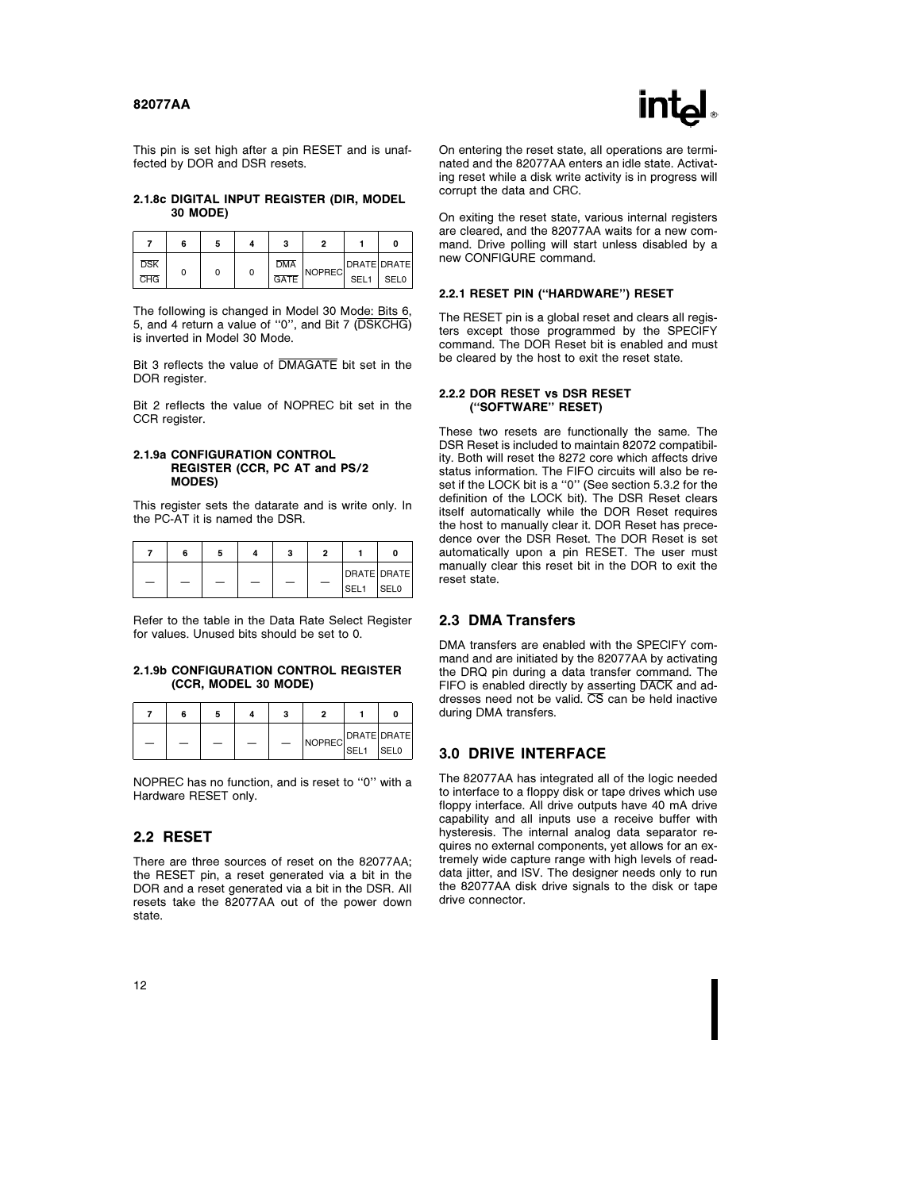This pin is set high after a pin RESET and is unaffected by DOR and DSR resets.

#### 2.1.8c DIGITAL INPUT REGISTER (DIR, MODEL 30 MODE)

| 7 | 6 | 5 | 4 | 3 | 2 | 1 | 0 |
|---|---|---|---|---|---|---|---|
| $\overline{\text{DSK CHG}}$ | 0 | 0 | 0 | $\overline{\text{DMA GATE}}$ | NOPREC | DRATE SEL1 | DRATE SEL0 |

The following is changed in Model 30 Mode: Bits 6, 5, and 4 return a value of "0", and Bit 7 ($\overline{\text{DSKCHG}}$) is inverted in Model 30 Mode.

Bit 3 reflects the value of $\overline{\text{DMAGATE}}$ bit set in the DOR register.

Bit 2 reflects the value of NOPREC bit set in the CCR register.

#### 2.1.9a CONFIGURATION CONTROL REGISTER (CCR, PC AT and PS/2 MODES)

This register sets the datarate and is write only. In the PC-AT it is named the DSR.

| 7 | 6 | 5 | 4 | 3 | 2 | 1 | 0 |
|---|---|---|---|---|---|---|---|
| — | — | — | — | — | — | DRATE SEL1 | DRATE SEL0 |

Refer to the table in the Data Rate Select Register for values. Unused bits should be set to 0.

#### 2.1.9b CONFIGURATION CONTROL REGISTER (CCR, MODEL 30 MODE)

| 7 | 6 | 5 | 4 | 3 | 2 | 1 | 0 |
|---|---|---|---|---|---|---|---|
| — | — | — | — | — | NOPREC | DRATE SEL1 | DRATE SEL0 |

NOPREC has no function, and is reset to "0" with a Hardware RESET only.

## 2.2 RESET

There are three sources of reset on the 82077AA; the RESET pin, a reset generated via a bit in the DOR and a reset generated via a bit in the DSR. All resets take the 82077AA out of the power down state.

On entering the reset state, all operations are terminated and the 82077AA enters an idle state. Activating reset while a disk write activity is in progress will corrupt the data and CRC.

On exiting the reset state, various internal registers are cleared, and the 82077AA waits for a new command. Drive polling will start unless disabled by a new CONFIGURE command.

#### 2.2.1 RESET PIN ("HARDWARE") RESET

The RESET pin is a global reset and clears all registers except those programmed by the SPECIFY command. The DOR Reset bit is enabled and must be cleared by the host to exit the reset state.

#### 2.2.2 DOR RESET vs DSR RESET ("SOFTWARE" RESET)

These two resets are functionally the same. The DSR Reset is included to maintain 82072 compatibility. Both will reset the 8272 core which affects drive status information. The FIFO circuits will also be reset if the LOCK bit is a "0" (See section 5.3.2 for the definition of the LOCK bit). The DSR Reset clears itself automatically while the DOR Reset requires the host to manually clear it. DOR Reset has precedence over the DSR Reset. The DOR Reset is set automatically upon a pin RESET. The user must manually clear this reset bit in the DOR to exit the reset state.

## 2.3 DMA Transfers

DMA transfers are enabled with the SPECIFY command and are initiated by the 82077AA by activating the DRQ pin during a data transfer command. The FIFO is enabled directly by asserting $\overline{\text{DACK}}$ and addresses need not be valid. $\overline{\text{CS}}$ can be held inactive during DMA transfers.

# 3.0 DRIVE INTERFACE

The 82077AA has integrated all of the logic needed to interface to a floppy disk or tape drives which use floppy interface. All drive outputs have 40 mA drive capability and all inputs use a receive buffer with hysteresis. The internal analog data separator requires no external components, yet allows for an extremely wide capture range with high levels of read-data jitter, and ISV. The designer needs only to run the 82077AA disk drive signals to the disk or tape drive connector.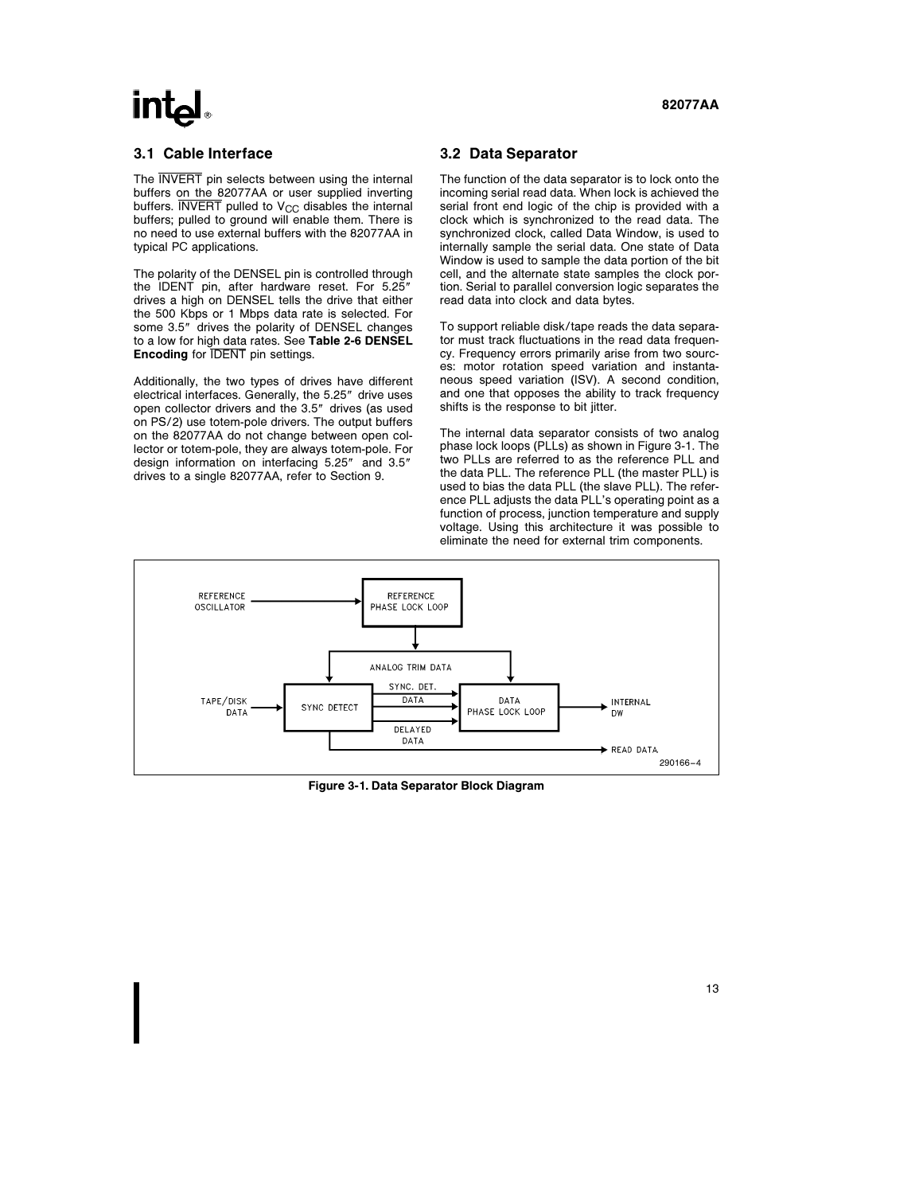## 3.1 Cable Interface

The $\overline{\text{INVERT}}$ pin selects between using the internal buffers on the 82077AA or user supplied inverting buffers. $\overline{\text{INVERT}}$ pulled to $V_{CC}$ disables the internal buffers; pulled to ground will enable them. There is no need to use external buffers with the 82077AA in typical PC applications.

The polarity of the DENSEL pin is controlled through the IDENT pin, after hardware reset. For 5.25″ drives a high on DENSEL tells the drive that either the 500 Kbps or 1 Mbps data rate is selected. For some 3.5″ drives the polarity of DENSEL changes to a low for high data rates. See **Table 2-6 DENSEL Encoding** for $\overline{\text{IDENT}}$ pin settings.

Additionally, the two types of drives have different electrical interfaces. Generally, the 5.25″ drive uses open collector drivers and the 3.5″ drives (as used on PS/2) use totem-pole drivers. The output buffers on the 82077AA do not change between open collector or totem-pole, they are always totem-pole. For design information on interfacing 5.25″ and 3.5″ drives to a single 82077AA, refer to Section 9.

## 3.2 Data Separator

The function of the data separator is to lock onto the incoming serial read data. When lock is achieved the serial front end logic of the chip is provided with a clock which is synchronized to the read data. The synchronized clock, called Data Window, is used to internally sample the serial data. One state of Data Window is used to sample the data portion of the bit cell, and the alternate state samples the clock portion. Serial to parallel conversion logic separates the read data into clock and data bytes.

To support reliable disk/tape reads the data separator must track fluctuations in the read data frequency. Frequency errors primarily arise from two sources: motor rotation speed variation and instantaneous speed variation (ISV). A second condition, and one that opposes the ability to track frequency shifts is the response to bit jitter.

The internal data separator consists of two analog phase lock loops (PLLs) as shown in Figure 3-1. The two PLLs are referred to as the reference PLL and the data PLL. The reference PLL (the master PLL) is used to bias the data PLL (the slave PLL). The reference PLL adjusts the data PLL's operating point as a function of process, junction temperature and supply voltage. Using this architecture it was possible to eliminate the need for external trim components.

REFERENCE OSCILLATOR → REFERENCE PHASE LOCK LOOP → ANALOG TRIM DATA

TAPE/DISK DATA → SYNC DETECT → SYNC. DET. DATA / DELAYED DATA → DATA PHASE LOCK LOOP → INTERNAL DW

SYNC DETECT → READ DATA

290166–4

**Figure 3-1. Data Separator Block Diagram**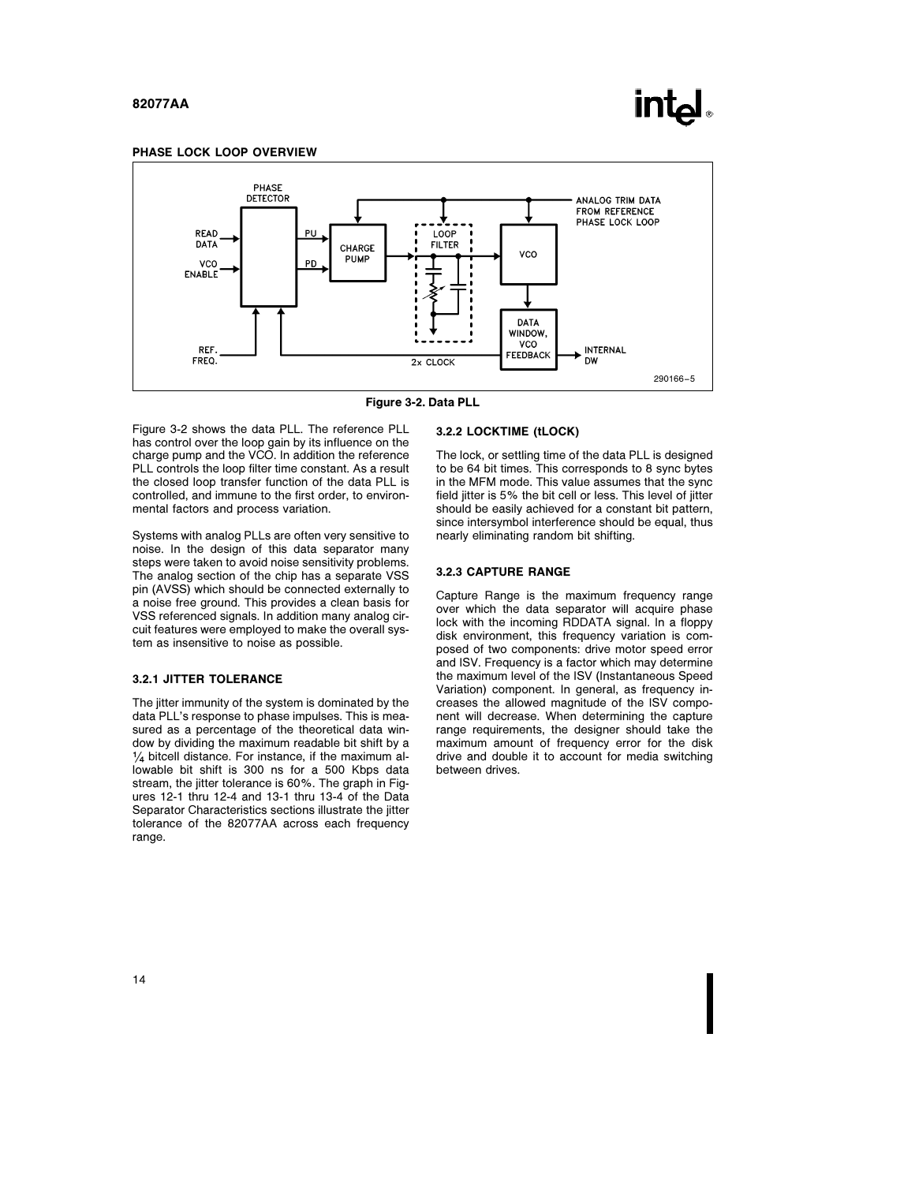## PHASE LOCK LOOP OVERVIEW

Figure 3-2. Data PLL

Figure 3-2 shows the data PLL. The reference PLL has control over the loop gain by its influence on the charge pump and the VCO. In addition the reference PLL controls the loop filter time constant. As a result the closed loop transfer function of the data PLL is controlled, and immune to the first order, to environmental factors and process variation.

Systems with analog PLLs are often very sensitive to noise. In the design of this data separator many steps were taken to avoid noise sensitivity problems. The analog section of the chip has a separate VSS pin (AVSS) which should be connected externally to a noise free ground. This provides a clean basis for VSS referenced signals. In addition many analog circuit features were employed to make the overall system as insensitive to noise as possible.

### 3.2.1 JITTER TOLERANCE

The jitter immunity of the system is dominated by the data PLL's response to phase impulses. This is measured as a percentage of the theoretical data window by dividing the maximum readable bit shift by a ¼ bitcell distance. For instance, if the maximum allowable bit shift is 300 ns for a 500 Kbps data stream, the jitter tolerance is 60%. The graph in Figures 12-1 thru 12-4 and 13-1 thru 13-4 of the Data Separator Characteristics sections illustrate the jitter tolerance of the 82077AA across each frequency range.

### 3.2.2 LOCKTIME (tLOCK)

The lock, or settling time of the data PLL is designed to be 64 bit times. This corresponds to 8 sync bytes in the MFM mode. This value assumes that the sync field jitter is 5% the bit cell or less. This level of jitter should be easily achieved for a constant bit pattern, since intersymbol interference should be equal, thus nearly eliminating random bit shifting.

### 3.2.3 CAPTURE RANGE

Capture Range is the maximum frequency range over which the data separator will acquire phase lock with the incoming RDDATA signal. In a floppy disk environment, this frequency variation is composed of two components: drive motor speed error and ISV. Frequency is a factor which may determine the maximum level of the ISV (Instantaneous Speed Variation) component. In general, as frequency increases the allowed magnitude of the ISV component will decrease. When determining the capture range requirements, the designer should take the maximum amount of frequency error for the disk drive and double it to account for media switching between drives.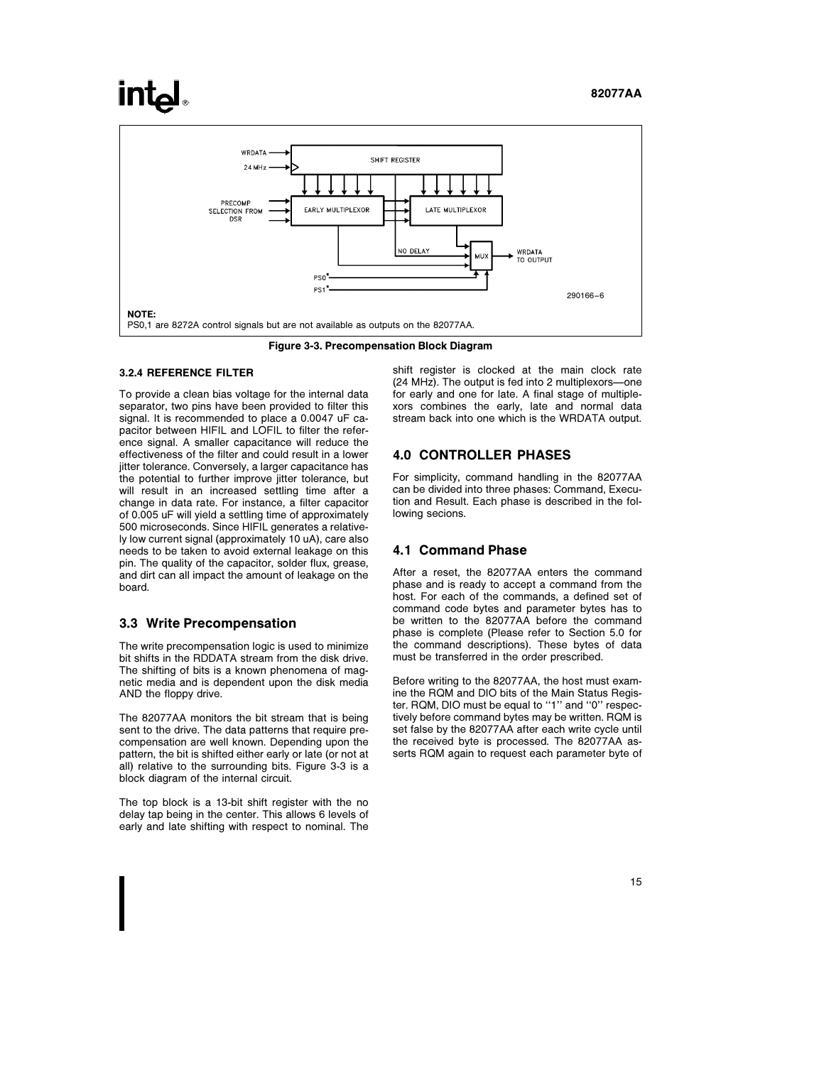NOTE:
PS0,1 are 8272A control signals but are not available as outputs on the 82077AA.

**Figure 3-3. Precompensation Block Diagram**

#### 3.2.4 REFERENCE FILTER

To provide a clean bias voltage for the internal data separator, two pins have been provided to filter this signal. It is recommended to place a 0.0047 uF capacitor between HIFIL and LOFIL to filter the reference signal. A smaller capacitance will reduce the effectiveness of the filter and could result in a lower jitter tolerance. Conversely, a larger capacitance has the potential to further improve jitter tolerance, but will result in an increased settling time after a change in data rate. For instance, a filter capacitor of 0.005 uF will yield a settling time of approximately 500 microseconds. Since HIFIL generates a relatively low current signal (approximately 10 uA), care also needs to be taken to avoid external leakage on this pin. The quality of the capacitor, solder flux, grease, and dirt can all impact the amount of leakage on the board.

### 3.3 Write Precompensation

The write precompensation logic is used to minimize bit shifts in the RDDATA stream from the disk drive. The shifting of bits is a known phenomena of magnetic media and is dependent upon the disk media AND the floppy drive.

The 82077AA monitors the bit stream that is being sent to the drive. The data patterns that require precompensation are well known. Depending upon the pattern, the bit is shifted either early or late (or not at all) relative to the surrounding bits. Figure 3-3 is a block diagram of the internal circuit.

The top block is a 13-bit shift register with the no delay tap being in the center. This allows 6 levels of early and late shifting with respect to nominal. The shift register is clocked at the main clock rate (24 MHz). The output is fed into 2 multiplexors—one for early and one for late. A final stage of multiplexors combines the early, late and normal data stream back into one which is the WRDATA output.

## 4.0 CONTROLLER PHASES

For simplicity, command handling in the 82077AA can be divided into three phases: Command, Execution and Result. Each phase is described in the following secions.

### 4.1 Command Phase

After a reset, the 82077AA enters the command phase and is ready to accept a command from the host. For each of the commands, a defined set of command code bytes and parameter bytes has to be written to the 82077AA before the command phase is complete (Please refer to Section 5.0 for the command descriptions). These bytes of data must be transferred in the order prescribed.

Before writing to the 82077AA, the host must examine the RQM and DIO bits of the Main Status Register. RQM, DIO must be equal to "1" and "0" respectively before command bytes may be written. RQM is set false by the 82077AA after each write cycle until the received byte is processed. The 82077AA asserts RQM again to request each parameter byte of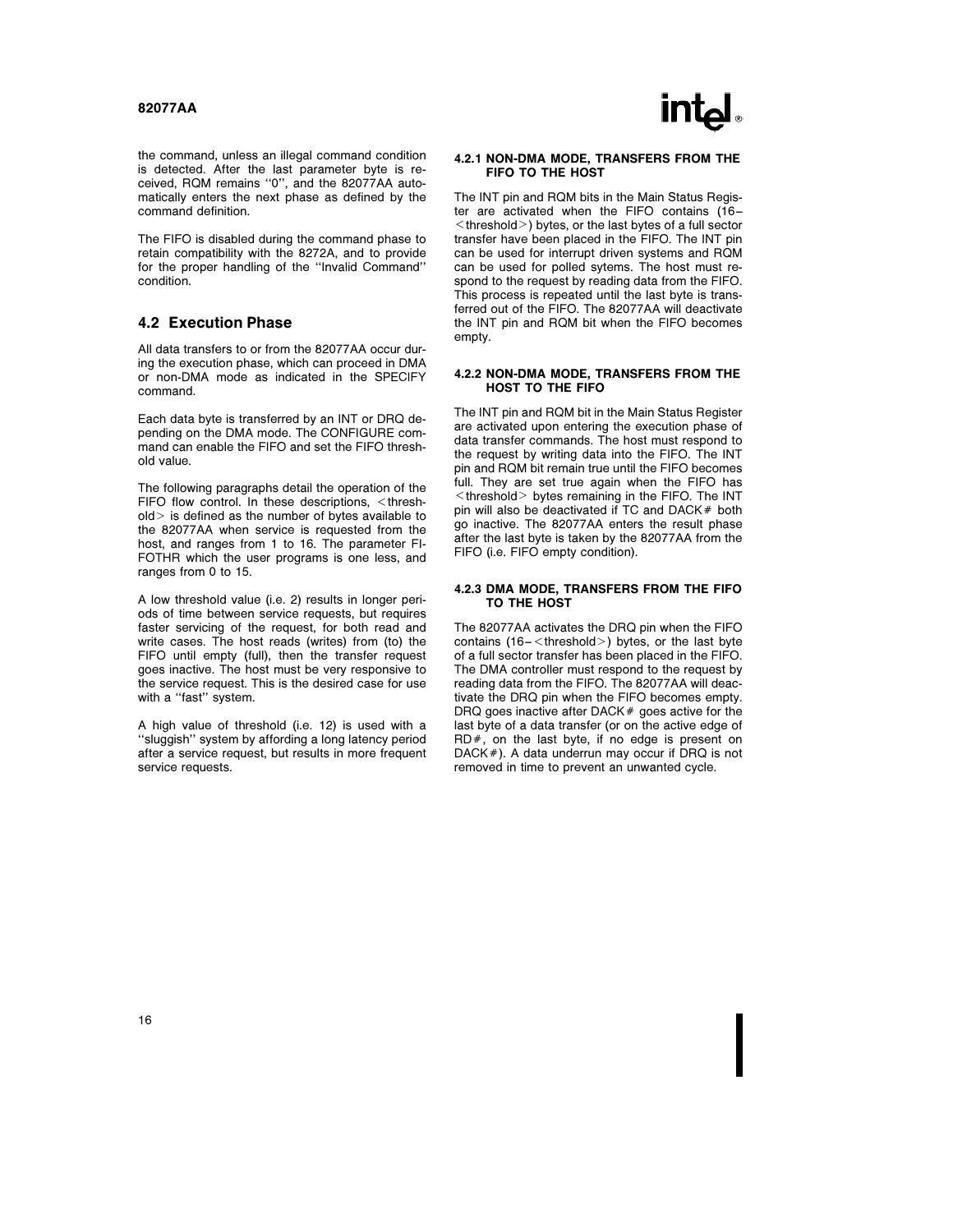the command, unless an illegal command condition is detected. After the last parameter byte is received, RQM remains ''0'', and the 82077AA automatically enters the next phase as defined by the command definition.

The FIFO is disabled during the command phase to retain compatibility with the 8272A, and to provide for the proper handling of the ''Invalid Command'' condition.

## 4.2 Execution Phase

All data transfers to or from the 82077AA occur during the execution phase, which can proceed in DMA or non-DMA mode as indicated in the SPECIFY command.

Each data byte is transferred by an INT or DRQ depending on the DMA mode. The CONFIGURE command can enable the FIFO and set the FIFO threshold value.

The following paragraphs detail the operation of the FIFO flow control. In these descriptions, <threshold> is defined as the number of bytes available to the 82077AA when service is requested from the host, and ranges from 1 to 16. The parameter FIFOTHR which the user programs is one less, and ranges from 0 to 15.

A low threshold value (i.e. 2) results in longer periods of time between service requests, but requires faster servicing of the request, for both read and write cases. The host reads (writes) from (to) the FIFO until empty (full), then the transfer request goes inactive. The host must be very responsive to the service request. This is the desired case for use with a ''fast'' system.

A high value of threshold (i.e. 12) is used with a ''sluggish'' system by affording a long latency period after a service request, but results in more frequent service requests.

### 4.2.1 NON-DMA MODE, TRANSFERS FROM THE FIFO TO THE HOST

The INT pin and RQM bits in the Main Status Register are activated when the FIFO contains (16−<threshold>) bytes, or the last bytes of a full sector transfer have been placed in the FIFO. The INT pin can be used for interrupt driven systems and RQM can be used for polled sytems. The host must respond to the request by reading data from the FIFO. This process is repeated until the last byte is transferred out of the FIFO. The 82077AA will deactivate the INT pin and RQM bit when the FIFO becomes empty.

### 4.2.2 NON-DMA MODE, TRANSFERS FROM THE HOST TO THE FIFO

The INT pin and RQM bit in the Main Status Register are activated upon entering the execution phase of data transfer commands. The host must respond to the request by writing data into the FIFO. The INT pin and RQM bit remain true until the FIFO becomes full. They are set true again when the FIFO has <threshold> bytes remaining in the FIFO. The INT pin will also be deactivated if TC and DACK# both go inactive. The 82077AA enters the result phase after the last byte is taken by the 82077AA from the FIFO (i.e. FIFO empty condition).

### 4.2.3 DMA MODE, TRANSFERS FROM THE FIFO TO THE HOST

The 82077AA activates the DRQ pin when the FIFO contains (16−<threshold>) bytes, or the last byte of a full sector transfer has been placed in the FIFO. The DMA controller must respond to the request by reading data from the FIFO. The 82077AA will deactivate the DRQ pin when the FIFO becomes empty. DRQ goes inactive after DACK# goes active for the last byte of a data transfer (or on the active edge of RD#, on the last byte, if no edge is present on DACK#). A data underrun may occur if DRQ is not removed in time to prevent an unwanted cycle.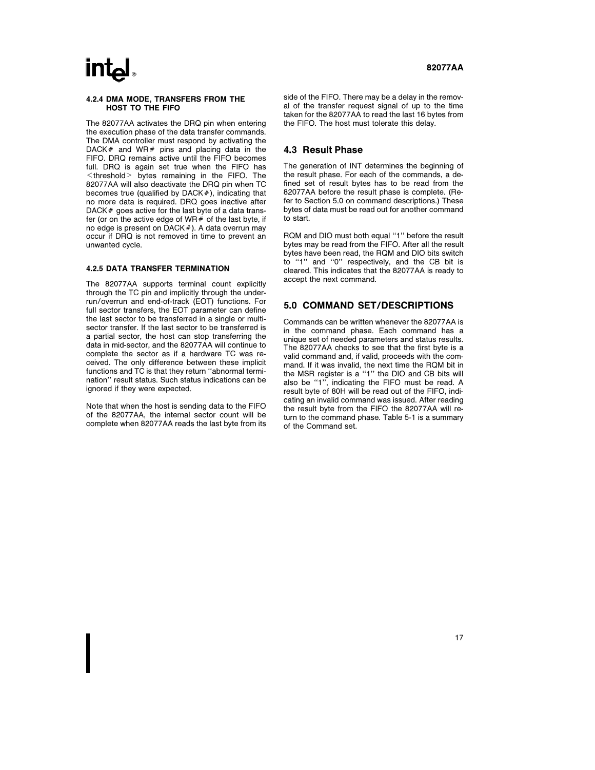#### 4.2.4 DMA MODE, TRANSFERS FROM THE HOST TO THE FIFO

The 82077AA activates the DRQ pin when entering the execution phase of the data transfer commands. The DMA controller must respond by activating the DACK# and WR# pins and placing data in the FIFO. DRQ remains active until the FIFO becomes full. DRQ is again set true when the FIFO has <threshold> bytes remaining in the FIFO. The 82077AA will also deactivate the DRQ pin when TC becomes true (qualified by DACK#), indicating that no more data is required. DRQ goes inactive after DACK# goes active for the last byte of a data transfer (or on the active edge of WR# of the last byte, if no edge is present on DACK#). A data overrun may occur if DRQ is not removed in time to prevent an unwanted cycle.

#### 4.2.5 DATA TRANSFER TERMINATION

The 82077AA supports terminal count explicitly through the TC pin and implicitly through the underrun/overrun and end-of-track (EOT) functions. For full sector transfers, the EOT parameter can define the last sector to be transferred in a single or multi-sector transfer. If the last sector to be transferred is a partial sector, the host can stop transferring the data in mid-sector, and the 82077AA will continue to complete the sector as if a hardware TC was received. The only difference between these implicit functions and TC is that they return "abnormal termination" result status. Such status indications can be ignored if they were expected.

Note that when the host is sending data to the FIFO of the 82077AA, the internal sector count will be complete when 82077AA reads the last byte from its side of the FIFO. There may be a delay in the removal of the transfer request signal of up to the time taken for the 82077AA to read the last 16 bytes from the FIFO. The host must tolerate this delay.

### 4.3 Result Phase

The generation of INT determines the beginning of the result phase. For each of the commands, a defined set of result bytes has to be read from the 82077AA before the result phase is complete. (Refer to Section 5.0 on command descriptions.) These bytes of data must be read out for another command to start.

RQM and DIO must both equal "1" before the result bytes may be read from the FIFO. After all the result bytes have been read, the RQM and DIO bits switch to "1" and "0" respectively, and the CB bit is cleared. This indicates that the 82077AA is ready to accept the next command.

## 5.0 COMMAND SET/DESCRIPTIONS

Commands can be written whenever the 82077AA is in the command phase. Each command has a unique set of needed parameters and status results. The 82077AA checks to see that the first byte is a valid command and, if valid, proceeds with the command. If it was invalid, the next time the RQM bit in the MSR register is a "1" the DIO and CB bits will also be "1", indicating the FIFO must be read. A result byte of 80H will be read out of the FIFO, indicating an invalid command was issued. After reading the result byte from the FIFO the 82077AA will return to the command phase. Table 5-1 is a summary of the Command set.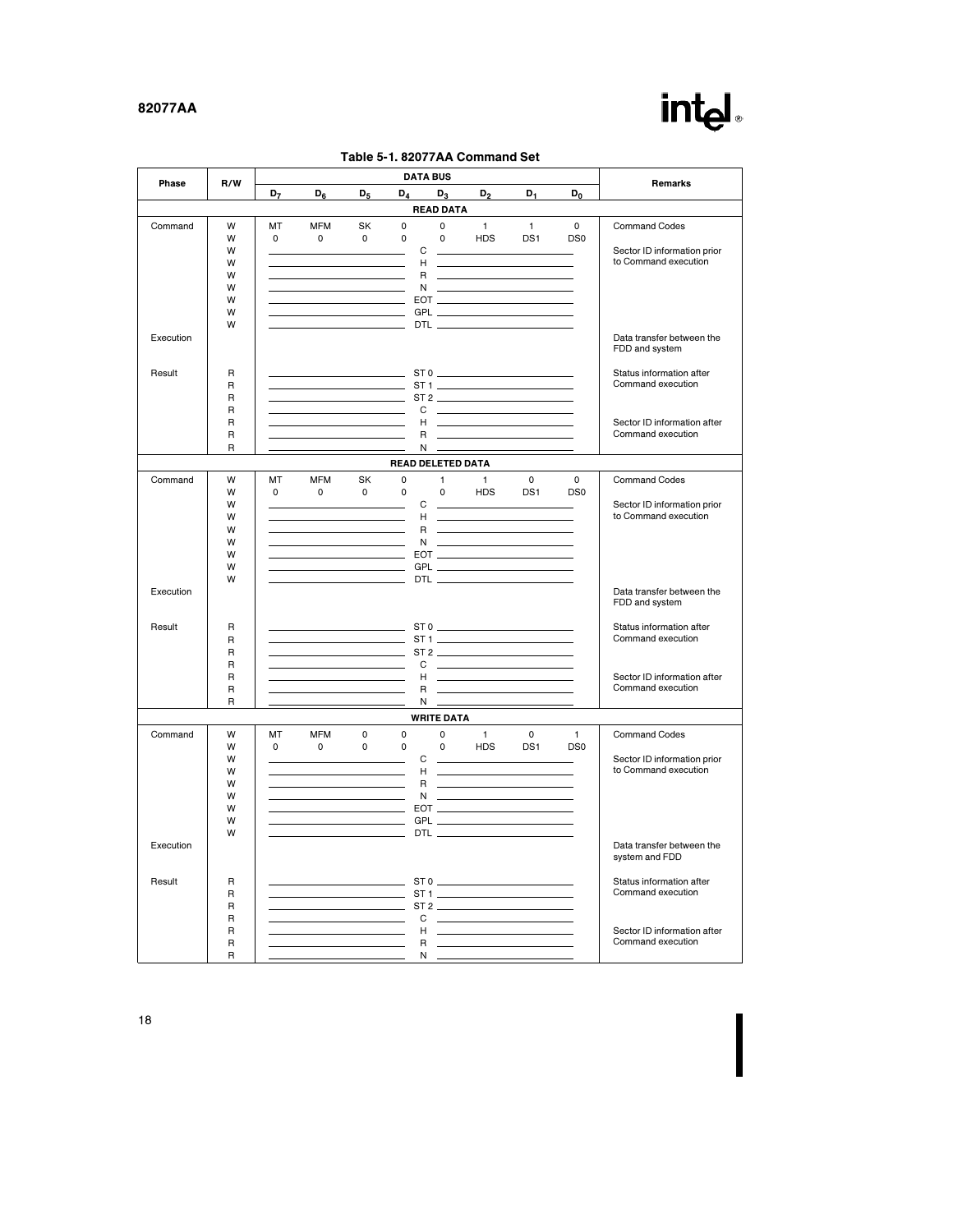**Table 5-1. 82077AA Command Set**

| Phase | R/W | $D_7$ | $D_6$ | $D_5$ | $D_4$ | $D_3$ | $D_2$ | $D_1$ | $D_0$ | Remarks |
|---|---|---|---|---|---|---|---|---|---|---|
| | | | | | | **READ DATA** | | | | |
| Command | W | MT | MFM | SK | 0 | 0 | 1 | 1 | 0 | Command Codes |
| | W | 0 | 0 | 0 | 0 | 0 | HDS | DS1 | DS0 | |
| | W | | | | | C | | | | Sector ID information prior to Command execution |
| | W | | | | | H | | | | |
| | W | | | | | R | | | | |
| | W | | | | | N | | | | |
| | W | | | | | EOT | | | | |
| | W | | | | | GPL | | | | |
| | W | | | | | DTL | | | | |
| Execution | | | | | | | | | | Data transfer between the FDD and system |
| Result | R | | | | | ST 0 | | | | Status information after Command execution |
| | R | | | | | ST 1 | | | | |
| | R | | | | | ST 2 | | | | |
| | R | | | | | C | | | | Sector ID information after Command execution |
| | R | | | | | H | | | | |
| | R | | | | | R | | | | |
| | R | | | | | N | | | | |
| | | | | | | **READ DELETED DATA** | | | | |
| Command | W | MT | MFM | SK | 0 | 1 | 1 | 0 | 0 | Command Codes |
| | W | 0 | 0 | 0 | 0 | 0 | HDS | DS1 | DS0 | |
| | W | | | | | C | | | | Sector ID information prior to Command execution |
| | W | | | | | H | | | | |
| | W | | | | | R | | | | |
| | W | | | | | N | | | | |
| | W | | | | | EOT | | | | |
| | W | | | | | GPL | | | | |
| | W | | | | | DTL | | | | |
| Execution | | | | | | | | | | Data transfer between the FDD and system |
| Result | R | | | | | ST 0 | | | | Status information after Command execution |
| | R | | | | | ST 1 | | | | |
| | R | | | | | ST 2 | | | | |
| | R | | | | | C | | | | Sector ID information after Command execution |
| | R | | | | | H | | | | |
| | R | | | | | R | | | | |
| | R | | | | | N | | | | |
| | | | | | | **WRITE DATA** | | | | |
| Command | W | MT | MFM | 0 | 0 | 0 | 1 | 0 | 1 | Command Codes |
| | W | 0 | 0 | 0 | 0 | 0 | HDS | DS1 | DS0 | |
| | W | | | | | C | | | | Sector ID information prior to Command execution |
| | W | | | | | H | | | | |
| | W | | | | | R | | | | |
| | W | | | | | N | | | | |
| | W | | | | | EOT | | | | |
| | W | | | | | GPL | | | | |
| | W | | | | | DTL | | | | |
| Execution | | | | | | | | | | Data transfer between the system and FDD |
| Result | R | | | | | ST 0 | | | | Status information after Command execution |
| | R | | | | | ST 1 | | | | |
| | R | | | | | ST 2 | | | | |
| | R | | | | | C | | | | Sector ID information after Command execution |
| | R | | | | | H | | | | |
| | R | | | | | R | | | | |
| | R | | | | | N | | | | |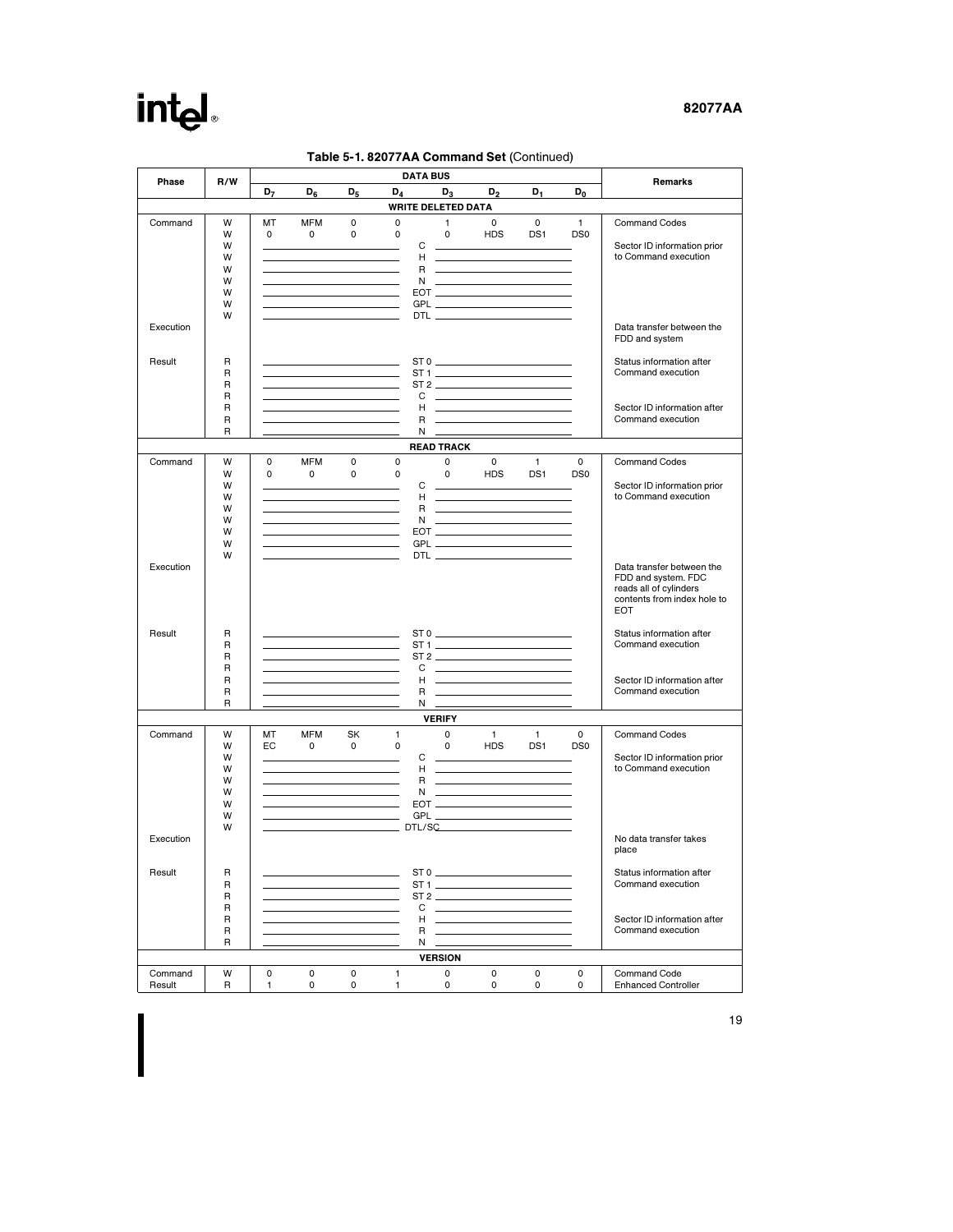**Table 5-1. 82077AA Command Set** (Continued)

| Phase | R/W | $D_7$ | $D_6$ | $D_5$ | $D_4$ | $D_3$ | $D_2$ | $D_1$ | $D_0$ | Remarks |
|---|---|---|---|---|---|---|---|---|---|---|
| | | | | | **WRITE DELETED DATA** | | | | | |
| Command | W | MT | MFM | 0 | 0 | 1 | 0 | 0 | 1 | Command Codes |
| | W | 0 | 0 | 0 | 0 | 0 | HDS | DS1 | DS0 | |
| | W | | | | C | | | | | Sector ID information prior to Command execution |
| | W | | | | H | | | | | |
| | W | | | | R | | | | | |
| | W | | | | N | | | | | |
| | W | | | | EOT | | | | | |
| | W | | | | GPL | | | | | |
| | W | | | | DTL | | | | | |
| Execution | | | | | | | | | | Data transfer between the FDD and system |
| Result | R | | | | ST 0 | | | | | Status information after Command execution |
| | R | | | | ST 1 | | | | | |
| | R | | | | ST 2 | | | | | |
| | R | | | | C | | | | | Sector ID information after Command execution |
| | R | | | | H | | | | | |
| | R | | | | R | | | | | |
| | R | | | | N | | | | | |
| | | | | | **READ TRACK** | | | | | |
| Command | W | 0 | MFM | 0 | 0 | 0 | 0 | 1 | 0 | Command Codes |
| | W | 0 | 0 | 0 | 0 | 0 | HDS | DS1 | DS0 | |
| | W | | | | C | | | | | Sector ID information prior to Command execution |
| | W | | | | H | | | | | |
| | W | | | | R | | | | | |
| | W | | | | N | | | | | |
| | W | | | | EOT | | | | | |
| | W | | | | GPL | | | | | |
| | W | | | | DTL | | | | | |
| Execution | | | | | | | | | | Data transfer between the FDD and system. FDC reads all of cylinders contents from index hole to EOT |
| Result | R | | | | ST 0 | | | | | Status information after Command execution |
| | R | | | | ST 1 | | | | | |
| | R | | | | ST 2 | | | | | |
| | R | | | | C | | | | | Sector ID information after Command execution |
| | R | | | | H | | | | | |
| | R | | | | R | | | | | |
| | R | | | | N | | | | | |
| | | | | | **VERIFY** | | | | | |
| Command | W | MT | MFM | SK | 1 | 0 | 1 | 1 | 0 | Command Codes |
| | W | EC | 0 | 0 | 0 | 0 | HDS | DS1 | DS0 | |
| | W | | | | C | | | | | Sector ID information prior to Command execution |
| | W | | | | H | | | | | |
| | W | | | | R | | | | | |
| | W | | | | N | | | | | |
| | W | | | | EOT | | | | | |
| | W | | | | GPL | | | | | |
| | W | | | | DTL/SC | | | | | |
| Execution | | | | | | | | | | No data transfer takes place |
| Result | R | | | | ST 0 | | | | | Status information after Command execution |
| | R | | | | ST 1 | | | | | |
| | R | | | | ST 2 | | | | | |
| | R | | | | C | | | | | Sector ID information after Command execution |
| | R | | | | H | | | | | |
| | R | | | | R | | | | | |
| | R | | | | N | | | | | |
| | | | | | **VERSION** | | | | | |
| Command | W | 0 | 0 | 0 | 1 | 0 | 0 | 0 | 0 | Command Code |
| Result | R | 1 | 0 | 0 | 1 | 0 | 0 | 0 | 0 | Enhanced Controller |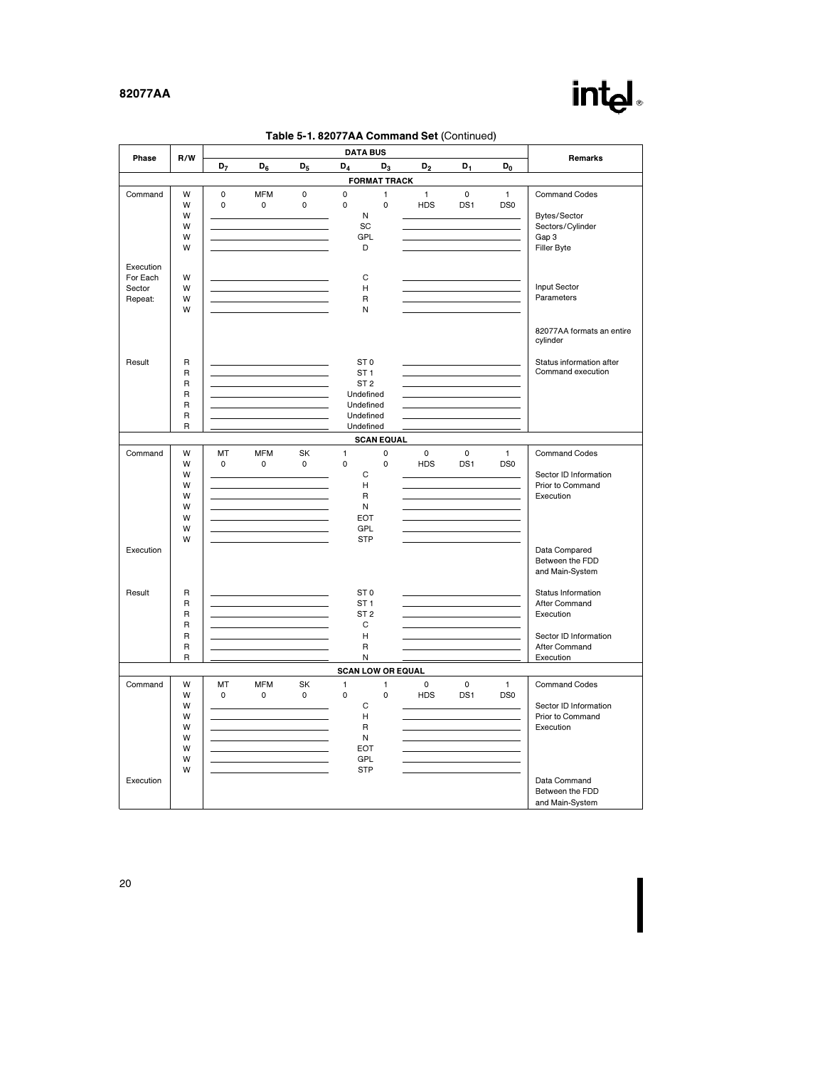**Table 5-1. 82077AA Command Set** (Continued)

| Phase | R/W | $D_7$ | $D_6$ | $D_5$ | $D_4$ | $D_3$ | $D_2$ | $D_1$ | $D_0$ | Remarks |
|---|---|---|---|---|---|---|---|---|---|---|
| | | | | | **FORMAT TRACK** | | | | | |
| Command | W | 0 | MFM | 0 | 0 | 1 | 1 | 0 | 1 | Command Codes |
| | W | 0 | 0 | 0 | 0 | 0 | HDS | DS1 | DS0 | |
| | W | | | | N | | | | | Bytes/Sector |
| | W | | | | SC | | | | | Sectors/Cylinder |
| | W | | | | GPL | | | | | Gap 3 |
| | W | | | | D | | | | | Filler Byte |
| Execution For Each Sector Repeat: | W | | | | C | | | | | Input Sector Parameters |
| | W | | | | H | | | | | |
| | W | | | | R | | | | | |
| | W | | | | N | | | | | |
| | | | | | | | | | | 82077AA formats an entire cylinder |
| Result | R | | | | ST 0 | | | | | Status information after Command execution |
| | R | | | | ST 1 | | | | | |
| | R | | | | ST 2 | | | | | |
| | R | | | | Undefined | | | | | |
| | R | | | | Undefined | | | | | |
| | R | | | | Undefined | | | | | |
| | R | | | | Undefined | | | | | |
| | | | | | **SCAN EQUAL** | | | | | |
| Command | W | MT | MFM | SK | 1 | 0 | 0 | 0 | 1 | Command Codes |
| | W | 0 | 0 | 0 | 0 | 0 | HDS | DS1 | DS0 | |
| | W | | | | C | | | | | Sector ID Information Prior to Command Execution |
| | W | | | | H | | | | | |
| | W | | | | R | | | | | |
| | W | | | | N | | | | | |
| | W | | | | EOT | | | | | |
| | W | | | | GPL | | | | | |
| | W | | | | STP | | | | | |
| Execution | | | | | | | | | | Data Compared Between the FDD and Main-System |
| Result | R | | | | ST 0 | | | | | Status Information After Command Execution |
| | R | | | | ST 1 | | | | | |
| | R | | | | ST 2 | | | | | |
| | R | | | | C | | | | | Sector ID Information After Command Execution |
| | R | | | | H | | | | | |
| | R | | | | R | | | | | |
| | R | | | | N | | | | | |
| | | | | | **SCAN LOW OR EQUAL** | | | | | |
| Command | W | MT | MFM | SK | 1 | 1 | 0 | 0 | 1 | Command Codes |
| | W | 0 | 0 | 0 | 0 | 0 | HDS | DS1 | DS0 | |
| | W | | | | C | | | | | Sector ID Information Prior to Command Execution |
| | W | | | | H | | | | | |
| | W | | | | R | | | | | |
| | W | | | | N | | | | | |
| | W | | | | EOT | | | | | |
| | W | | | | GPL | | | | | |
| | W | | | | STP | | | | | |
| Execution | | | | | | | | | | Data Command Between the FDD and Main-System |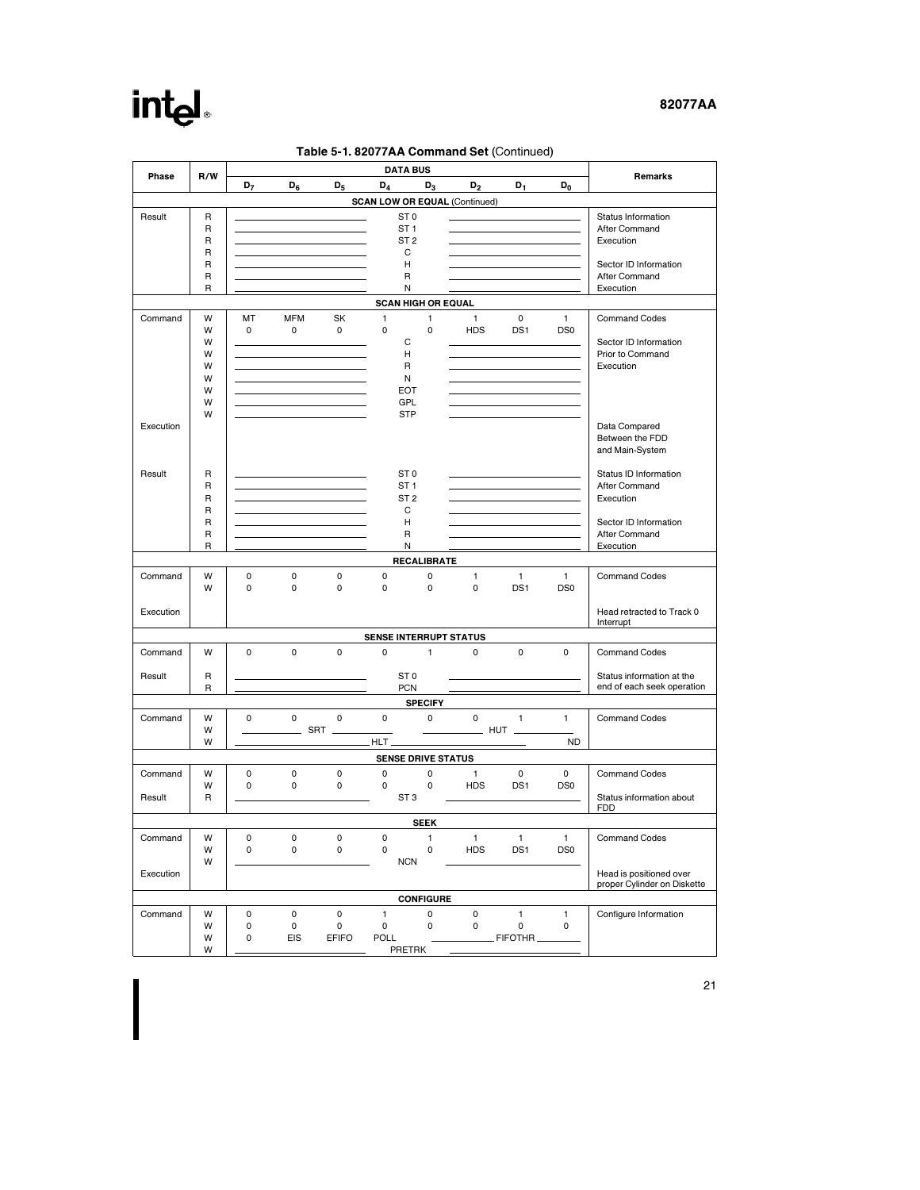**Table 5-1. 82077AA Command Set** (Continued)

| Phase | R/W | $D_7$ | $D_6$ | $D_5$ | $D_4$ | $D_3$ | $D_2$ | $D_1$ | $D_0$ | Remarks |
|---|---|---|---|---|---|---|---|---|---|---|
| **SCAN LOW OR EQUAL (Continued)** | | | | | | | | | | |
| Result | R | | | | ST 0 | | | | | Status Information |
| | R | | | | ST 1 | | | | | After Command |
| | R | | | | ST 2 | | | | | Execution |
| | R | | | | C | | | | | |
| | R | | | | H | | | | | Sector ID Information |
| | R | | | | R | | | | | After Command |
| | R | | | | N | | | | | Execution |
| **SCAN HIGH OR EQUAL** | | | | | | | | | | |
| Command | W | MT | MFM | SK | 1 | 1 | 1 | 0 | 1 | Command Codes |
| | W | 0 | 0 | 0 | 0 | 0 | HDS | DS1 | DS0 | |
| | W | | | | C | | | | | Sector ID Information |
| | W | | | | H | | | | | Prior to Command |
| | W | | | | R | | | | | Execution |
| | W | | | | N | | | | | |
| | W | | | | EOT | | | | | |
| | W | | | | GPL | | | | | |
| | W | | | | STP | | | | | |
| Execution | | | | | | | | | | Data Compared Between the FDD and Main-System |
| Result | R | | | | ST 0 | | | | | Status ID Information |
| | R | | | | ST 1 | | | | | After Command |
| | R | | | | ST 2 | | | | | Execution |
| | R | | | | C | | | | | |
| | R | | | | H | | | | | Sector ID Information |
| | R | | | | R | | | | | After Command |
| | R | | | | N | | | | | Execution |
| **RECALIBRATE** | | | | | | | | | | |
| Command | W | 0 | 0 | 0 | 0 | 0 | 1 | 1 | 1 | Command Codes |
| | W | 0 | 0 | 0 | 0 | 0 | 0 | DS1 | DS0 | |
| Execution | | | | | | | | | | Head retracted to Track 0 Interrupt |
| **SENSE INTERRUPT STATUS** | | | | | | | | | | |
| Command | W | 0 | 0 | 0 | 0 | 1 | 0 | 0 | 0 | Command Codes |
| Result | R | | | | ST 0 | | | | | Status information at the |
| | R | | | | PCN | | | | | end of each seek operation |
| **SPECIFY** | | | | | | | | | | |
| Command | W | 0 | 0 | 0 | 0 | 0 | 0 | 1 | 1 | Command Codes |
| | W | SRT | | | | HUT | | | | |
| | W | HLT | | | | | | | ND | |
| **SENSE DRIVE STATUS** | | | | | | | | | | |
| Command | W | 0 | 0 | 0 | 0 | 0 | 1 | 0 | 0 | Command Codes |
| | W | 0 | 0 | 0 | 0 | 0 | HDS | DS1 | DS0 | |
| Result | R | | | | ST 3 | | | | | Status information about FDD |
| **SEEK** | | | | | | | | | | |
| Command | W | 0 | 0 | 0 | 0 | 1 | 1 | 1 | 1 | Command Codes |
| | W | 0 | 0 | 0 | 0 | 0 | HDS | DS1 | DS0 | |
| | W | | | | NCN | | | | | |
| Execution | | | | | | | | | | Head is positioned over proper Cylinder on Diskette |
| **CONFIGURE** | | | | | | | | | | |
| Command | W | 0 | 0 | 0 | 1 | 0 | 0 | 1 | 1 | Configure Information |
| | W | 0 | 0 | 0 | 0 | 0 | 0 | 0 | 0 | |
| | W | 0 | EIS | EFIFO | POLL | FIFOTHR | | | | |
| | W | | | | PRETRK | | | | | |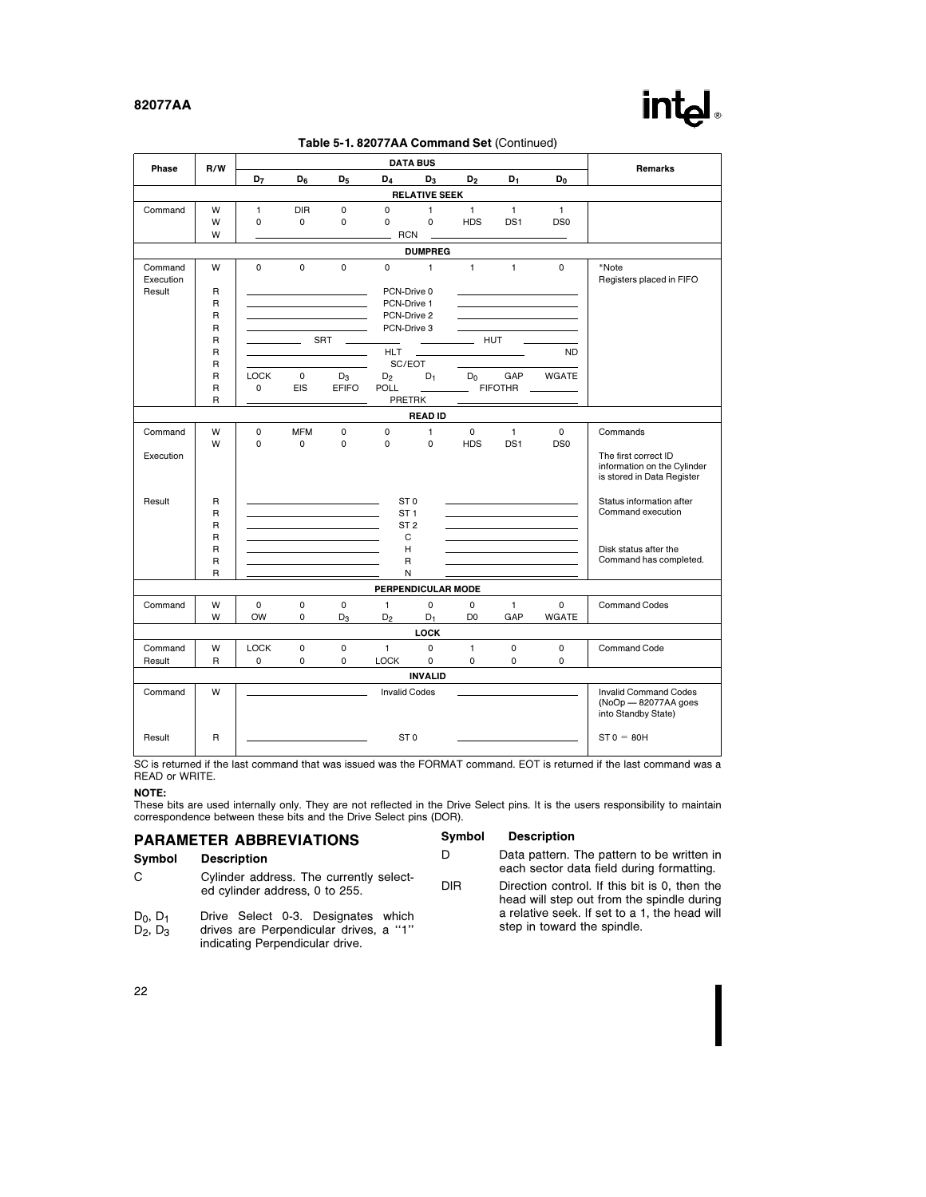**Table 5-1. 82077AA Command Set** (Continued)

| Phase | R/W | DATA BUS | | | | | | | | Remarks |
|---|---|---|---|---|---|---|---|---|---|---|
| | | $D_7$ | $D_6$ | $D_5$ | $D_4$ | $D_3$ | $D_2$ | $D_1$ | $D_0$ | |
| **RELATIVE SEEK** | | | | | | | | | | |
| Command | W | 1 | DIR | 0 | 0 | 1 | 1 | 1 | 1 | |
| | W | 0 | 0 | 0 | 0 | 0 | HDS | DS1 | DS0 | |
| | W | RCN | | | | | | | | |
| **DUMPREG** | | | | | | | | | | |
| Command | W | 0 | 0 | 0 | 0 | 1 | 1 | 1 | 0 | *Note |
| Execution | | | | | | | | | | Registers placed in FIFO |
| Result | R | PCN-Drive 0 | | | | | | | | |
| | R | PCN-Drive 1 | | | | | | | | |
| | R | PCN-Drive 2 | | | | | | | | |
| | R | PCN-Drive 3 | | | | | | | | |
| | R | SRT | | | | HUT | | | | |
| | R | HLT | | | | | | | ND | |
| | R | SC/EOT | | | | | | | | |
| | R | LOCK | 0 | $D_3$ | $D_2$ | $D_1$ | $D_0$ | GAP | WGATE | |
| | R | 0 | EIS | EFIFO | POLL | FIFOTHR | | | | |
| | R | PRETRK | | | | | | | | |
| **READ ID** | | | | | | | | | | |
| Command | W | 0 | MFM | 0 | 0 | 1 | 0 | 1 | 0 | Commands |
| | W | 0 | 0 | 0 | 0 | 0 | HDS | DS1 | DS0 | |
| Execution | | | | | | | | | | The first correct ID information on the Cylinder is stored in Data Register |
| Result | R | ST 0 | | | | | | | | Status information after Command execution |
| | R | ST 1 | | | | | | | | |
| | R | ST 2 | | | | | | | | |
| | R | C | | | | | | | | |
| | R | H | | | | | | | | Disk status after the Command has completed. |
| | R | R | | | | | | | | |
| | R | N | | | | | | | | |
| **PERPENDICULAR MODE** | | | | | | | | | | |
| Command | W | 0 | 0 | 0 | 1 | 0 | 0 | 1 | 0 | Command Codes |
| | W | OW | 0 | $D_3$ | $D_2$ | $D_1$ | D0 | GAP | WGATE | |
| **LOCK** | | | | | | | | | | |
| Command | W | LOCK | 0 | 0 | 1 | 0 | 1 | 0 | 0 | Command Code |
| Result | R | 0 | 0 | 0 | LOCK | 0 | 0 | 0 | 0 | |
| **INVALID** | | | | | | | | | | |
| Command | W | Invalid Codes | | | | | | | | Invalid Command Codes (NoOp — 82077AA goes into Standby State) |
| Result | R | ST 0 | | | | | | | | ST 0 = 80H |

SC is returned if the last command that was issued was the FORMAT command. EOT is returned if the last command was a READ or WRITE.

**NOTE:**
These bits are used internally only. They are not reflected in the Drive Select pins. It is the users responsibility to maintain correspondence between these bits and the Drive Select pins (DOR).

## PARAMETER ABBREVIATIONS

| Symbol | Description |
|---|---|
| C | Cylinder address. The currently selected cylinder address, 0 to 255. |
| $D_0$, $D_1$, $D_2$, $D_3$ | Drive Select 0-3. Designates which drives are Perpendicular drives, a "1" indicating Perpendicular drive. |
| D | Data pattern. The pattern to be written in each sector data field during formatting. |
| DIR | Direction control. If this bit is 0, then the head will step out from the spindle during a relative seek. If set to a 1, the head will step in toward the spindle. |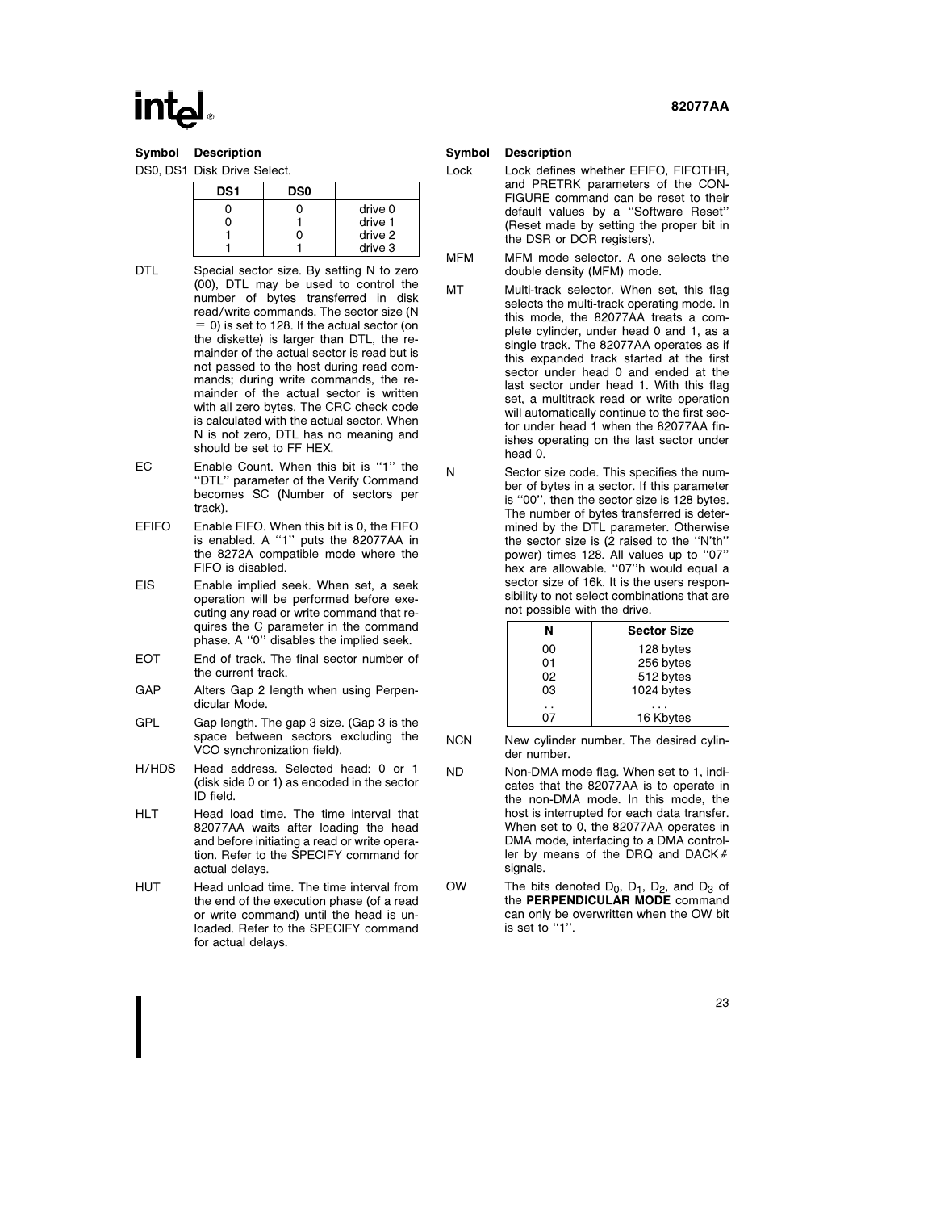| Symbol | Description |
|---|---|
| DS0, DS1 | Disk Drive Select. |

| DS1 | DS0 | |
|---|---|---|
| 0 | 0 | drive 0 |
| 0 | 1 | drive 1 |
| 1 | 0 | drive 2 |
| 1 | 1 | drive 3 |

**DTL** Special sector size. By setting N to zero (00), DTL may be used to control the number of bytes transferred in disk read/write commands. The sector size (N = 0) is set to 128. If the actual sector (on the diskette) is larger than DTL, the remainder of the actual sector is read but is not passed to the host during read commands; during write commands, the remainder of the actual sector is written with all zero bytes. The CRC check code is calculated with the actual sector. When N is not zero, DTL has no meaning and should be set to FF HEX.

**EC** Enable Count. When this bit is "1" the "DTL" parameter of the Verify Command becomes SC (Number of sectors per track).

**EFIFO** Enable FIFO. When this bit is 0, the FIFO is enabled. A "1" puts the 82077AA in the 8272A compatible mode where the FIFO is disabled.

**EIS** Enable implied seek. When set, a seek operation will be performed before executing any read or write command that requires the C parameter in the command phase. A "0" disables the implied seek.

**EOT** End of track. The final sector number of the current track.

**GAP** Alters Gap 2 length when using Perpendicular Mode.

**GPL** Gap length. The gap 3 size. (Gap 3 is the space between sectors excluding the VCO synchronization field).

**H/HDS** Head address. Selected head: 0 or 1 (disk side 0 or 1) as encoded in the sector ID field.

**HLT** Head load time. The time interval that 82077AA waits after loading the head and before initiating a read or write operation. Refer to the SPECIFY command for actual delays.

**HUT** Head unload time. The time interval from the end of the execution phase (of a read or write command) until the head is unloaded. Refer to the SPECIFY command for actual delays.

**Lock** Lock defines whether EFIFO, FIFOTHR, and PRETRK parameters of the CONFIGURE command can be reset to their default values by a "Software Reset" (Reset made by setting the proper bit in the DSR or DOR registers).

**MFM** MFM mode selector. A one selects the double density (MFM) mode.

**MT** Multi-track selector. When set, this flag selects the multi-track operating mode. In this mode, the 82077AA treats a complete cylinder, under head 0 and 1, as a single track. The 82077AA operates as if this expanded track started at the first sector under head 0 and ended at the last sector under head 1. With this flag set, a multitrack read or write operation will automatically continue to the first sector under head 1 when the 82077AA finishes operating on the last sector under head 0.

**N** Sector size code. This specifies the number of bytes in a sector. If this parameter is "00", then the sector size is 128 bytes. The number of bytes transferred is determined by the DTL parameter. Otherwise the sector size is (2 raised to the "N'th" power) times 128. All values up to "07" hex are allowable. "07"h would equal a sector size of 16k. It is the users responsibility to not select combinations that are not possible with the drive.

| N | Sector Size |
|---|---|
| 00 | 128 bytes |
| 01 | 256 bytes |
| 02 | 512 bytes |
| 03 | 1024 bytes |
| .. | ... |
| 07 | 16 Kbytes |

**NCN** New cylinder number. The desired cylinder number.

**ND** Non-DMA mode flag. When set to 1, indicates that the 82077AA is to operate in the non-DMA mode. In this mode, the host is interrupted for each data transfer. When set to 0, the 82077AA operates in DMA mode, interfacing to a DMA controller by means of the DRQ and DACK# signals.

**OW** The bits denoted $D_0$, $D_1$, $D_2$, and $D_3$ of the **PERPENDICULAR MODE** command can only be overwritten when the OW bit is set to "1".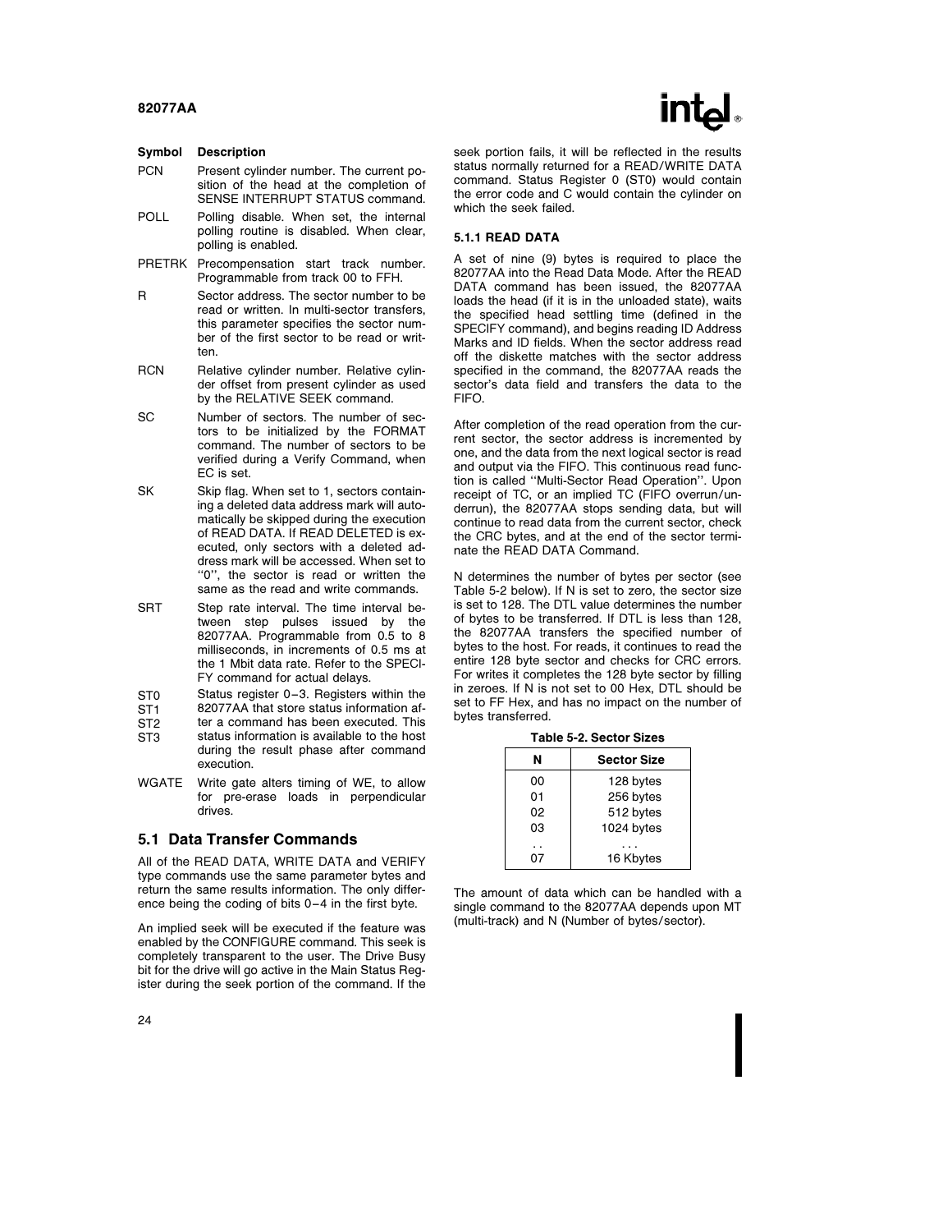| Symbol | Description |
|---|---|
| PCN | Present cylinder number. The current position of the head at the completion of SENSE INTERRUPT STATUS command. |
| POLL | Polling disable. When set, the internal polling routine is disabled. When clear, polling is enabled. |
| PRETRK | Precompensation start track number. Programmable from track 00 to FFH. |
| R | Sector address. The sector number to be read or written. In multi-sector transfers, this parameter specifies the sector number of the first sector to be read or written. |
| RCN | Relative cylinder number. Relative cylinder offset from present cylinder as used by the RELATIVE SEEK command. |
| SC | Number of sectors. The number of sectors to be initialized by the FORMAT command. The number of sectors to be verified during a Verify Command, when EC is set. |
| SK | Skip flag. When set to 1, sectors containing a deleted data address mark will automatically be skipped during the execution of READ DATA. If READ DELETED is executed, only sectors with a deleted address mark will be accessed. When set to "0", the sector is read or written the same as the read and write commands. |
| SRT | Step rate interval. The time interval between step pulses issued by the 82077AA. Programmable from 0.5 to 8 milliseconds, in increments of 0.5 ms at the 1 Mbit data rate. Refer to the SPECIFY command for actual delays. |
| ST0<br>ST1<br>ST2<br>ST3 | Status register 0–3. Registers within the 82077AA that store status information after a command has been executed. This status information is available to the host during the result phase after command execution. |
| WGATE | Write gate alters timing of WE, to allow for pre-erase loads in perpendicular drives. |

## 5.1 Data Transfer Commands

All of the READ DATA, WRITE DATA and VERIFY type commands use the same parameter bytes and return the same results information. The only difference being the coding of bits 0–4 in the first byte.

An implied seek will be executed if the feature was enabled by the CONFIGURE command. This seek is completely transparent to the user. The Drive Busy bit for the drive will go active in the Main Status Register during the seek portion of the command. If the seek portion fails, it will be reflected in the results status normally returned for a READ/WRITE DATA command. Status Register 0 (ST0) would contain the error code and C would contain the cylinder on which the seek failed.

### 5.1.1 READ DATA

A set of nine (9) bytes is required to place the 82077AA into the Read Data Mode. After the READ DATA command has been issued, the 82077AA loads the head (if it is in the unloaded state), waits the specified head settling time (defined in the SPECIFY command), and begins reading ID Address Marks and ID fields. When the sector address read off the diskette matches with the sector address specified in the command, the 82077AA reads the sector's data field and transfers the data to the FIFO.

After completion of the read operation from the current sector, the sector address is incremented by one, and the data from the next logical sector is read and output via the FIFO. This continuous read function is called "Multi-Sector Read Operation". Upon receipt of TC, or an implied TC (FIFO overrun/underrun), the 82077AA stops sending data, but will continue to read data from the current sector, check the CRC bytes, and at the end of the sector terminate the READ DATA Command.

N determines the number of bytes per sector (see Table 5-2 below). If N is set to zero, the sector size is set to 128. The DTL value determines the number of bytes to be transferred. If DTL is less than 128, the 82077AA transfers the specified number of bytes to the host. For reads, it continues to read the entire 128 byte sector and checks for CRC errors. For writes it completes the 128 byte sector by filling in zeroes. If N is not set to 00 Hex, DTL should be set to FF Hex, and has no impact on the number of bytes transferred.

**Table 5-2. Sector Sizes**

| N | Sector Size |
|---|---|
| 00 | 128 bytes |
| 01 | 256 bytes |
| 02 | 512 bytes |
| 03 | 1024 bytes |
| .. | ... |
| 07 | 16 Kbytes |

The amount of data which can be handled with a single command to the 82077AA depends upon MT (multi-track) and N (Number of bytes/sector).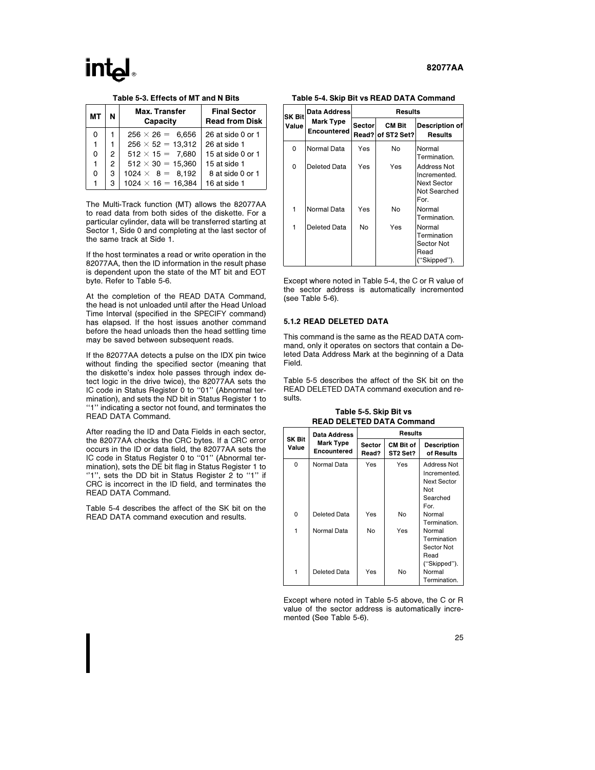**Table 5-3. Effects of MT and N Bits**

| MT | N | Max. Transfer Capacity | Final Sector Read from Disk |
|---|---|---|---|
| 0 | 1 | 256 × 26 = 6,656 | 26 at side 0 or 1 |
| 1 | 1 | 256 × 52 = 13,312 | 26 at side 1 |
| 0 | 2 | 512 × 15 = 7,680 | 15 at side 0 or 1 |
| 1 | 2 | 512 × 30 = 15,360 | 15 at side 1 |
| 0 | 3 | 1024 × 8 = 8,192 | 8 at side 0 or 1 |
| 1 | 3 | 1024 × 16 = 16,384 | 16 at side 1 |

The Multi-Track function (MT) allows the 82077AA to read data from both sides of the diskette. For a particular cylinder, data will be transferred starting at Sector 1, Side 0 and completing at the last sector of the same track at Side 1.

If the host terminates a read or write operation in the 82077AA, then the ID information in the result phase is dependent upon the state of the MT bit and EOT byte. Refer to Table 5-6.

At the completion of the READ DATA Command, the head is not unloaded until after the Head Unload Time Interval (specified in the SPECIFY command) has elapsed. If the host issues another command before the head unloads then the head settling time may be saved between subsequent reads.

If the 82077AA detects a pulse on the IDX pin twice without finding the specified sector (meaning that the diskette's index hole passes through index detect logic in the drive twice), the 82077AA sets the IC code in Status Register 0 to "01" (Abnormal termination), and sets the ND bit in Status Register 1 to "1" indicating a sector not found, and terminates the READ DATA Command.

After reading the ID and Data Fields in each sector, the 82077AA checks the CRC bytes. If a CRC error occurs in the ID or data field, the 82077AA sets the IC code in Status Register 0 to "01" (Abnormal termination), sets the DE bit flag in Status Register 1 to "1", sets the DD bit in Status Register 2 to "1" if CRC is incorrect in the ID field, and terminates the READ DATA Command.

Table 5-4 describes the affect of the SK bit on the READ DATA command execution and results.

**Table 5-4. Skip Bit vs READ DATA Command**

| SK Bit Value | Data Address Mark Type Encountered | Results | | |
|---|---|---|---|---|
| | | Sector Read? | CM Bit of ST2 Set? | Description of Results |
| 0 | Normal Data | Yes | No | Normal Termination. |
| 0 | Deleted Data | Yes | Yes | Address Not Incremented. Next Sector Not Searched For. |
| 1 | Normal Data | Yes | No | Normal Termination. |
| 1 | Deleted Data | No | Yes | Normal Termination Sector Not Read ("Skipped"). |

Except where noted in Table 5-4, the C or R value of the sector address is automatically incremented (see Table 5-6).

### 5.1.2 READ DELETED DATA

This command is the same as the READ DATA command, only it operates on sectors that contain a Deleted Data Address Mark at the beginning of a Data Field.

Table 5-5 describes the affect of the SK bit on the READ DELETED DATA command execution and results.

**Table 5-5. Skip Bit vs READ DELETED DATA Command**

| SK Bit Value | Data Address Mark Type Encountered | Results | | |
|---|---|---|---|---|
| | | Sector Read? | CM Bit of ST2 Set? | Description of Results |
| 0 | Normal Data | Yes | Yes | Address Not Incremented. Next Sector Not Searched For. |
| 0 | Deleted Data | Yes | No | Normal Termination. |
| 1 | Normal Data | No | Yes | Normal Termination Sector Not Read ("Skipped"). |
| 1 | Deleted Data | Yes | No | Normal Termination. |

Except where noted in Table 5-5 above, the C or R value of the sector address is automatically incremented (See Table 5-6).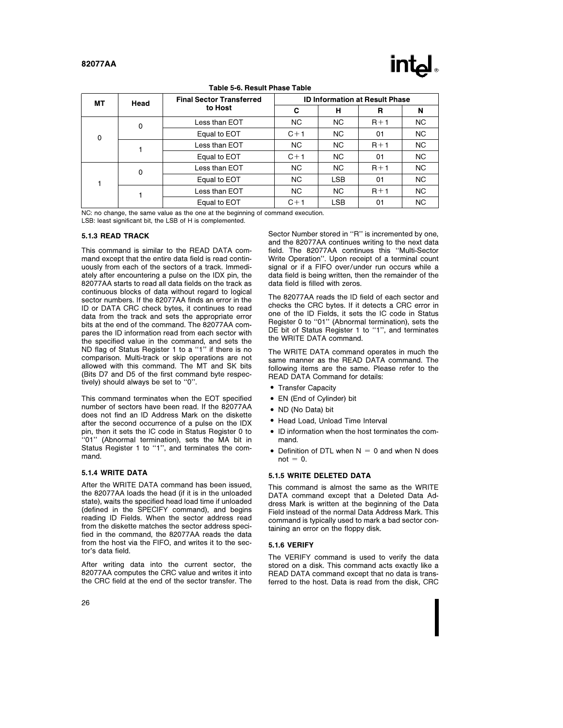**Table 5-6. Result Phase Table**

| MT | Head | Final Sector Transferred to Host | ID Information at Result Phase | | | |
|---|---|---|---|---|---|---|
| | | | C | H | R | N |
| 0 | 0 | Less than EOT | NC | NC | R+1 | NC |
| | | Equal to EOT | C+1 | NC | 01 | NC |
| | 1 | Less than EOT | NC | NC | R+1 | NC |
| | | Equal to EOT | C+1 | NC | 01 | NC |
| 1 | 0 | Less than EOT | NC | NC | R+1 | NC |
| | | Equal to EOT | NC | LSB | 01 | NC |
| | 1 | Less than EOT | NC | NC | R+1 | NC |
| | | Equal to EOT | C+1 | LSB | 01 | NC |

NC: no change, the same value as the one at the beginning of command execution.
LSB: least significant bit, the LSB of H is complemented.

### 5.1.3 READ TRACK

This command is similar to the READ DATA command except that the entire data field is read continuously from each of the sectors of a track. Immediately after encountering a pulse on the IDX pin, the 82077AA starts to read all data fields on the track as continuous blocks of data without regard to logical sector numbers. If the 82077AA finds an error in the ID or DATA CRC check bytes, it continues to read data from the track and sets the appropriate error bits at the end of the command. The 82077AA compares the ID information read from each sector with the specified value in the command, and sets the ND flag of Status Register 1 to a "1" if there is no comparison. Multi-track or skip operations are not allowed with this command. The MT and SK bits (Bits D7 and D5 of the first command byte respectively) should always be set to "0".

This command terminates when the EOT specified number of sectors have been read. If the 82077AA does not find an ID Address Mark on the diskette after the second occurrence of a pulse on the IDX pin, then it sets the IC code in Status Register 0 to "01" (Abnormal termination), sets the MA bit in Status Register 1 to "1", and terminates the command.

### 5.1.4 WRITE DATA

After the WRITE DATA command has been issued, the 82077AA loads the head (if it is in the unloaded state), waits the specified head load time if unloaded (defined in the SPECIFY command), and begins reading ID Fields. When the sector address read from the diskette matches the sector address specified in the command, the 82077AA reads the data from the host via the FIFO, and writes it to the sector's data field.

After writing data into the current sector, the 82077AA computes the CRC value and writes it into the CRC field at the end of the sector transfer. The Sector Number stored in "R" is incremented by one, and the 82077AA continues writing to the next data field. The 82077AA continues this "Multi-Sector Write Operation". Upon receipt of a terminal count signal or if a FIFO over/under run occurs while a data field is being written, then the remainder of the data field is filled with zeros.

The 82077AA reads the ID field of each sector and checks the CRC bytes. If it detects a CRC error in one of the ID Fields, it sets the IC code in Status Register 0 to "01" (Abnormal termination), sets the DE bit of Status Register 1 to "1", and terminates the WRITE DATA command.

The WRITE DATA command operates in much the same manner as the READ DATA command. The following items are the same. Please refer to the READ DATA Command for details:

- Transfer Capacity
- EN (End of Cylinder) bit
- ND (No Data) bit
- Head Load, Unload Time Interval
- ID information when the host terminates the command.
- Definition of DTL when N = 0 and when N does not = 0.

### 5.1.5 WRITE DELETED DATA

This command is almost the same as the WRITE DATA command except that a Deleted Data Address Mark is written at the beginning of the Data Field instead of the normal Data Address Mark. This command is typically used to mark a bad sector containing an error on the floppy disk.

### 5.1.6 VERIFY

The VERIFY command is used to verify the data stored on a disk. This command acts exactly like a READ DATA command except that no data is transferred to the host. Data is read from the disk, CRC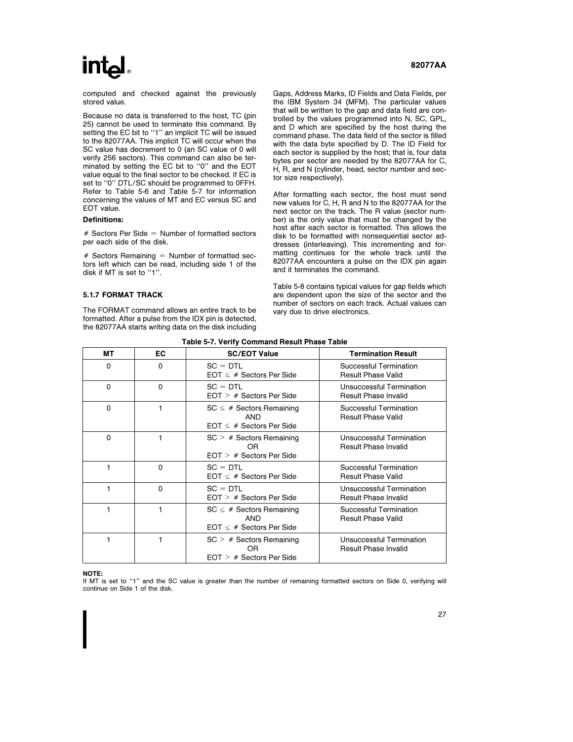computed and checked against the previously stored value.

Because no data is transferred to the host, TC (pin 25) cannot be used to terminate this command. By setting the EC bit to "1" an implicit TC will be issued to the 82077AA. This implicit TC will occur when the SC value has decrement to 0 (an SC value of 0 will verify 256 sectors). This command can also be terminated by setting the EC bit to "0" and the EOT value equal to the final sector to be checked. If EC is set to "0" DTL/SC should be programmed to 0FFH. Refer to Table 5-6 and Table 5-7 for information concerning the values of MT and EC versus SC and EOT value.

**Definitions:**

# Sectors Per Side = Number of formatted sectors per each side of the disk.

# Sectors Remaining = Number of formatted sectors left which can be read, including side 1 of the disk if MT is set to "1".

### 5.1.7 FORMAT TRACK

The FORMAT command allows an entire track to be formatted. After a pulse from the IDX pin is detected, the 82077AA starts writing data on the disk including Gaps, Address Marks, ID Fields and Data Fields, per the IBM System 34 (MFM). The particular values that will be written to the gap and data field are controlled by the values programmed into N, SC, GPL, and D which are specified by the host during the command phase. The data field of the sector is filled with the data byte specified by D. The ID Field for each sector is supplied by the host; that is, four data bytes per sector are needed by the 82077AA for C, H, R, and N (cylinder, head, sector number and sector size respectively).

After formatting each sector, the host must send new values for C, H, R and N to the 82077AA for the next sector on the track. The R value (sector number) is the only value that must be changed by the host after each sector is formatted. This allows the disk to be formatted with nonsequential sector addresses (interleaving). This incrementing and formatting continues for the whole track until the 82077AA encounters a pulse on the IDX pin again and it terminates the command.

Table 5-8 contains typical values for gap fields which are dependent upon the size of the sector and the number of sectors on each track. Actual values can vary due to drive electronics.

**Table 5-7. Verify Command Result Phase Table**

| MT | EC | SC/EOT Value | Termination Result |
|---|---|---|---|
| 0 | 0 | SC = DTL<br>EOT ≤ # Sectors Per Side | Successful Termination<br>Result Phase Valid |
| 0 | 0 | SC = DTL<br>EOT > # Sectors Per Side | Unsuccessful Termination<br>Result Phase Invalid |
| 0 | 1 | SC ≤ # Sectors Remaining<br>AND<br>EOT ≤ # Sectors Per Side | Successful Termination<br>Result Phase Valid |
| 0 | 1 | SC > # Sectors Remaining<br>OR<br>EOT > # Sectors Per Side | Unsuccessful Termination<br>Result Phase Invalid |
| 1 | 0 | SC = DTL<br>EOT ≤ # Sectors Per Side | Successful Termination<br>Result Phase Valid |
| 1 | 0 | SC = DTL<br>EOT > # Sectors Per Side | Unsuccessful Termination<br>Result Phase Invalid |
| 1 | 1 | SC ≤ # Sectors Remaining<br>AND<br>EOT ≤ # Sectors Per Side | Successful Termination<br>Result Phase Valid |
| 1 | 1 | SC > # Sectors Remaining<br>OR<br>EOT > # Sectors Per Side | Unsuccessful Termination<br>Result Phase Invalid |

**NOTE:**
If MT is set to "1" and the SC value is greater than the number of remaining formatted sectors on Side 0, verifying will continue on Side 1 of the disk.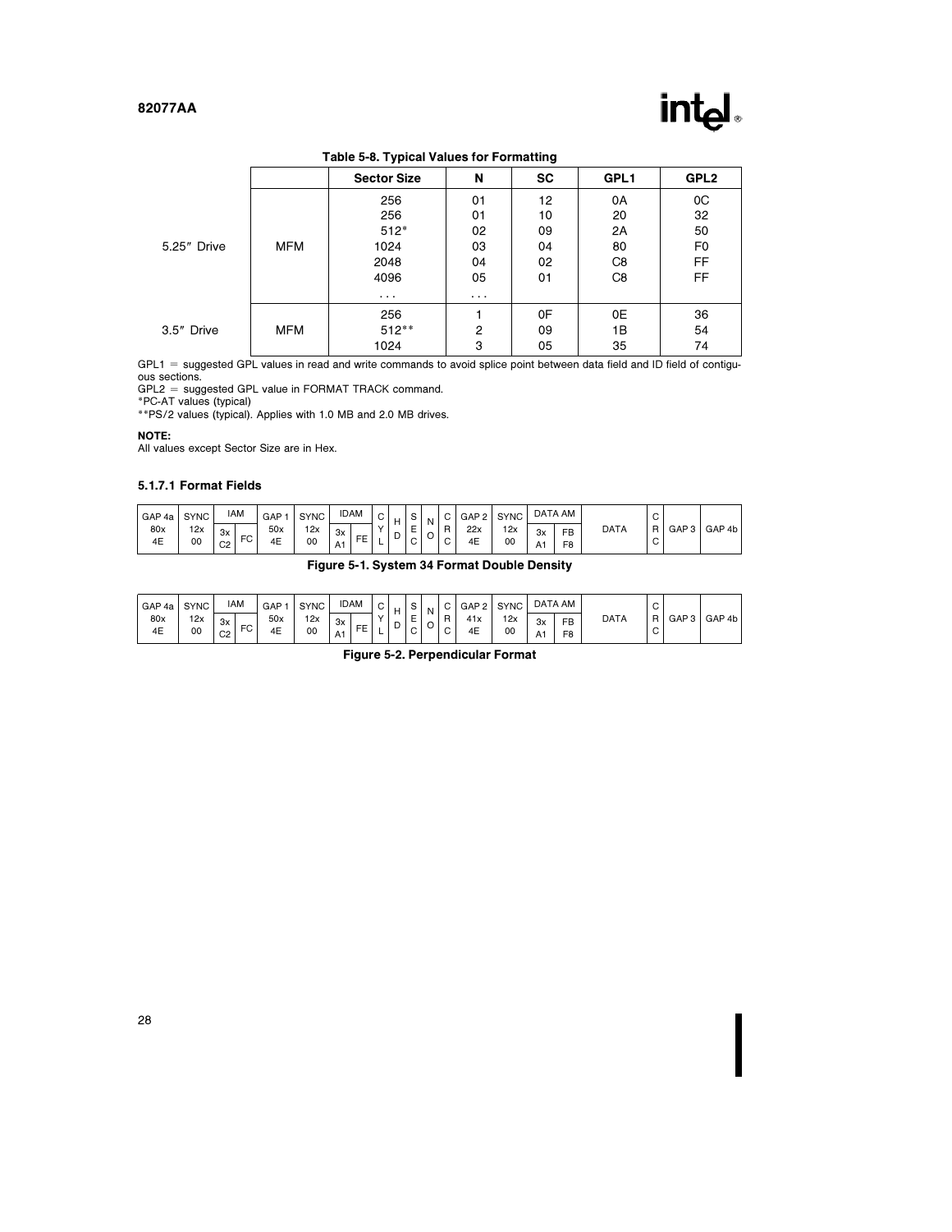**Table 5-8. Typical Values for Formatting**

| | | Sector Size | N | SC | GPL1 | GPL2 |
|---|---|---|---|---|---|---|
| 5.25″ Drive | MFM | 256 | 01 | 12 | 0A | 0C |
| | | 256 | 01 | 10 | 20 | 32 |
| | | 512* | 02 | 09 | 2A | 50 |
| | | 1024 | 03 | 04 | 80 | F0 |
| | | 2048 | 04 | 02 | C8 | FF |
| | | 4096 | 05 | 01 | C8 | FF |
| | | ... | ... | | | |
| 3.5″ Drive | MFM | 256 | 1 | 0F | 0E | 36 |
| | | 512** | 2 | 09 | 1B | 54 |
| | | 1024 | 3 | 05 | 35 | 74 |

GPL1 = suggested GPL values in read and write commands to avoid splice point between data field and ID field of contiguous sections.

GPL2 = suggested GPL value in FORMAT TRACK command.

*PC-AT values (typical)

**PS/2 values (typical). Applies with 1.0 MB and 2.0 MB drives.

**NOTE:**
All values except Sector Size are in Hex.

#### 5.1.7.1 Format Fields

| GAP 4a | SYNC | IAM | | GAP 1 | SYNC | IDAM | | CYL | HD | SEC | NO | CRC | GAP 2 | SYNC | DATA AM | | DATA | CRC | GAP 3 | GAP 4b |
|---|---|---|---|---|---|---|---|---|---|---|---|---|---|---|---|---|---|---|---|---|
| 80x 4E | 12x 00 | 3x C2 | FC | 50x 4E | 12x 00 | 3x A1 | FE | | | | | | 22x 4E | 12x 00 | 3x A1 | FB F8 | | | | |

**Figure 5-1. System 34 Format Double Density**

| GAP 4a | SYNC | IAM | | GAP 1 | SYNC | IDAM | | CYL | HD | SEC | NO | CRC | GAP 2 | SYNC | DATA AM | | DATA | CRC | GAP 3 | GAP 4b |
|---|---|---|---|---|---|---|---|---|---|---|---|---|---|---|---|---|---|---|---|---|
| 80x 4E | 12x 00 | 3x C2 | FC | 50x 4E | 12x 00 | 3x A1 | FE | | | | | | 41x 4E | 12x 00 | 3x A1 | FB F8 | | | | |

**Figure 5-2. Perpendicular Format**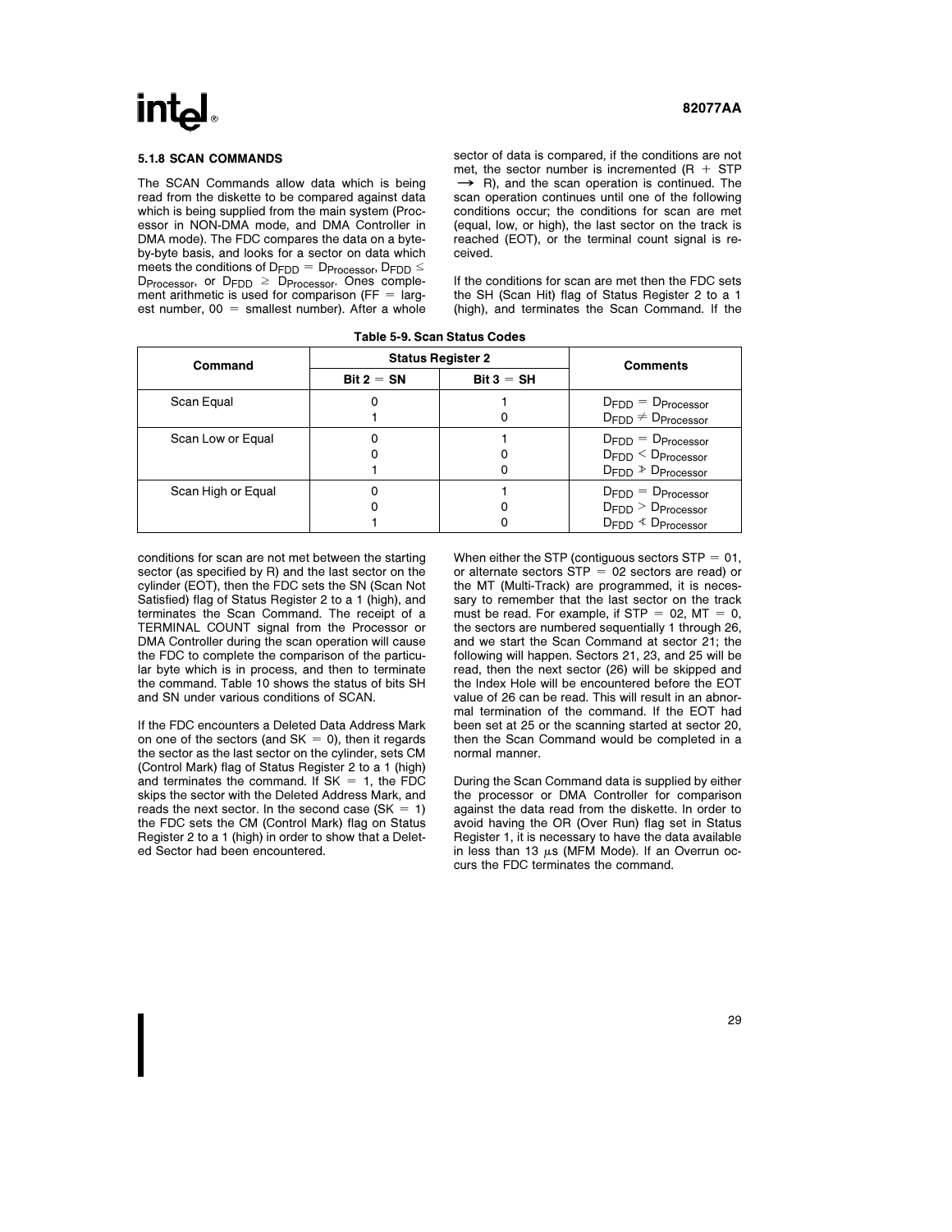### 5.1.8 SCAN COMMANDS

The SCAN Commands allow data which is being read from the diskette to be compared against data which is being supplied from the main system (Processor in NON-DMA mode, and DMA Controller in DMA mode). The FDC compares the data on a byte-by-byte basis, and looks for a sector on data which meets the conditions of $D_{FDD} = D_{Processor}$, $D_{FDD} \leq D_{Processor}$, or $D_{FDD} \geq D_{Processor}$. Ones complement arithmetic is used for comparison (FF = largest number, 00 = smallest number). After a whole sector of data is compared, if the conditions are not met, the sector number is incremented ($R + STP \rightarrow R$), and the scan operation is continued. The scan operation continues until one of the following conditions occur; the conditions for scan are met (equal, low, or high), the last sector on the track is reached (EOT), or the terminal count signal is received.

If the conditions for scan are met then the FDC sets the SH (Scan Hit) flag of Status Register 2 to a 1 (high), and terminates the Scan Command. If the conditions for scan are not met between the starting sector (as specified by R) and the last sector on the cylinder (EOT), then the FDC sets the SN (Scan Not Satisfied) flag of Status Register 2 to a 1 (high), and terminates the Scan Command. The receipt of a TERMINAL COUNT signal from the Processor or DMA Controller during the scan operation will cause the FDC to complete the comparison of the particular byte which is in process, and then to terminate the command. Table 10 shows the status of bits SH and SN under various conditions of SCAN.

**Table 5-9. Scan Status Codes**

| Command | Status Register 2 | | Comments |
|---|---|---|---|
| | Bit 2 = SN | Bit 3 = SH | |
| Scan Equal | 0 | 1 | $D_{FDD} = D_{Processor}$ |
| | 1 | 0 | $D_{FDD} \neq D_{Processor}$ |
| Scan Low or Equal | 0 | 1 | $D_{FDD} = D_{Processor}$ |
| | 0 | 0 | $D_{FDD} < D_{Processor}$ |
| | 1 | 0 | $D_{FDD} \not> D_{Processor}$ |
| Scan High or Equal | 0 | 1 | $D_{FDD} = D_{Processor}$ |
| | 0 | 0 | $D_{FDD} > D_{Processor}$ |
| | 1 | 0 | $D_{FDD} \not< D_{Processor}$ |

If the FDC encounters a Deleted Data Address Mark on one of the sectors (and SK = 0), then it regards the sector as the last sector on the cylinder, sets CM (Control Mark) flag of Status Register 2 to a 1 (high) and terminates the command. If SK = 1, the FDC skips the sector with the Deleted Address Mark, and reads the next sector. In the second case (SK = 1) the FDC sets the CM (Control Mark) flag on Status Register 2 to a 1 (high) in order to show that a Deleted Sector had been encountered.

When either the STP (contiguous sectors STP = 01, or alternate sectors STP = 02 sectors are read) or the MT (Multi-Track) are programmed, it is necessary to remember that the last sector on the track must be read. For example, if STP = 02, MT = 0, the sectors are numbered sequentially 1 through 26, and we start the Scan Command at sector 21; the following will happen. Sectors 21, 23, and 25 will be read, then the next sector (26) will be skipped and the Index Hole will be encountered before the EOT value of 26 can be read. This will result in an abnormal termination of the command. If the EOT had been set at 25 or the scanning started at sector 20, then the Scan Command would be completed in a normal manner.

During the Scan Command data is supplied by either the processor or DMA Controller for comparison against the data read from the diskette. In order to avoid having the OR (Over Run) flag set in Status Register 1, it is necessary to have the data available in less than 13 $\mu$s (MFM Mode). If an Overrun occurs the FDC terminates the command.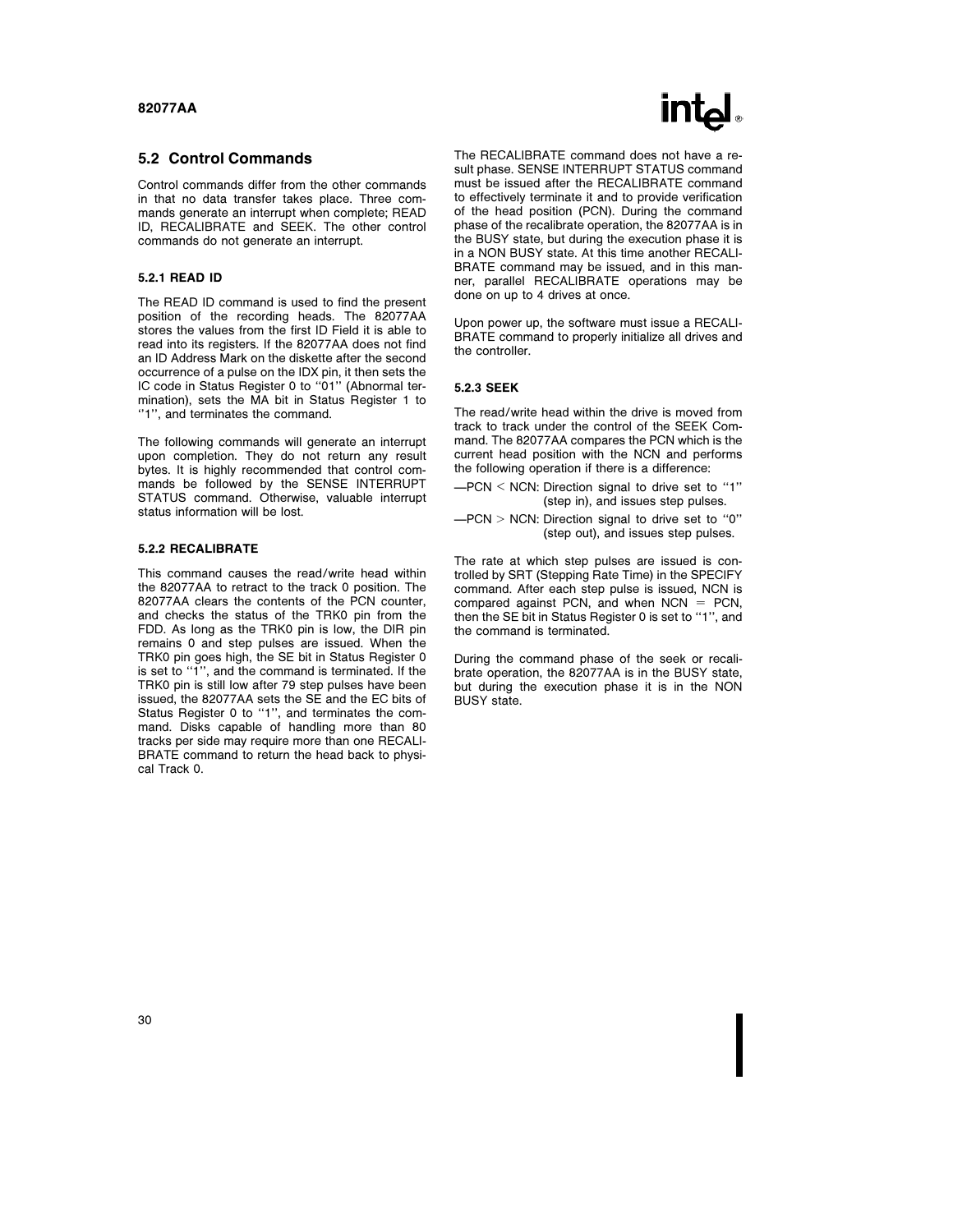## 5.2 Control Commands

Control commands differ from the other commands in that no data transfer takes place. Three commands generate an interrupt when complete; READ ID, RECALIBRATE and SEEK. The other control commands do not generate an interrupt.

### 5.2.1 READ ID

The READ ID command is used to find the present position of the recording heads. The 82077AA stores the values from the first ID Field it is able to read into its registers. If the 82077AA does not find an ID Address Mark on the diskette after the second occurrence of a pulse on the IDX pin, it then sets the IC code in Status Register 0 to "01" (Abnormal termination), sets the MA bit in Status Register 1 to "1", and terminates the command.

The following commands will generate an interrupt upon completion. They do not return any result bytes. It is highly recommended that control commands be followed by the SENSE INTERRUPT STATUS command. Otherwise, valuable interrupt status information will be lost.

### 5.2.2 RECALIBRATE

This command causes the read/write head within the 82077AA to retract to the track 0 position. The 82077AA clears the contents of the PCN counter, and checks the status of the TRK0 pin from the FDD. As long as the TRK0 pin is low, the DIR pin remains 0 and step pulses are issued. When the TRK0 pin goes high, the SE bit in Status Register 0 is set to "1", and the command is terminated. If the TRK0 pin is still low after 79 step pulses have been issued, the 82077AA sets the SE and the EC bits of Status Register 0 to "1", and terminates the command. Disks capable of handling more than 80 tracks per side may require more than one RECALIBRATE command to return the head back to physical Track 0.

The RECALIBRATE command does not have a result phase. SENSE INTERRUPT STATUS command must be issued after the RECALIBRATE command to effectively terminate it and to provide verification of the head position (PCN). During the command phase of the recalibrate operation, the 82077AA is in the BUSY state, but during the execution phase it is in a NON BUSY state. At this time another RECALIBRATE command may be issued, and in this manner, parallel RECALIBRATE operations may be done on up to 4 drives at once.

Upon power up, the software must issue a RECALIBRATE command to properly initialize all drives and the controller.

### 5.2.3 SEEK

The read/write head within the drive is moved from track to track under the control of the SEEK Command. The 82077AA compares the PCN which is the current head position with the NCN and performs the following operation if there is a difference:

—PCN < NCN: Direction signal to drive set to "1" (step in), and issues step pulses.

—PCN > NCN: Direction signal to drive set to "0" (step out), and issues step pulses.

The rate at which step pulses are issued is controlled by SRT (Stepping Rate Time) in the SPECIFY command. After each step pulse is issued, NCN is compared against PCN, and when NCN = PCN, then the SE bit in Status Register 0 is set to "1", and the command is terminated.

During the command phase of the seek or recalibrate operation, the 82077AA is in the BUSY state, but during the execution phase it is in the NON BUSY state.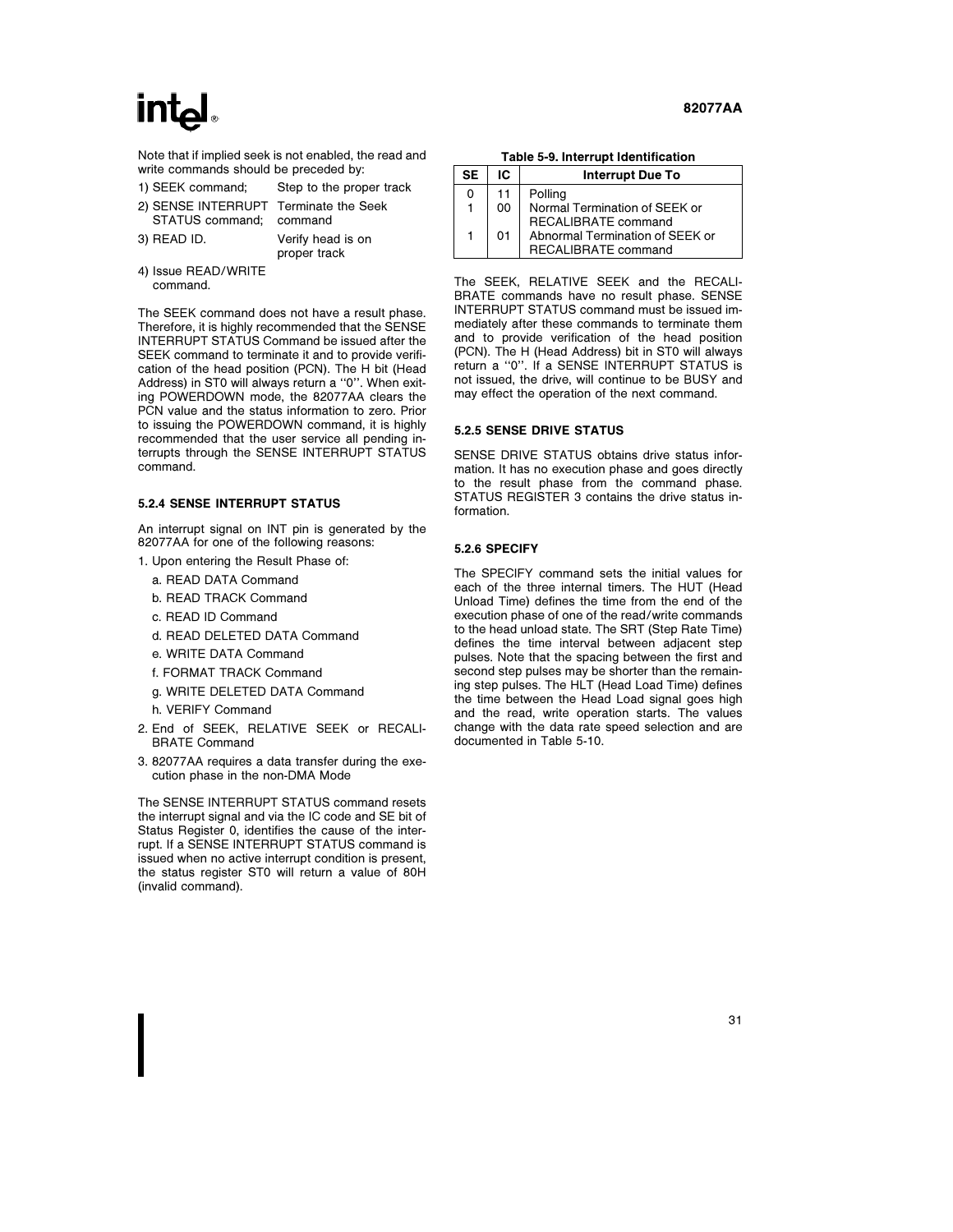Note that if implied seek is not enabled, the read and write commands should be preceded by:

| | |
|---|---|
| 1) SEEK command; | Step to the proper track |
| 2) SENSE INTERRUPT STATUS command; | Terminate the Seek command |
| 3) READ ID. | Verify head is on proper track |
| 4) Issue READ/WRITE command. | |

The SEEK command does not have a result phase. Therefore, it is highly recommended that the SENSE INTERRUPT STATUS Command be issued after the SEEK command to terminate it and to provide verification of the head position (PCN). The H bit (Head Address) in ST0 will always return a "0". When exiting POWERDOWN mode, the 82077AA clears the PCN value and the status information to zero. Prior to issuing the POWERDOWN command, it is highly recommended that the user service all pending interrupts through the SENSE INTERRUPT STATUS command.

### 5.2.4 SENSE INTERRUPT STATUS

An interrupt signal on INT pin is generated by the 82077AA for one of the following reasons:

1. Upon entering the Result Phase of:
   a. READ DATA Command
   b. READ TRACK Command
   c. READ ID Command
   d. READ DELETED DATA Command
   e. WRITE DATA Command
   f. FORMAT TRACK Command
   g. WRITE DELETED DATA Command
   h. VERIFY Command
2. End of SEEK, RELATIVE SEEK or RECALIBRATE Command
3. 82077AA requires a data transfer during the execution phase in the non-DMA Mode

The SENSE INTERRUPT STATUS command resets the interrupt signal and via the IC code and SE bit of Status Register 0, identifies the cause of the interrupt. If a SENSE INTERRUPT STATUS command is issued when no active interrupt condition is present, the status register ST0 will return a value of 80H (invalid command).

**Table 5-9. Interrupt Identification**

| SE | IC | Interrupt Due To |
|---|---|---|
| 0 | 11 | Polling |
| 1 | 00 | Normal Termination of SEEK or RECALIBRATE command |
| 1 | 01 | Abnormal Termination of SEEK or RECALIBRATE command |

The SEEK, RELATIVE SEEK and the RECALIBRATE commands have no result phase. SENSE INTERRUPT STATUS command must be issued immediately after these commands to terminate them and to provide verification of the head position (PCN). The H (Head Address) bit in ST0 will always return a "0". If a SENSE INTERRUPT STATUS is not issued, the drive, will continue to be BUSY and may effect the operation of the next command.

### 5.2.5 SENSE DRIVE STATUS

SENSE DRIVE STATUS obtains drive status information. It has no execution phase and goes directly to the result phase from the command phase. STATUS REGISTER 3 contains the drive status information.

### 5.2.6 SPECIFY

The SPECIFY command sets the initial values for each of the three internal timers. The HUT (Head Unload Time) defines the time from the end of the execution phase of one of the read/write commands to the head unload state. The SRT (Step Rate Time) defines the time interval between adjacent step pulses. Note that the spacing between the first and second step pulses may be shorter than the remaining step pulses. The HLT (Head Load Time) defines the time between the Head Load signal goes high and the read, write operation starts. The values change with the data rate speed selection and are documented in Table 5-10.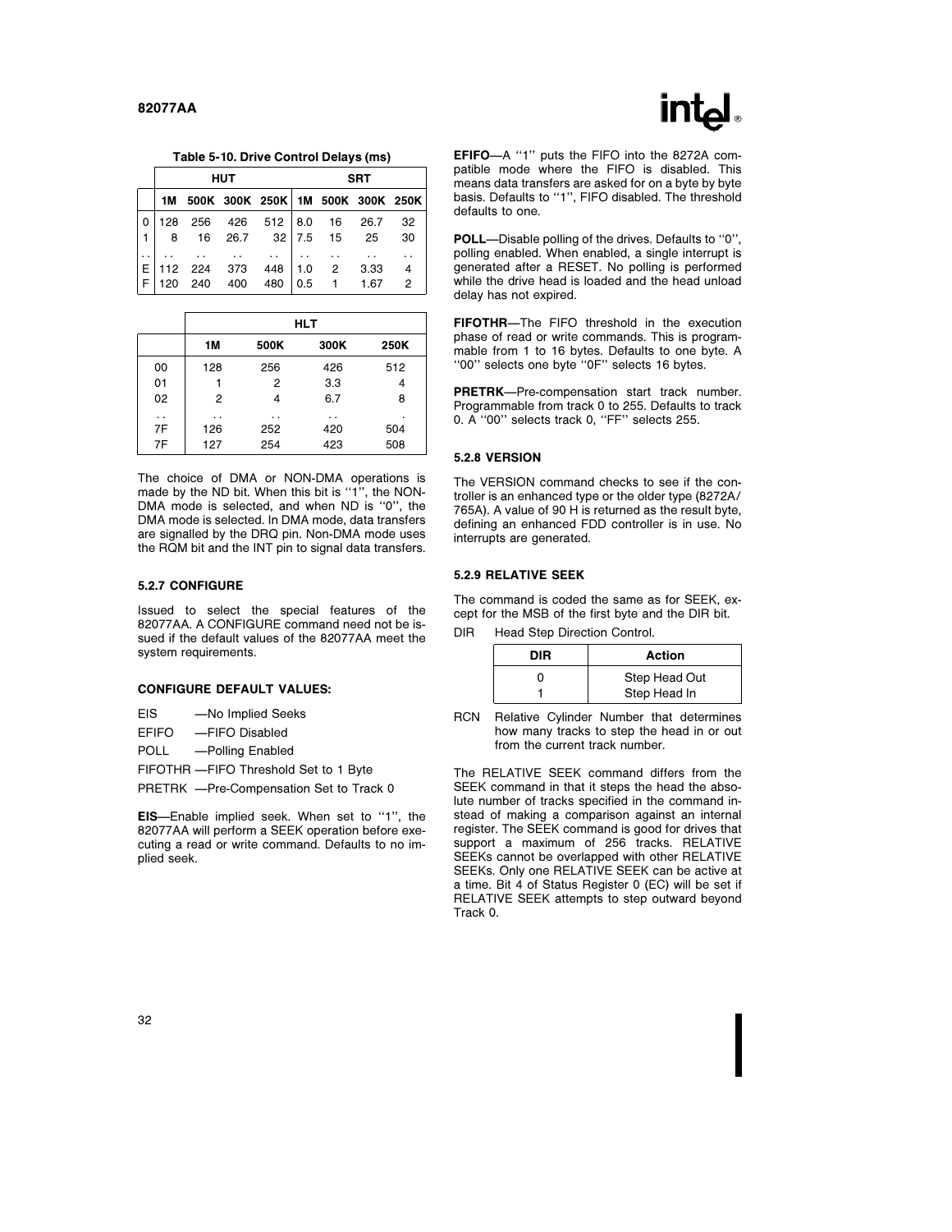**Table 5-10. Drive Control Delays (ms)**

| | HUT | | | | SRT | | | |
|---|---|---|---|---|---|---|---|---|
| | 1M | 500K | 300K | 250K | 1M | 500K | 300K | 250K |
| 0 | 128 | 256 | 426 | 512 | 8.0 | 16 | 26.7 | 32 |
| 1 | 8 | 16 | 26.7 | 32 | 7.5 | 15 | 25 | 30 |
| .. | .. | .. | .. | .. | .. | .. | .. | .. |
| E | 112 | 224 | 373 | 448 | 1.0 | 2 | 3.33 | 4 |
| F | 120 | 240 | 400 | 480 | 0.5 | 1 | 1.67 | 2 |

| | HLT | | | |
|---|---|---|---|---|
| | 1M | 500K | 300K | 250K |
| 00 | 128 | 256 | 426 | 512 |
| 01 | 1 | 2 | 3.3 | 4 |
| 02 | 2 | 4 | 6.7 | 8 |
| .. | .. | .. | .. | . |
| 7F | 126 | 252 | 420 | 504 |
| 7F | 127 | 254 | 423 | 508 |

The choice of DMA or NON-DMA operations is made by the ND bit. When this bit is "1", the NON-DMA mode is selected, and when ND is "0", the DMA mode is selected. In DMA mode, data transfers are signalled by the DRQ pin. Non-DMA mode uses the RQM bit and the INT pin to signal data transfers.

### 5.2.7 CONFIGURE

Issued to select the special features of the 82077AA. A CONFIGURE command need not be issued if the default values of the 82077AA meet the system requirements.

**CONFIGURE DEFAULT VALUES:**

EIS —No Implied Seeks

EFIFO —FIFO Disabled

POLL —Polling Enabled

FIFOTHR —FIFO Threshold Set to 1 Byte

PRETRK —Pre-Compensation Set to Track 0

**EIS**—Enable implied seek. When set to "1", the 82077AA will perform a SEEK operation before executing a read or write command. Defaults to no implied seek.

**EFIFO**—A "1" puts the FIFO into the 8272A compatible mode where the FIFO is disabled. This means data transfers are asked for on a byte by byte basis. Defaults to "1", FIFO disabled. The threshold defaults to one.

**POLL**—Disable polling of the drives. Defaults to "0", polling enabled. When enabled, a single interrupt is generated after a RESET. No polling is performed while the drive head is loaded and the head unload delay has not expired.

**FIFOTHR**—The FIFO threshold in the execution phase of read or write commands. This is programmable from 1 to 16 bytes. Defaults to one byte. A "00" selects one byte "0F" selects 16 bytes.

**PRETRK**—Pre-compensation start track number. Programmable from track 0 to 255. Defaults to track 0. A "00" selects track 0, "FF" selects 255.

### 5.2.8 VERSION

The VERSION command checks to see if the controller is an enhanced type or the older type (8272A/765A). A value of 90 H is returned as the result byte, defining an enhanced FDD controller is in use. No interrupts are generated.

### 5.2.9 RELATIVE SEEK

The command is coded the same as for SEEK, except for the MSB of the first byte and the DIR bit.

DIR Head Step Direction Control.

| DIR | Action |
|---|---|
| 0 | Step Head Out |
| 1 | Step Head In |

RCN Relative Cylinder Number that determines how many tracks to step the head in or out from the current track number.

The RELATIVE SEEK command differs from the SEEK command in that it steps the head the absolute number of tracks specified in the command instead of making a comparison against an internal register. The SEEK command is good for drives that support a maximum of 256 tracks. RELATIVE SEEKs cannot be overlapped with other RELATIVE SEEKs. Only one RELATIVE SEEK can be active at a time. Bit 4 of Status Register 0 (EC) will be set if RELATIVE SEEK attempts to step outward beyond Track 0.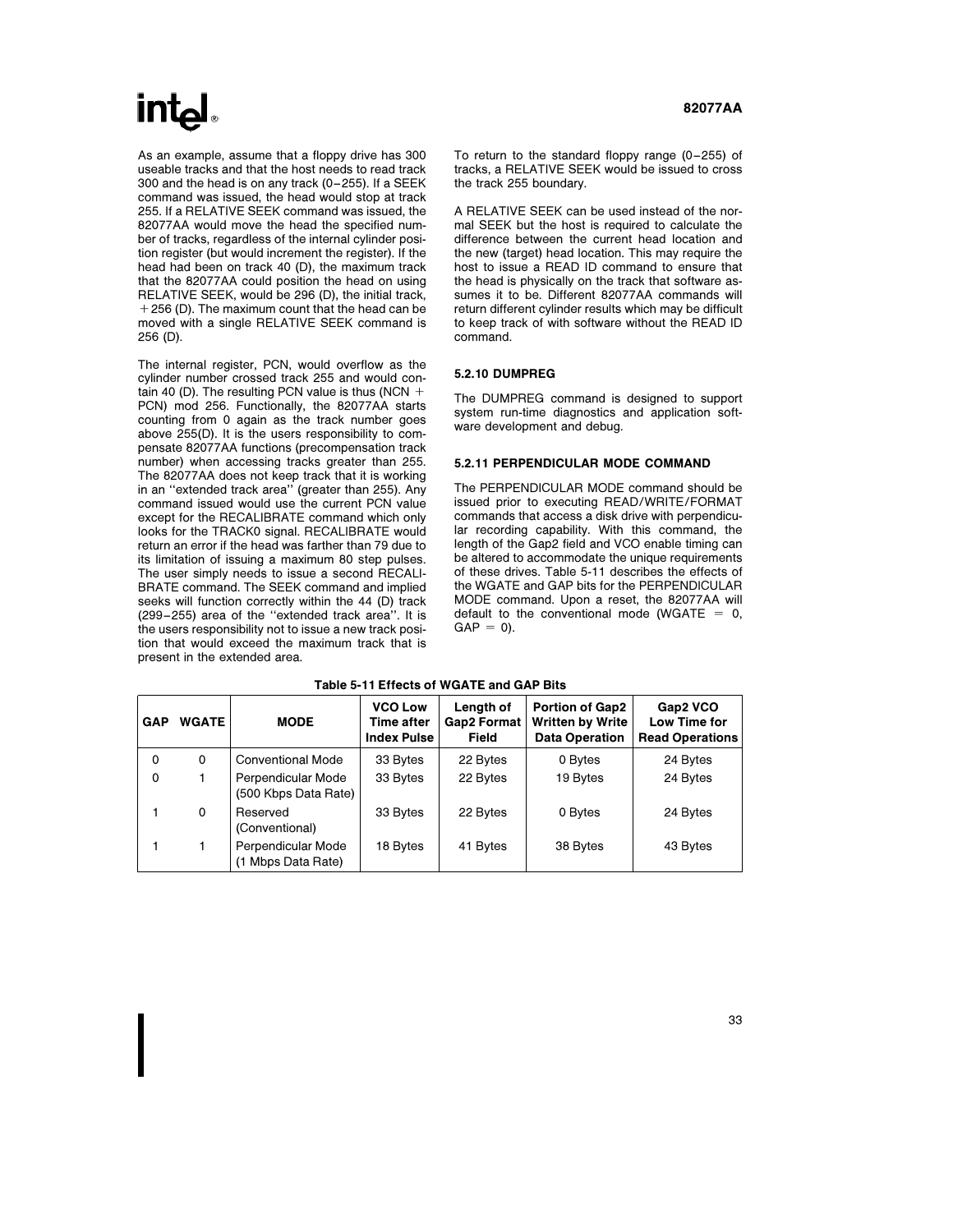As an example, assume that a floppy drive has 300 useable tracks and that the host needs to read track 300 and the head is on any track (0–255). If a SEEK command was issued, the head would stop at track 255. If a RELATIVE SEEK command was issued, the 82077AA would move the head the specified number of tracks, regardless of the internal cylinder position register (but would increment the register). If the head had been on track 40 (D), the maximum track that the 82077AA could position the head on using RELATIVE SEEK, would be 296 (D), the initial track, + 256 (D). The maximum count that the head can be moved with a single RELATIVE SEEK command is 256 (D).

The internal register, PCN, would overflow as the cylinder number crossed track 255 and would contain 40 (D). The resulting PCN value is thus (NCN + PCN) mod 256. Functionally, the 82077AA starts counting from 0 again as the track number goes above 255(D). It is the users responsibility to compensate 82077AA functions (precompensation track number) when accessing tracks greater than 255. The 82077AA does not keep track that it is working in an "extended track area" (greater than 255). Any command issued would use the current PCN value except for the RECALIBRATE command which only looks for the TRACK0 signal. RECALIBRATE would return an error if the head was farther than 79 due to its limitation of issuing a maximum 80 step pulses. The user simply needs to issue a second RECALIBRATE command. The SEEK command and implied seeks will function correctly within the 44 (D) track (299–255) area of the "extended track area". It is the users responsibility not to issue a new track position that would exceed the maximum track that is present in the extended area.

To return to the standard floppy range (0–255) of tracks, a RELATIVE SEEK would be issued to cross the track 255 boundary.

A RELATIVE SEEK can be used instead of the normal SEEK but the host is required to calculate the difference between the current head location and the new (target) head location. This may require the host to issue a READ ID command to ensure that the head is physically on the track that software assumes it to be. Different 82077AA commands will return different cylinder results which may be difficult to keep track of with software without the READ ID command.

### 5.2.10 DUMPREG

The DUMPREG command is designed to support system run-time diagnostics and application software development and debug.

### 5.2.11 PERPENDICULAR MODE COMMAND

The PERPENDICULAR MODE command should be issued prior to executing READ/WRITE/FORMAT commands that access a disk drive with perpendicular recording capability. With this command, the length of the Gap2 field and VCO enable timing can be altered to accommodate the unique requirements of these drives. Table 5-11 describes the effects of the WGATE and GAP bits for the PERPENDICULAR MODE command. Upon a reset, the 82077AA will default to the conventional mode (WGATE = 0, GAP = 0).

**Table 5-11 Effects of WGATE and GAP Bits**

| GAP | WGATE | MODE | VCO Low Time after Index Pulse | Length of Gap2 Format Field | Portion of Gap2 Written by Write Data Operation | Gap2 VCO Low Time for Read Operations |
|---|---|---|---|---|---|---|
| 0 | 0 | Conventional Mode | 33 Bytes | 22 Bytes | 0 Bytes | 24 Bytes |
| 0 | 1 | Perpendicular Mode (500 Kbps Data Rate) | 33 Bytes | 22 Bytes | 19 Bytes | 24 Bytes |
| 1 | 0 | Reserved (Conventional) | 33 Bytes | 22 Bytes | 0 Bytes | 24 Bytes |
| 1 | 1 | Perpendicular Mode (1 Mbps Data Rate) | 18 Bytes | 41 Bytes | 38 Bytes | 43 Bytes |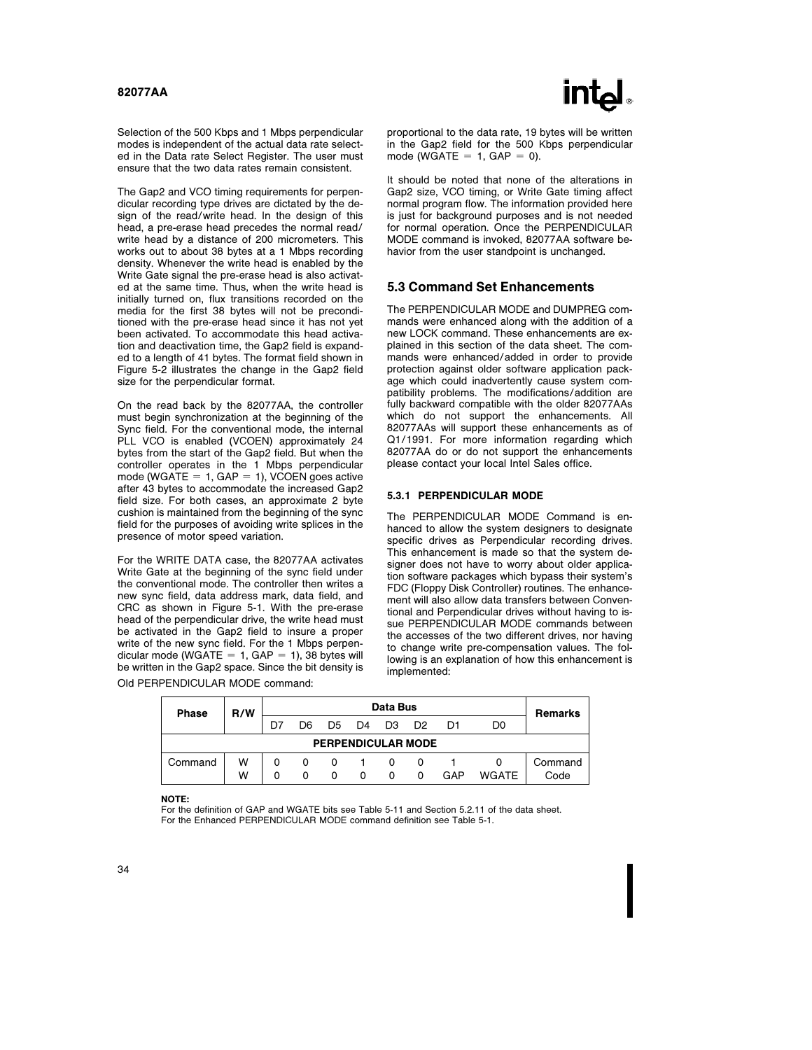Selection of the 500 Kbps and 1 Mbps perpendicular modes is independent of the actual data rate selected in the Data rate Select Register. The user must ensure that the two data rates remain consistent.

The Gap2 and VCO timing requirements for perpendicular recording type drives are dictated by the design of the read/write head. In the design of this head, a pre-erase head precedes the normal read/write head by a distance of 200 micrometers. This works out to about 38 bytes at a 1 Mbps recording density. Whenever the write head is enabled by the Write Gate signal the pre-erase head is also activated at the same time. Thus, when the write head is initially turned on, flux transitions recorded on the media for the first 38 bytes will not be preconditioned with the pre-erase head since it has not yet been activated. To accommodate this head activation and deactivation time, the Gap2 field is expanded to a length of 41 bytes. The format field shown in Figure 5-2 illustrates the change in the Gap2 field size for the perpendicular format.

On the read back by the 82077AA, the controller must begin synchronization at the beginning of the Sync field. For the conventional mode, the internal PLL VCO is enabled (VCOEN) approximately 24 bytes from the start of the Gap2 field. But when the controller operates in the 1 Mbps perpendicular mode (WGATE = 1, GAP = 1), VCOEN goes active after 43 bytes to accommodate the increased Gap2 field size. For both cases, an approximate 2 byte cushion is maintained from the beginning of the sync field for the purposes of avoiding write splices in the presence of motor speed variation.

For the WRITE DATA case, the 82077AA activates Write Gate at the beginning of the sync field under the conventional mode. The controller then writes a new sync field, data address mark, data field, and CRC as shown in Figure 5-1. With the pre-erase head of the perpendicular drive, the write head must be activated in the Gap2 field to insure a proper write of the new sync field. For the 1 Mbps perpendicular mode (WGATE = 1, GAP = 1), 38 bytes will be written in the Gap2 space. Since the bit density is proportional to the data rate, 19 bytes will be written in the Gap2 field for the 500 Kbps perpendicular mode (WGATE = 1, GAP = 0).

It should be noted that none of the alterations in Gap2 size, VCO timing, or Write Gate timing affect normal program flow. The information provided here is just for background purposes and is not needed for normal operation. Once the PERPENDICULAR MODE command is invoked, 82077AA software behavior from the user standpoint is unchanged.

## 5.3 Command Set Enhancements

The PERPENDICULAR MODE and DUMPREG commands were enhanced along with the addition of a new LOCK command. These enhancements are explained in this section of the data sheet. The commands were enhanced/added in order to provide protection against older software application package which could inadvertently cause system compatibility problems. The modifications/addition are fully backward compatible with the older 82077AAs which do not support the enhancements. All 82077AAs will support these enhancements as of Q1/1991. For more information regarding which 82077AA do or do not support the enhancements please contact your local Intel Sales office.

### 5.3.1 PERPENDICULAR MODE

The PERPENDICULAR MODE Command is enhanced to allow the system designers to designate specific drives as Perpendicular recording drives. This enhancement is made so that the system designer does not have to worry about older application software packages which bypass their system's FDC (Floppy Disk Controller) routines. The enhancement will also allow data transfers between Conventional and Perpendicular drives without having to issue PERPENDICULAR MODE commands between the accesses of the two different drives, nor having to change write pre-compensation values. The following is an explanation of how this enhancement is implemented:

Old PERPENDICULAR MODE command:

| Phase | R/W | Data Bus | | | | | | | | Remarks |
|---|---|---|---|---|---|---|---|---|---|---|
| | | D7 | D6 | D5 | D4 | D3 | D2 | D1 | D0 | |
| **PERPENDICULAR MODE** | | | | | | | | | | |
| Command | W | 0 | 0 | 0 | 1 | 0 | 0 | 1 | 0 | Command |
| | W | 0 | 0 | 0 | 0 | 0 | 0 | GAP | WGATE | Code |

**NOTE:**
For the definition of GAP and WGATE bits see Table 5-11 and Section 5.2.11 of the data sheet.
For the Enhanced PERPENDICULAR MODE command definition see Table 5-1.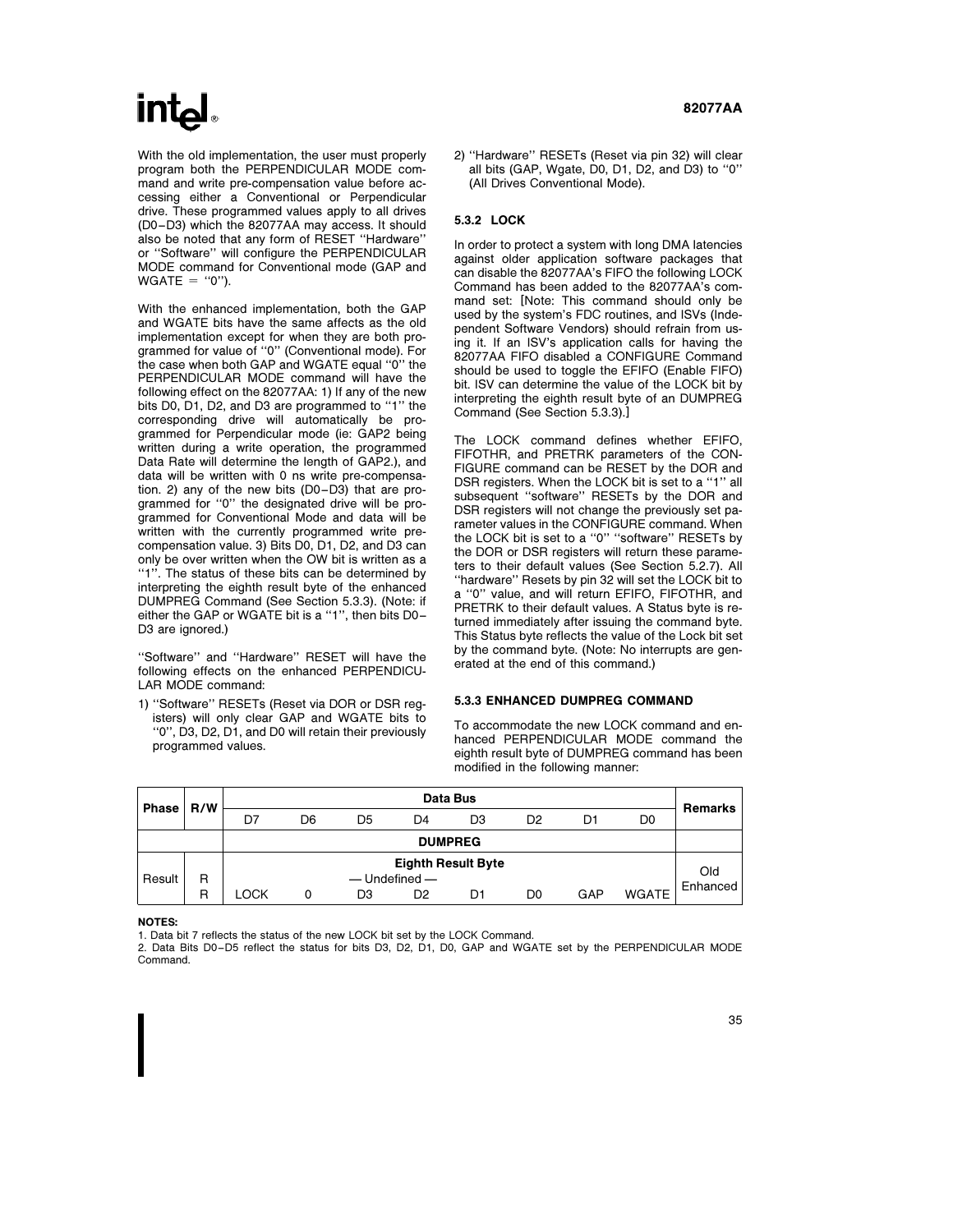With the old implementation, the user must properly program both the PERPENDICULAR MODE command and write pre-compensation value before accessing either a Conventional or Perpendicular drive. These programmed values apply to all drives (D0–D3) which the 82077AA may access. It should also be noted that any form of RESET "Hardware" or "Software" will configure the PERPENDICULAR MODE command for Conventional mode (GAP and WGATE = "0").

With the enhanced implementation, both the GAP and WGATE bits have the same affects as the old implementation except for when they are both programmed for value of "0" (Conventional mode). For the case when both GAP and WGATE equal "0" the PERPENDICULAR MODE command will have the following effect on the 82077AA: 1) If any of the new bits D0, D1, D2, and D3 are programmed to "1" the corresponding drive will automatically be programmed for Perpendicular mode (ie: GAP2 being written during a write operation, the programmed Data Rate will determine the length of GAP2.), and data will be written with 0 ns write pre-compensation. 2) any of the new bits (D0–D3) that are programmed for "0" the designated drive will be programmed for Conventional Mode and data will be written with the currently programmed write pre-compensation value. 3) Bits D0, D1, D2, and D3 can only be over written when the OW bit is written as a "1". The status of these bits can be determined by interpreting the eighth result byte of the enhanced DUMPREG Command (See Section 5.3.3). (Note: if either the GAP or WGATE bit is a "1", then bits D0–D3 are ignored.)

"Software" and "Hardware" RESET will have the following effects on the enhanced PERPENDICULAR MODE command:

1) "Software" RESETs (Reset via DOR or DSR registers) will only clear GAP and WGATE bits to "0", D3, D2, D1, and D0 will retain their previously programmed values.
2) "Hardware" RESETs (Reset via pin 32) will clear all bits (GAP, Wgate, D0, D1, D2, and D3) to "0" (All Drives Conventional Mode).

### 5.3.2 LOCK

In order to protect a system with long DMA latencies against older application software packages that can disable the 82077AA's FIFO the following LOCK Command has been added to the 82077AA's command set: [Note: This command should only be used by the system's FDC routines, and ISVs (Independent Software Vendors) should refrain from using it. If an ISV's application calls for having the 82077AA FIFO disabled a CONFIGURE Command should be used to toggle the EFIFO (Enable FIFO) bit. ISV can determine the value of the LOCK bit by interpreting the eighth result byte of an DUMPREG Command (See Section 5.3.3).]

The LOCK command defines whether EFIFO, FIFOTHR, and PRETRK parameters of the CONFIGURE command can be RESET by the DOR and DSR registers. When the LOCK bit is set to a "1" all subsequent "software" RESETs by the DOR and DSR registers will not change the previously set parameter values in the CONFIGURE command. When the LOCK bit is set to a "0" "software" RESETs by the DOR or DSR registers will return these parameters to their default values (See Section 5.2.7). All "hardware" Resets by pin 32 will set the LOCK bit to a "0" value, and will return EFIFO, FIFOTHR, and PRETRK to their default values. A Status byte is returned immediately after issuing the command byte. This Status byte reflects the value of the Lock bit set by the command byte. (Note: No interrupts are generated at the end of this command.)

### 5.3.3 ENHANCED DUMPREG COMMAND

To accommodate the new LOCK command and enhanced PERPENDICULAR MODE command the eighth result byte of DUMPREG command has been modified in the following manner:

| Phase | R/W | Data Bus | | | | | | | | Remarks |
|---|---|---|---|---|---|---|---|---|---|---|
| | | D7 | D6 | D5 | D4 | D3 | D2 | D1 | D0 | |
| | | **DUMPREG** | | | | | | | | |
| | | **Eighth Result Byte** | | | | | | | | |
| Result | R | — Undefined — | | | | | | | | Old |
| | R | LOCK | 0 | D3 | D2 | D1 | D0 | GAP | WGATE | Enhanced |

**NOTES:**
1. Data bit 7 reflects the status of the new LOCK bit set by the LOCK Command.
2. Data Bits D0–D5 reflect the status for bits D3, D2, D1, D0, GAP and WGATE set by the PERPENDICULAR MODE Command.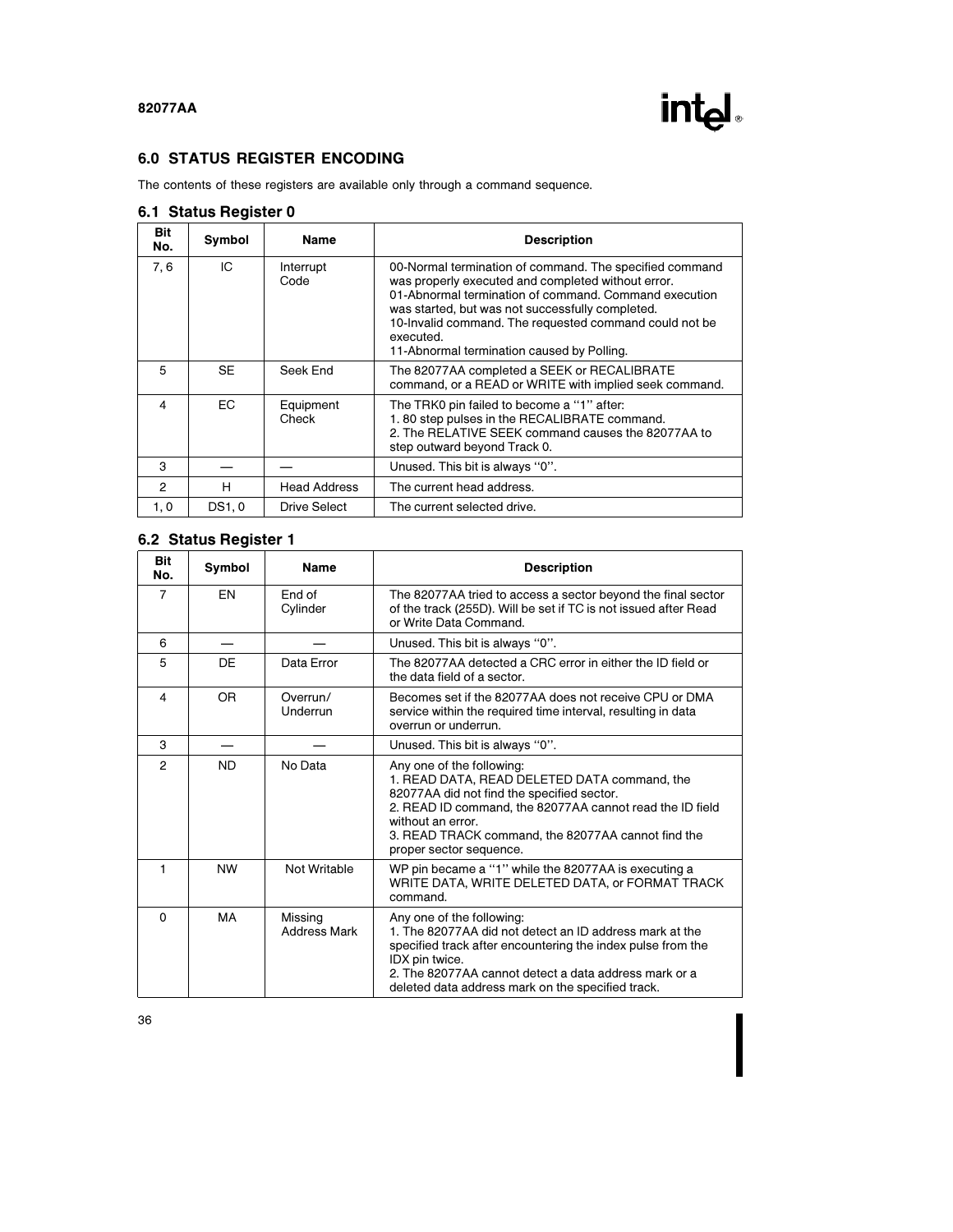## 6.0 STATUS REGISTER ENCODING

The contents of these registers are available only through a command sequence.

### 6.1 Status Register 0

| Bit No. | Symbol | Name | Description |
|---|---|---|---|
| 7, 6 | IC | Interrupt Code | 00-Normal termination of command. The specified command was properly executed and completed without error.<br>01-Abnormal termination of command. Command execution was started, but was not successfully completed.<br>10-Invalid command. The requested command could not be executed.<br>11-Abnormal termination caused by Polling. |
| 5 | SE | Seek End | The 82077AA completed a SEEK or RECALIBRATE command, or a READ or WRITE with implied seek command. |
| 4 | EC | Equipment Check | The TRK0 pin failed to become a "1" after:<br>1. 80 step pulses in the RECALIBRATE command.<br>2. The RELATIVE SEEK command causes the 82077AA to step outward beyond Track 0. |
| 3 | — | — | Unused. This bit is always "0". |
| 2 | H | Head Address | The current head address. |
| 1, 0 | DS1, 0 | Drive Select | The current selected drive. |

### 6.2 Status Register 1

| Bit No. | Symbol | Name | Description |
|---|---|---|---|
| 7 | EN | End of Cylinder | The 82077AA tried to access a sector beyond the final sector of the track (255D). Will be set if TC is not issued after Read or Write Data Command. |
| 6 | — | — | Unused. This bit is always "0". |
| 5 | DE | Data Error | The 82077AA detected a CRC error in either the ID field or the data field of a sector. |
| 4 | OR | Overrun/ Underrun | Becomes set if the 82077AA does not receive CPU or DMA service within the required time interval, resulting in data overrun or underrun. |
| 3 | — | — | Unused. This bit is always "0". |
| 2 | ND | No Data | Any one of the following:<br>1. READ DATA, READ DELETED DATA command, the 82077AA did not find the specified sector.<br>2. READ ID command, the 82077AA cannot read the ID field without an error.<br>3. READ TRACK command, the 82077AA cannot find the proper sector sequence. |
| 1 | NW | Not Writable | WP pin became a "1" while the 82077AA is executing a WRITE DATA, WRITE DELETED DATA, or FORMAT TRACK command. |
| 0 | MA | Missing Address Mark | Any one of the following:<br>1. The 82077AA did not detect an ID address mark at the specified track after encountering the index pulse from the IDX pin twice.<br>2. The 82077AA cannot detect a data address mark or a deleted data address mark on the specified track. |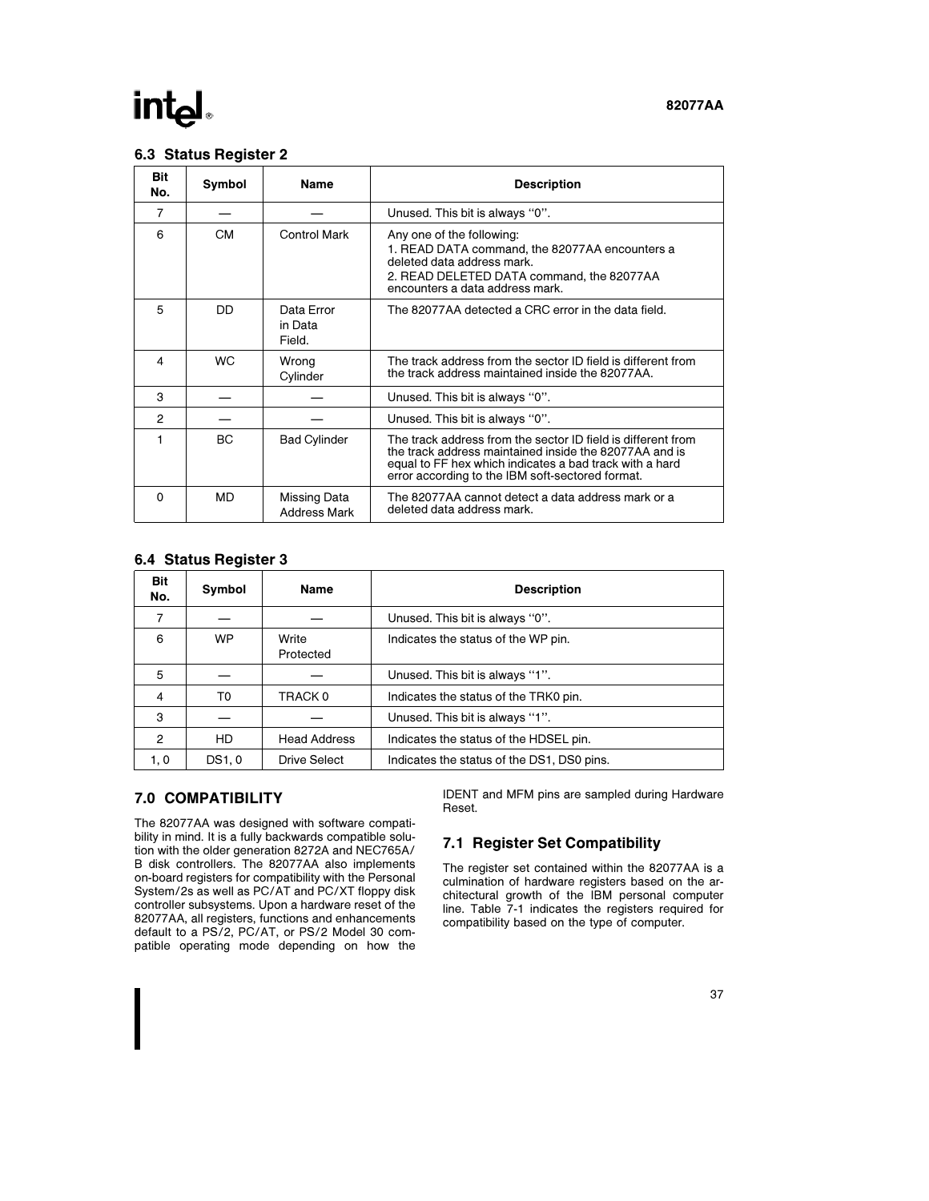### 6.3 Status Register 2

| Bit No. | Symbol | Name | Description |
|---|---|---|---|
| 7 | — | — | Unused. This bit is always "0". |
| 6 | CM | Control Mark | Any one of the following:<br>1. READ DATA command, the 82077AA encounters a deleted data address mark.<br>2. READ DELETED DATA command, the 82077AA encounters a data address mark. |
| 5 | DD | Data Error in Data Field. | The 82077AA detected a CRC error in the data field. |
| 4 | WC | Wrong Cylinder | The track address from the sector ID field is different from the track address maintained inside the 82077AA. |
| 3 | — | — | Unused. This bit is always "0". |
| 2 | — | — | Unused. This bit is always "0". |
| 1 | BC | Bad Cylinder | The track address from the sector ID field is different from the track address maintained inside the 82077AA and is equal to FF hex which indicates a bad track with a hard error according to the IBM soft-sectored format. |
| 0 | MD | Missing Data Address Mark | The 82077AA cannot detect a data address mark or a deleted data address mark. |

### 6.4 Status Register 3

| Bit No. | Symbol | Name | Description |
|---|---|---|---|
| 7 | — | — | Unused. This bit is always "0". |
| 6 | WP | Write Protected | Indicates the status of the WP pin. |
| 5 | — | — | Unused. This bit is always "1". |
| 4 | T0 | TRACK 0 | Indicates the status of the TRK0 pin. |
| 3 | — | — | Unused. This bit is always "1". |
| 2 | HD | Head Address | Indicates the status of the HDSEL pin. |
| 1, 0 | DS1, 0 | Drive Select | Indicates the status of the DS1, DS0 pins. |

## 7.0 COMPATIBILITY

The 82077AA was designed with software compatibility in mind. It is a fully backwards compatible solution with the older generation 8272A and NEC765A/B disk controllers. The 82077AA also implements on-board registers for compatibility with the Personal System/2s as well as PC/AT and PC/XT floppy disk controller subsystems. Upon a hardware reset of the 82077AA, all registers, functions and enhancements default to a PS/2, PC/AT, or PS/2 Model 30 compatible operating mode depending on how the IDENT and MFM pins are sampled during Hardware Reset.

### 7.1 Register Set Compatibility

The register set contained within the 82077AA is a culmination of hardware registers based on the architectural growth of the IBM personal computer line. Table 7-1 indicates the registers required for compatibility based on the type of computer.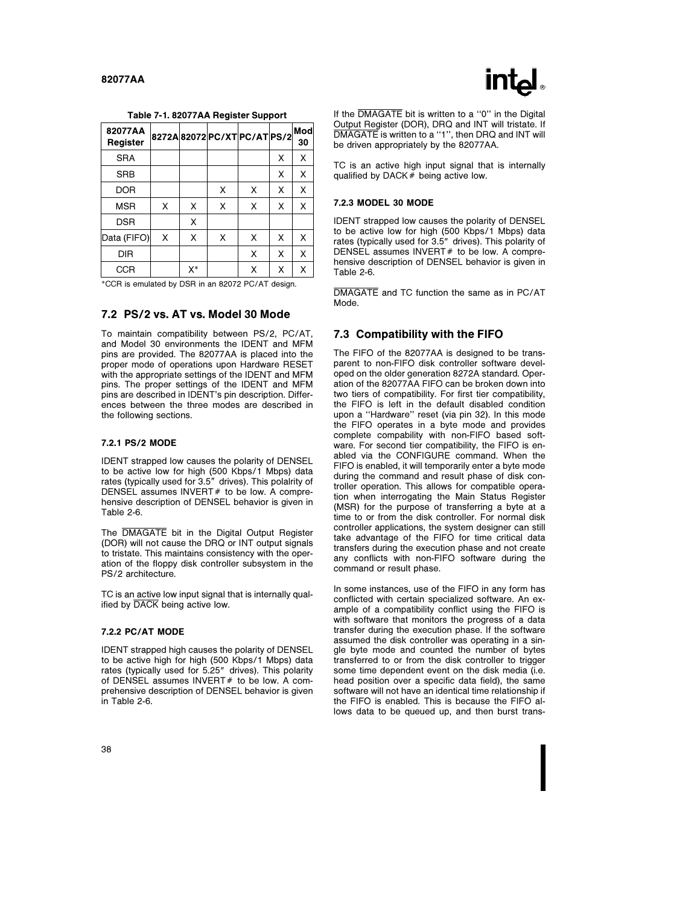**Table 7-1. 82077AA Register Support**

| 82077AA Register | 8272A | 82072 | PC/XT | PC/AT | PS/2 | Mod 30 |
|---|---|---|---|---|---|---|
| SRA | | | | | X | X |
| SRB | | | | | X | X |
| DOR | | | X | X | X | X |
| MSR | X | X | X | X | X | X |
| DSR | | X | | | | |
| Data (FIFO) | X | X | X | X | X | X |
| DIR | | | | X | X | X |
| CCR | | X* | | X | X | X |

*CCR is emulated by DSR in an 82072 PC/AT design.

## 7.2 PS/2 vs. AT vs. Model 30 Mode

To maintain compatibility between PS/2, PC/AT, and Model 30 environments the IDENT and MFM pins are provided. The 82077AA is placed into the proper mode of operations upon Hardware RESET with the appropriate settings of the IDENT and MFM pins. The proper settings of the IDENT and MFM pins are described in IDENT's pin description. Differences between the three modes are described in the following sections.

### 7.2.1 PS/2 MODE

IDENT strapped low causes the polarity of DENSEL to be active low for high (500 Kbps/1 Mbps) data rates (typically used for 3.5″ drives). This polalrity of DENSEL assumes INVERT# to be low. A comprehensive description of DENSEL behavior is given in Table 2-6.

The $\overline{\text{DMAGATE}}$ bit in the Digital Output Register (DOR) will not cause the DRQ or INT output signals to tristate. This maintains consistency with the operation of the floppy disk controller subsystem in the PS/2 architecture.

TC is an active low input signal that is internally qualified by $\overline{\text{DACK}}$ being active low.

### 7.2.2 PC/AT MODE

IDENT strapped high causes the polarity of DENSEL to be active high for high (500 Kbps/1 Mbps) data rates (typically used for 5.25″ drives). This polarity of DENSEL assumes INVERT# to be low. A comprehensive description of DENSEL behavior is given in Table 2-6.

If the $\overline{\text{DMAGATE}}$ bit is written to a "0" in the Digital Output Register (DOR), DRQ and INT will tristate. If $\overline{\text{DMAGATE}}$ is written to a "1", then DRQ and INT will be driven appropriately by the 82077AA.

TC is an active high input signal that is internally qualified by DACK# being active low.

### 7.2.3 MODEL 30 MODE

IDENT strapped low causes the polarity of DENSEL to be active low for high (500 Kbps/1 Mbps) data rates (typically used for 3.5″ drives). This polarity of DENSEL assumes INVERT# to be low. A comprehensive description of DENSEL behavior is given in Table 2-6.

$\overline{\text{DMAGATE}}$ and TC function the same as in PC/AT Mode.

## 7.3 Compatibility with the FIFO

The FIFO of the 82077AA is designed to be transparent to non-FIFO disk controller software developed on the older generation 8272A standard. Operation of the 82077AA FIFO can be broken down into two tiers of compatibility. For first tier compatibility, the FIFO is left in the default disabled condition upon a "Hardware" reset (via pin 32). In this mode the FIFO operates in a byte mode and provides complete compability with non-FIFO based software. For second tier compatibility, the FIFO is enabled via the CONFIGURE command. When the FIFO is enabled, it will temporarily enter a byte mode during the command and result phase of disk controller operation. This allows for compatible operation when interrogating the Main Status Register (MSR) for the purpose of transferring a byte at a time to or from the disk controller. For normal disk controller applications, the system designer can still take advantage of the FIFO for time critical data transfers during the execution phase and not create any conflicts with non-FIFO software during the command or result phase.

In some instances, use of the FIFO in any form has conflicted with certain specialized software. An example of a compatibility conflict using the FIFO is with software that monitors the progress of a data transfer during the execution phase. If the software assumed the disk controller was operating in a single byte mode and counted the number of bytes transferred to or from the disk controller to trigger some time dependent event on the disk media (i.e. head position over a specific data field), the same software will not have an identical time relationship if the FIFO is enabled. This is because the FIFO allows data to be queued up, and then burst trans-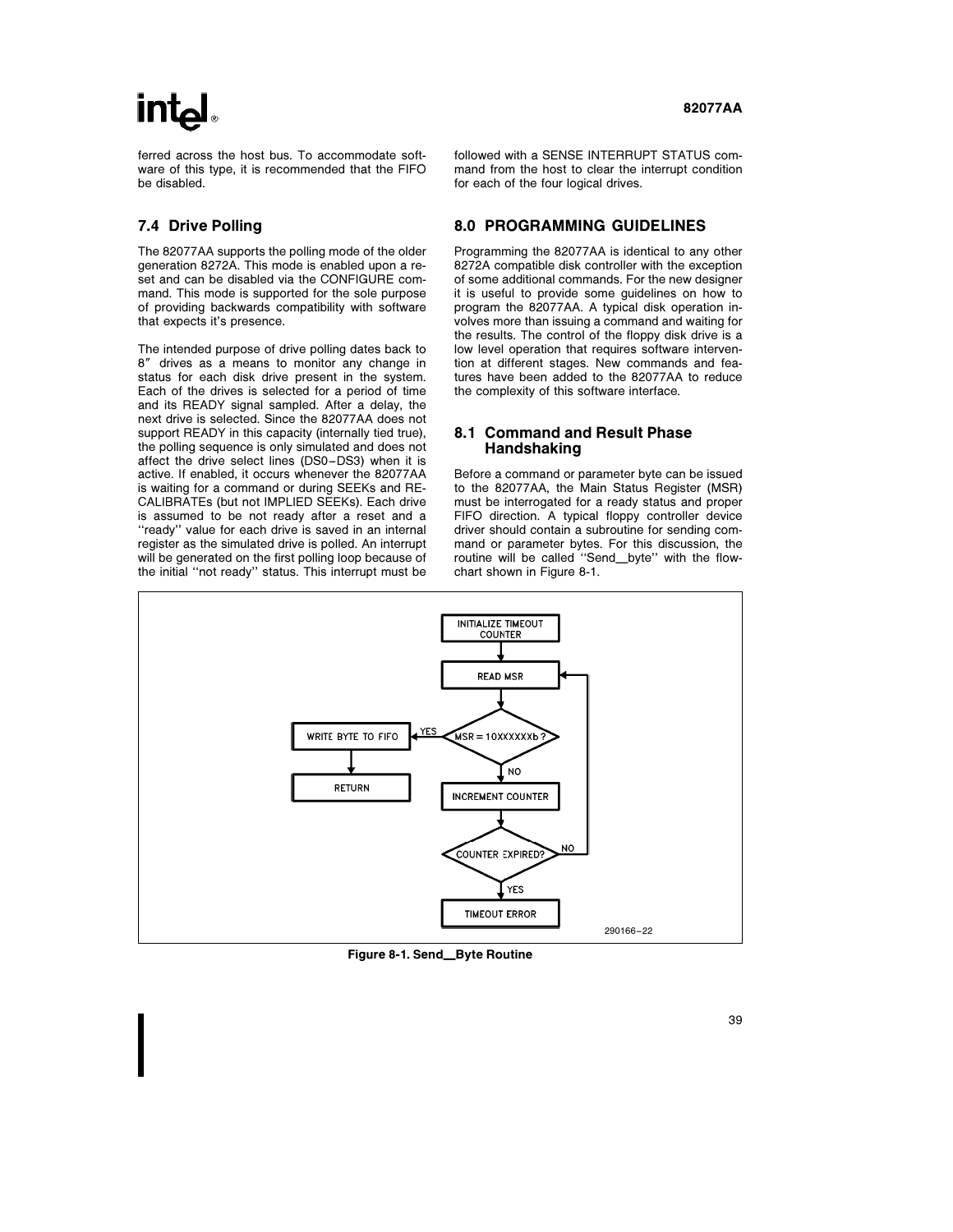ferred across the host bus. To accommodate software of this type, it is recommended that the FIFO be disabled.

### 7.4 Drive Polling

The 82077AA supports the polling mode of the older generation 8272A. This mode is enabled upon a reset and can be disabled via the CONFIGURE command. This mode is supported for the sole purpose of providing backwards compatibility with software that expects it's presence.

The intended purpose of drive polling dates back to 8″ drives as a means to monitor any change in status for each disk drive present in the system. Each of the drives is selected for a period of time and its READY signal sampled. After a delay, the next drive is selected. Since the 82077AA does not support READY in this capacity (internally tied true), the polling sequence is only simulated and does not affect the drive select lines (DS0–DS3) when it is active. If enabled, it occurs whenever the 82077AA is waiting for a command or during SEEKs and RECALIBRATEs (but not IMPLIED SEEKs). Each drive is assumed to be not ready after a reset and a ''ready'' value for each drive is saved in an internal register as the simulated drive is polled. An interrupt will be generated on the first polling loop because of the initial ''not ready'' status. This interrupt must be followed with a SENSE INTERRUPT STATUS command from the host to clear the interrupt condition for each of the four logical drives.

## 8.0 PROGRAMMING GUIDELINES

Programming the 82077AA is identical to any other 8272A compatible disk controller with the exception of some additional commands. For the new designer it is useful to provide some guidelines on how to program the 82077AA. A typical disk operation involves more than issuing a command and waiting for the results. The control of the floppy disk drive is a low level operation that requires software intervention at different stages. New commands and features have been added to the 82077AA to reduce the complexity of this software interface.

### 8.1 Command and Result Phase Handshaking

Before a command or parameter byte can be issued to the 82077AA, the Main Status Register (MSR) must be interrogated for a ready status and proper FIFO direction. A typical floppy controller device driver should contain a subroutine for sending command or parameter bytes. For this discussion, the routine will be called ''Send_byte'' with the flowchart shown in Figure 8-1.

```
INITIALIZE TIMEOUT COUNTER
        |
READ MSR  <------------------------+
        |                          |
MSR = 10XXXXXXb ? --YES--> WRITE BYTE TO FIFO --> RETURN
        | NO                       |
INCREMENT COUNTER                  |
        |                          |
COUNTER EXPIRED? --NO--------------+
        | YES
TIMEOUT ERROR
```

290166–22

**Figure 8-1. Send_Byte Routine**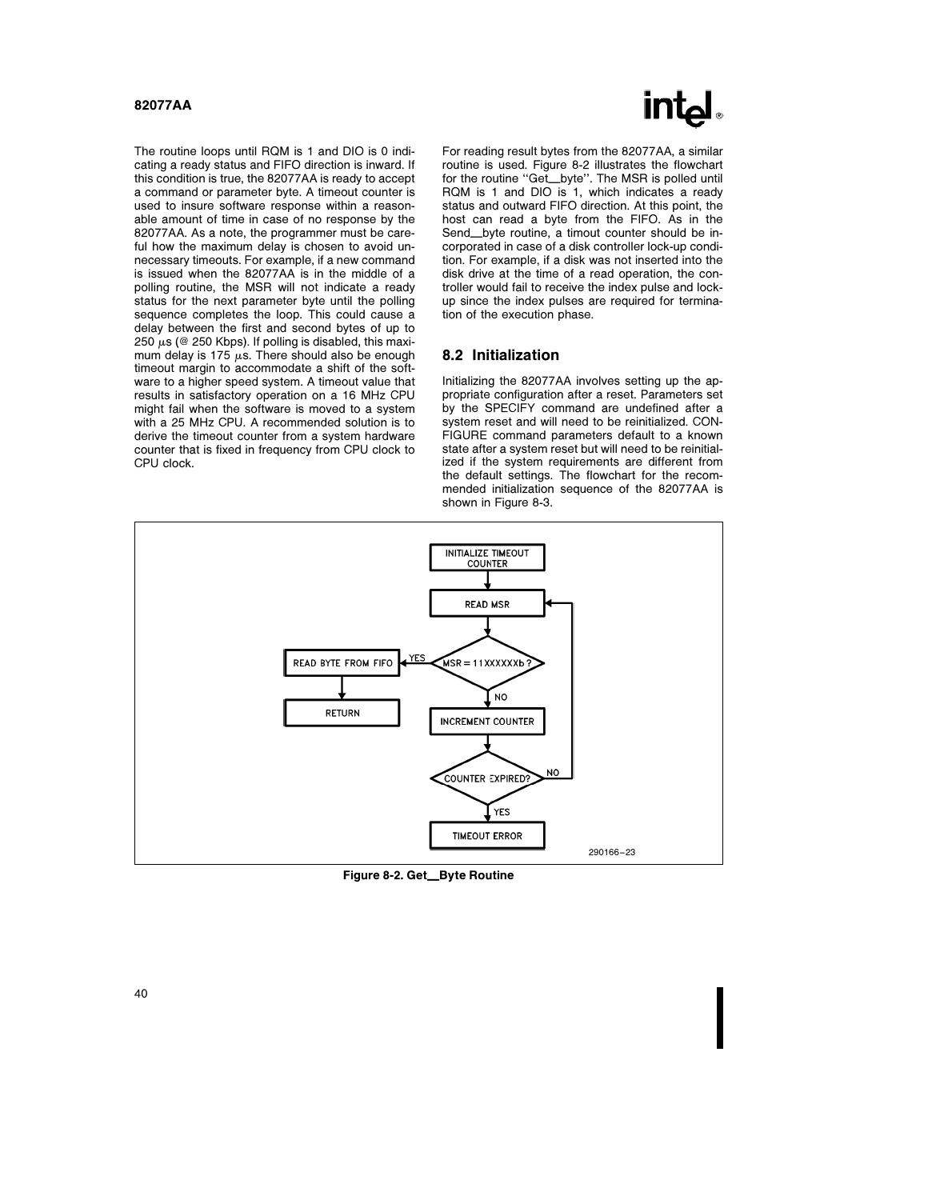The routine loops until RQM is 1 and DIO is 0 indicating a ready status and FIFO direction is inward. If this condition is true, the 82077AA is ready to accept a command or parameter byte. A timeout counter is used to insure software response within a reasonable amount of time in case of no response by the 82077AA. As a note, the programmer must be careful how the maximum delay is chosen to avoid unnecessary timeouts. For example, if a new command is issued when the 82077AA is in the middle of a polling routine, the MSR will not indicate a ready status for the next parameter byte until the polling sequence completes the loop. This could cause a delay between the first and second bytes of up to 250 μs (@ 250 Kbps). If polling is disabled, this maximum delay is 175 μs. There should also be enough timeout margin to accommodate a shift of the software to a higher speed system. A timeout value that results in satisfactory operation on a 16 MHz CPU might fail when the software is moved to a system with a 25 MHz CPU. A recommended solution is to derive the timeout counter from a system hardware counter that is fixed in frequency from CPU clock to CPU clock.

For reading result bytes from the 82077AA, a similar routine is used. Figure 8-2 illustrates the flowchart for the routine "Get_byte". The MSR is polled until RQM is 1 and DIO is 1, which indicates a ready status and outward FIFO direction. At this point, the host can read a byte from the FIFO. As in the Send_byte routine, a timout counter should be incorporated in case of a disk controller lock-up condition. For example, if a disk was not inserted into the disk drive at the time of a read operation, the controller would fail to receive the index pulse and lock-up since the index pulses are required for termination of the execution phase.

## 8.2 Initialization

Initializing the 82077AA involves setting up the appropriate configuration after a reset. Parameters set by the SPECIFY command are undefined after a system reset and will need to be reinitialized. CONFIGURE command parameters default to a known state after a system reset but will need to be reinitialized if the system requirements are different from the default settings. The flowchart for the recommended initialization sequence of the 82077AA is shown in Figure 8-3.

INITIALIZE TIMEOUT COUNTER → READ MSR → MSR = 11XXXXXXb ?
- YES → READ BYTE FROM FIFO → RETURN
- NO → INCREMENT COUNTER → COUNTER EXPIRED?
  - NO → READ MSR
  - YES → TIMEOUT ERROR

290166–23

**Figure 8-2. Get_Byte Routine**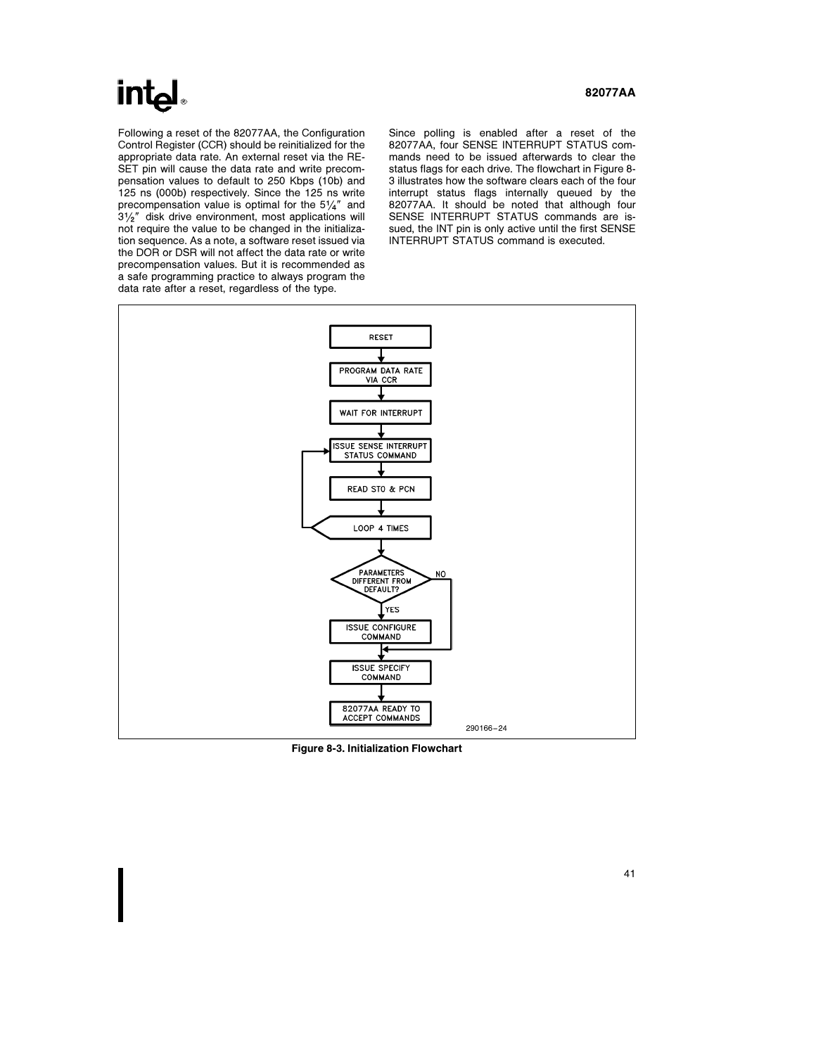Following a reset of the 82077AA, the Configuration Control Register (CCR) should be reinitialized for the appropriate data rate. An external reset via the RESET pin will cause the data rate and write precompensation values to default to 250 Kbps (10b) and 125 ns (000b) respectively. Since the 125 ns write precompensation value is optimal for the 5¼″ and 3½″ disk drive environment, most applications will not require the value to be changed in the initialization sequence. As a note, a software reset issued via the DOR or DSR will not affect the data rate or write precompensation values. But it is recommended as a safe programming practice to always program the data rate after a reset, regardless of the type.

Since polling is enabled after a reset of the 82077AA, four SENSE INTERRUPT STATUS commands need to be issued afterwards to clear the status flags for each drive. The flowchart in Figure 8-3 illustrates how the software clears each of the four interrupt status flags internally queued by the 82077AA. It should be noted that although four SENSE INTERRUPT STATUS commands are issued, the INT pin is only active until the first SENSE INTERRUPT STATUS command is executed.

```
RESET
  ↓
PROGRAM DATA RATE VIA CCR
  ↓
WAIT FOR INTERRUPT
  ↓
ISSUE SENSE INTERRUPT STATUS COMMAND  ←┐
  ↓                                    │
READ ST0 & PCN                         │
  ↓                                    │
LOOP 4 TIMES ──────────────────────────┘
  ↓
PARAMETERS DIFFERENT FROM DEFAULT? ── NO ──┐
  ↓ YES                                    │
ISSUE CONFIGURE COMMAND                    │
  ↓  ←─────────────────────────────────────┘
ISSUE SPECIFY COMMAND
  ↓
82077AA READY TO ACCEPT COMMANDS
```

290166–24

**Figure 8-3. Initialization Flowchart**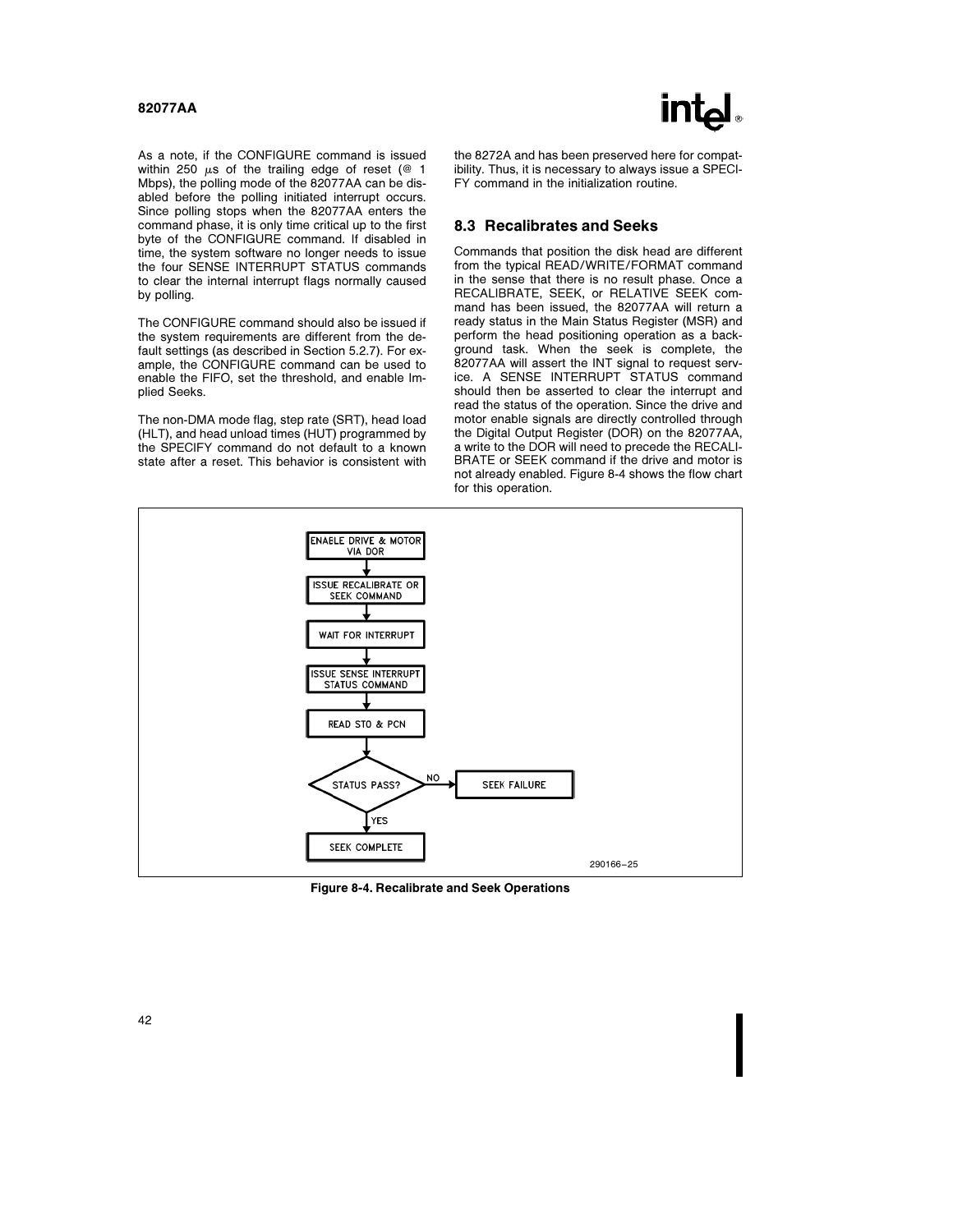As a note, if the CONFIGURE command is issued within 250 μs of the trailing edge of reset (@ 1 Mbps), the polling mode of the 82077AA can be disabled before the polling initiated interrupt occurs. Since polling stops when the 82077AA enters the command phase, it is only time critical up to the first byte of the CONFIGURE command. If disabled in time, the system software no longer needs to issue the four SENSE INTERRUPT STATUS commands to clear the internal interrupt flags normally caused by polling.

The CONFIGURE command should also be issued if the system requirements are different from the default settings (as described in Section 5.2.7). For example, the CONFIGURE command can be used to enable the FIFO, set the threshold, and enable Implied Seeks.

The non-DMA mode flag, step rate (SRT), head load (HLT), and head unload times (HUT) programmed by the SPECIFY command do not default to a known state after a reset. This behavior is consistent with the 8272A and has been preserved here for compatibility. Thus, it is necessary to always issue a SPECIFY command in the initialization routine.

## 8.3 Recalibrates and Seeks

Commands that position the disk head are different from the typical READ/WRITE/FORMAT command in the sense that there is no result phase. Once a RECALIBRATE, SEEK, or RELATIVE SEEK command has been issued, the 82077AA will return a ready status in the Main Status Register (MSR) and perform the head positioning operation as a background task. When the seek is complete, the 82077AA will assert the INT signal to request service. A SENSE INTERRUPT STATUS command should then be asserted to clear the interrupt and read the status of the operation. Since the drive and motor enable signals are directly controlled through the Digital Output Register (DOR) on the 82077AA, a write to the DOR will need to precede the RECALIBRATE or SEEK command if the drive and motor is not already enabled. Figure 8-4 shows the flow chart for this operation.

ENABLE DRIVE & MOTOR VIA DOR → ISSUE RECALIBRATE OR SEEK COMMAND → WAIT FOR INTERRUPT → ISSUE SENSE INTERRUPT STATUS COMMAND → READ ST0 & PCN → STATUS PASS? (NO → SEEK FAILURE; YES → SEEK COMPLETE)

290166–25

**Figure 8-4. Recalibrate and Seek Operations**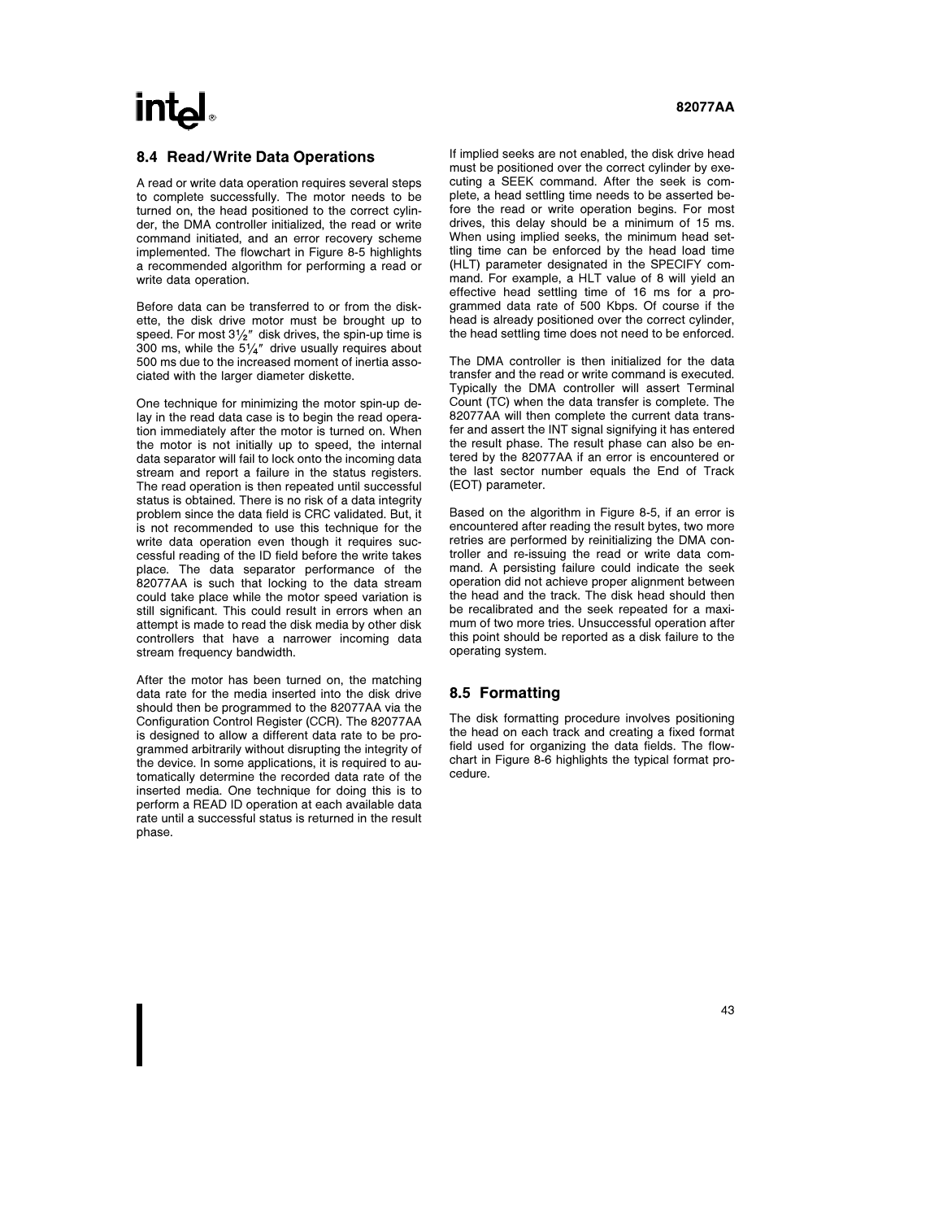## 8.4 Read/Write Data Operations

A read or write data operation requires several steps to complete successfully. The motor needs to be turned on, the head positioned to the correct cylinder, the DMA controller initialized, the read or write command initiated, and an error recovery scheme implemented. The flowchart in Figure 8-5 highlights a recommended algorithm for performing a read or write data operation.

Before data can be transferred to or from the diskette, the disk drive motor must be brought up to speed. For most 3½″ disk drives, the spin-up time is 300 ms, while the 5¼″ drive usually requires about 500 ms due to the increased moment of inertia associated with the larger diameter diskette.

One technique for minimizing the motor spin-up delay in the read data case is to begin the read operation immediately after the motor is turned on. When the motor is not initially up to speed, the internal data separator will fail to lock onto the incoming data stream and report a failure in the status registers. The read operation is then repeated until successful status is obtained. There is no risk of a data integrity problem since the data field is CRC validated. But, it is not recommended to use this technique for the write data operation even though it requires successful reading of the ID field before the write takes place. The data separator performance of the 82077AA is such that locking to the data stream could take place while the motor speed variation is still significant. This could result in errors when an attempt is made to read the disk media by other disk controllers that have a narrower incoming data stream frequency bandwidth.

After the motor has been turned on, the matching data rate for the media inserted into the disk drive should then be programmed to the 82077AA via the Configuration Control Register (CCR). The 82077AA is designed to allow a different data rate to be programmed arbitrarily without disrupting the integrity of the device. In some applications, it is required to automatically determine the recorded data rate of the inserted media. One technique for doing this is to perform a READ ID operation at each available data rate until a successful status is returned in the result phase.

If implied seeks are not enabled, the disk drive head must be positioned over the correct cylinder by executing a SEEK command. After the seek is complete, a head settling time needs to be asserted before the read or write operation begins. For most drives, this delay should be a minimum of 15 ms. When using implied seeks, the minimum head settling time can be enforced by the head load time (HLT) parameter designated in the SPECIFY command. For example, a HLT value of 8 will yield an effective head settling time of 16 ms for a programmed data rate of 500 Kbps. Of course if the head is already positioned over the correct cylinder, the head settling time does not need to be enforced.

The DMA controller is then initialized for the data transfer and the read or write command is executed. Typically the DMA controller will assert Terminal Count (TC) when the data transfer is complete. The 82077AA will then complete the current data transfer and assert the INT signal signifying it has entered the result phase. The result phase can also be entered by the 82077AA if an error is encountered or the last sector number equals the End of Track (EOT) parameter.

Based on the algorithm in Figure 8-5, if an error is encountered after reading the result bytes, two more retries are performed by reinitializing the DMA controller and re-issuing the read or write data command. A persisting failure could indicate the seek operation did not achieve proper alignment between the head and the track. The disk head should then be recalibrated and the seek repeated for a maximum of two more tries. Unsuccessful operation after this point should be reported as a disk failure to the operating system.

## 8.5 Formatting

The disk formatting procedure involves positioning the head on each track and creating a fixed format field used for organizing the data fields. The flowchart in Figure 8-6 highlights the typical format procedure.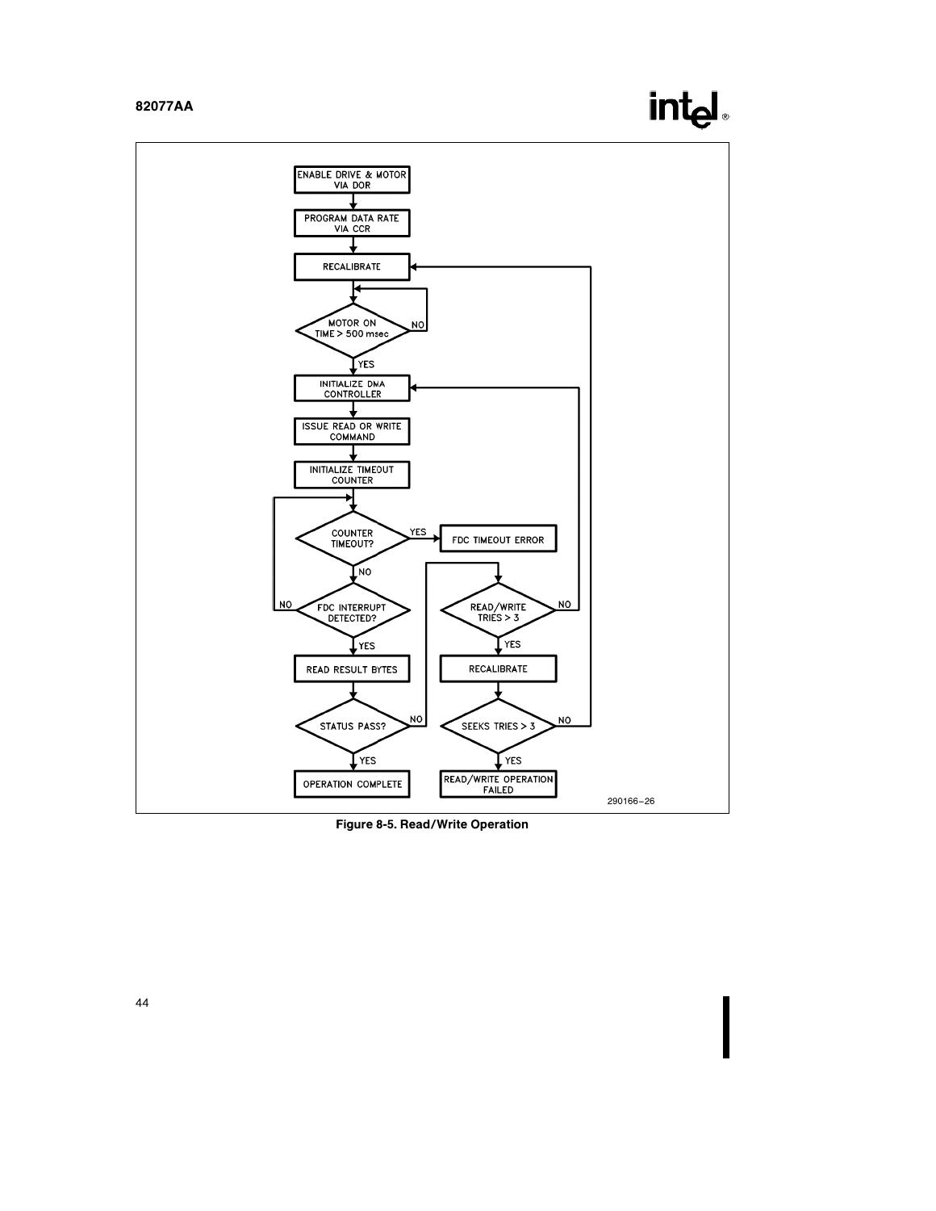ENABLE DRIVE & MOTOR VIA DOR

PROGRAM DATA RATE VIA CCR

RECALIBRATE

MOTOR ON TIME > 500 msec — NO / YES

INITIALIZE DMA CONTROLLER

ISSUE READ OR WRITE COMMAND

INITIALIZE TIMEOUT COUNTER

COUNTER TIMEOUT? — YES → FDC TIMEOUT ERROR / NO

FDC INTERRUPT DETECTED? — NO / YES

READ RESULT BYTES

STATUS PASS? — NO / YES

OPERATION COMPLETE

READ/WRITE TRIES > 3 — NO / YES

RECALIBRATE

SEEKS TRIES > 3 — NO / YES

READ/WRITE OPERATION FAILED

290166–26

**Figure 8-5. Read/Write Operation**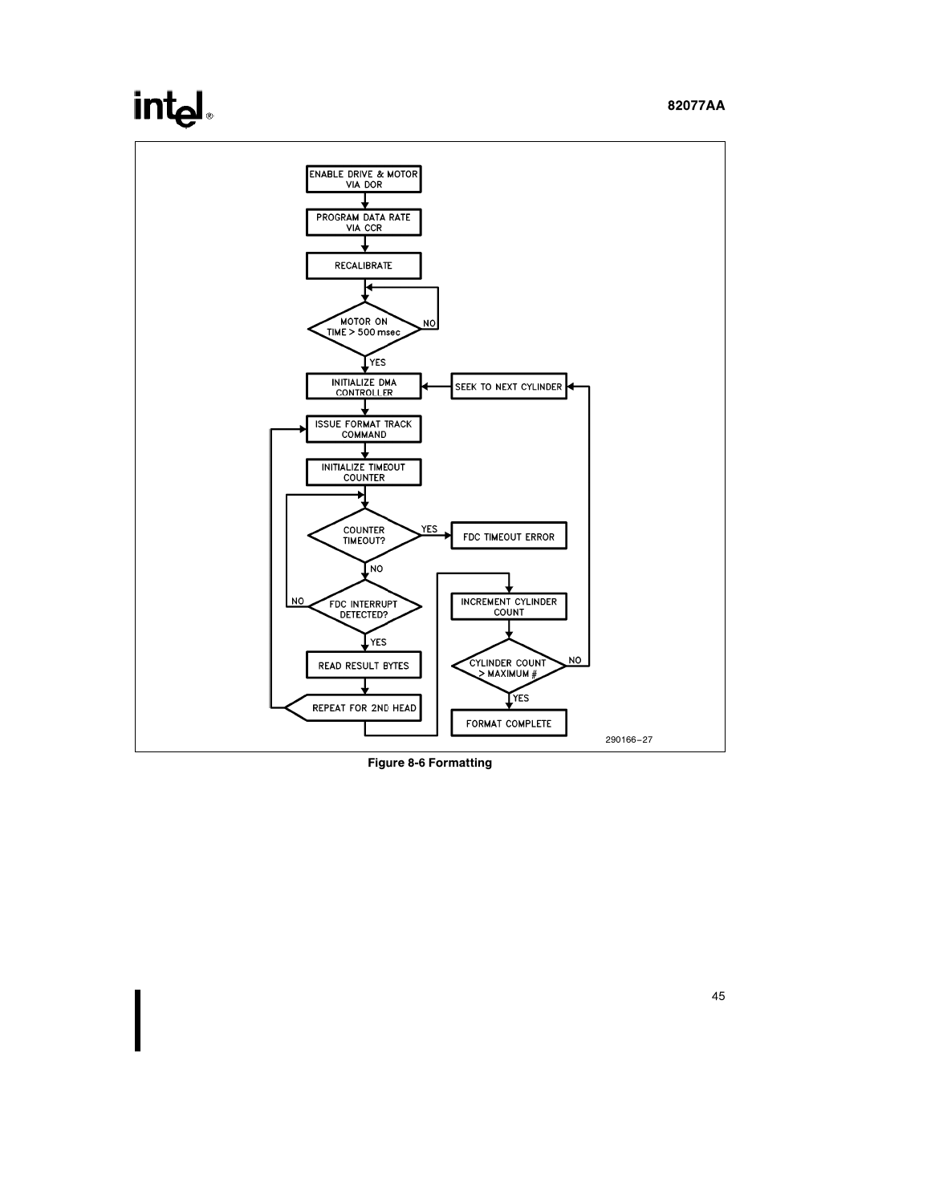ENABLE DRIVE & MOTOR VIA DOR

PROGRAM DATA RATE VIA CCR

RECALIBRATE

MOTOR ON TIME > 500 msec — NO / YES

INITIALIZE DMA CONTROLLER

SEEK TO NEXT CYLINDER

ISSUE FORMAT TRACK COMMAND

INITIALIZE TIMEOUT COUNTER

COUNTER TIMEOUT? — YES / NO

FDC TIMEOUT ERROR

FDC INTERRUPT DETECTED? — NO / YES

INCREMENT CYLINDER COUNT

READ RESULT BYTES

CYLINDER COUNT > MAXIMUM # — NO / YES

REPEAT FOR 2ND HEAD

FORMAT COMPLETE

290166–27

**Figure 8-6 Formatting**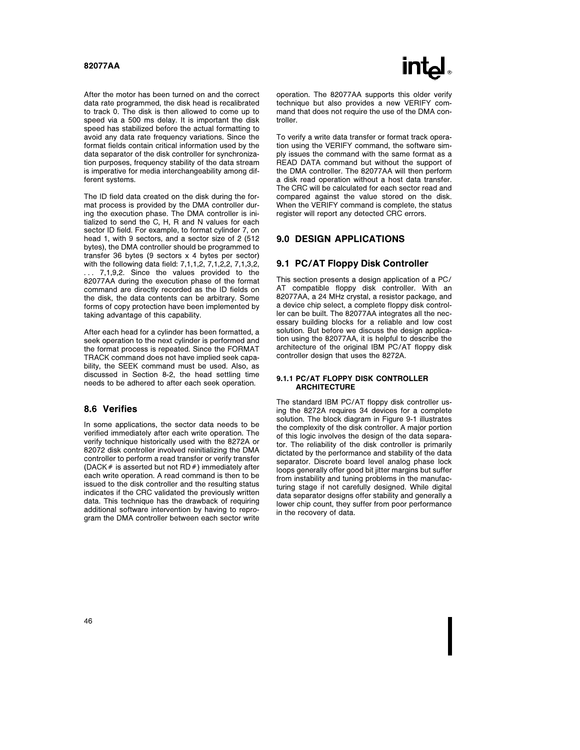After the motor has been turned on and the correct data rate programmed, the disk head is recalibrated to track 0. The disk is then allowed to come up to speed via a 500 ms delay. It is important the disk speed has stabilized before the actual formatting to avoid any data rate frequency variations. Since the format fields contain critical information used by the data separator of the disk controller for synchronization purposes, frequency stability of the data stream is imperative for media interchangeability among different systems.

The ID field data created on the disk during the format process is provided by the DMA controller during the execution phase. The DMA controller is initialized to send the C, H, R and N values for each sector ID field. For example, to format cylinder 7, on head 1, with 9 sectors, and a sector size of 2 (512 bytes), the DMA controller should be programmed to transfer 36 bytes (9 sectors x 4 bytes per sector) with the following data field: 7,1,1,2, 7,1,2,2, 7,1,3,2, . . . 7,1,9,2. Since the values provided to the 82077AA during the execution phase of the format command are directly recorded as the ID fields on the disk, the data contents can be arbitrary. Some forms of copy protection have been implemented by taking advantage of this capability.

After each head for a cylinder has been formatted, a seek operation to the next cylinder is performed and the format process is repeated. Since the FORMAT TRACK command does not have implied seek capability, the SEEK command must be used. Also, as discussed in Section 8-2, the head settling time needs to be adhered to after each seek operation.

## 8.6 Verifies

In some applications, the sector data needs to be verified immediately after each write operation. The verify technique historically used with the 8272A or 82072 disk controller involved reinitializing the DMA controller to perform a read transfer or verify transfer (DACK# is asserted but not RD#) immediately after each write operation. A read command is then to be issued to the disk controller and the resulting status indicates if the CRC validated the previously written data. This technique has the drawback of requiring additional software intervention by having to reprogram the DMA controller between each sector write operation. The 82077AA supports this older verify technique but also provides a new VERIFY command that does not require the use of the DMA controller.

To verify a write data transfer or format track operation using the VERIFY command, the software simply issues the command with the same format as a READ DATA command but without the support of the DMA controller. The 82077AA will then perform a disk read operation without a host data transfer. The CRC will be calculated for each sector read and compared against the value stored on the disk. When the VERIFY command is complete, the status register will report any detected CRC errors.

# 9.0 DESIGN APPLICATIONS

## 9.1 PC/AT Floppy Disk Controller

This section presents a design application of a PC/AT compatible floppy disk controller. With an 82077AA, a 24 MHz crystal, a resistor package, and a device chip select, a complete floppy disk controller can be built. The 82077AA integrates all the necessary building blocks for a reliable and low cost solution. But before we discuss the design application using the 82077AA, it is helpful to describe the architecture of the original IBM PC/AT floppy disk controller design that uses the 8272A.

### 9.1.1 PC/AT FLOPPY DISK CONTROLLER ARCHITECTURE

The standard IBM PC/AT floppy disk controller using the 8272A requires 34 devices for a complete solution. The block diagram in Figure 9-1 illustrates the complexity of the disk controller. A major portion of this logic involves the design of the data separator. The reliability of the disk controller is primarily dictated by the performance and stability of the data separator. Discrete board level analog phase lock loops generally offer good bit jitter margins but suffer from instability and tuning problems in the manufacturing stage if not carefully designed. While digital data separator designs offer stability and generally a lower chip count, they suffer from poor performance in the recovery of data.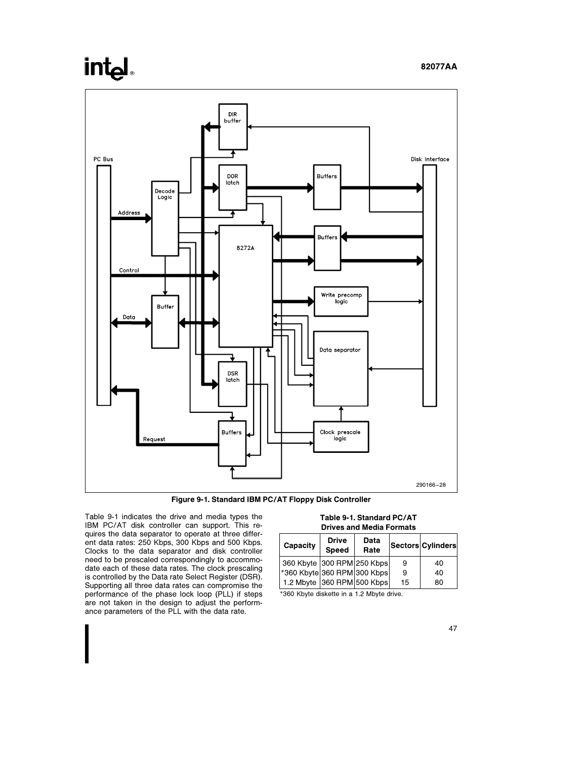Figure 9-1. Standard IBM PC/AT Floppy Disk Controller

Table 9-1 indicates the drive and media types the IBM PC/AT disk controller can support. This requires the data separator to operate at three different data rates: 250 Kbps, 300 Kbps and 500 Kbps. Clocks to the data separator and disk controller need to be prescaled correspondingly to accommodate each of these data rates. The clock prescaling is controlled by the Data rate Select Register (DSR). Supporting all three data rates can compromise the performance of the phase lock loop (PLL) if steps are not taken in the design to adjust the performance parameters of the PLL with the data rate.

**Table 9-1. Standard PC/AT Drives and Media Formats**

| Capacity | Drive Speed | Data Rate | Sectors | Cylinders |
|---|---|---|---|---|
| 360 Kbyte | 300 RPM | 250 Kbps | 9 | 40 |
| *360 Kbyte | 360 RPM | 300 Kbps | 9 | 40 |
| 1.2 Mbyte | 360 RPM | 500 Kbps | 15 | 80 |

*360 Kbyte diskette in a 1.2 Mbyte drive.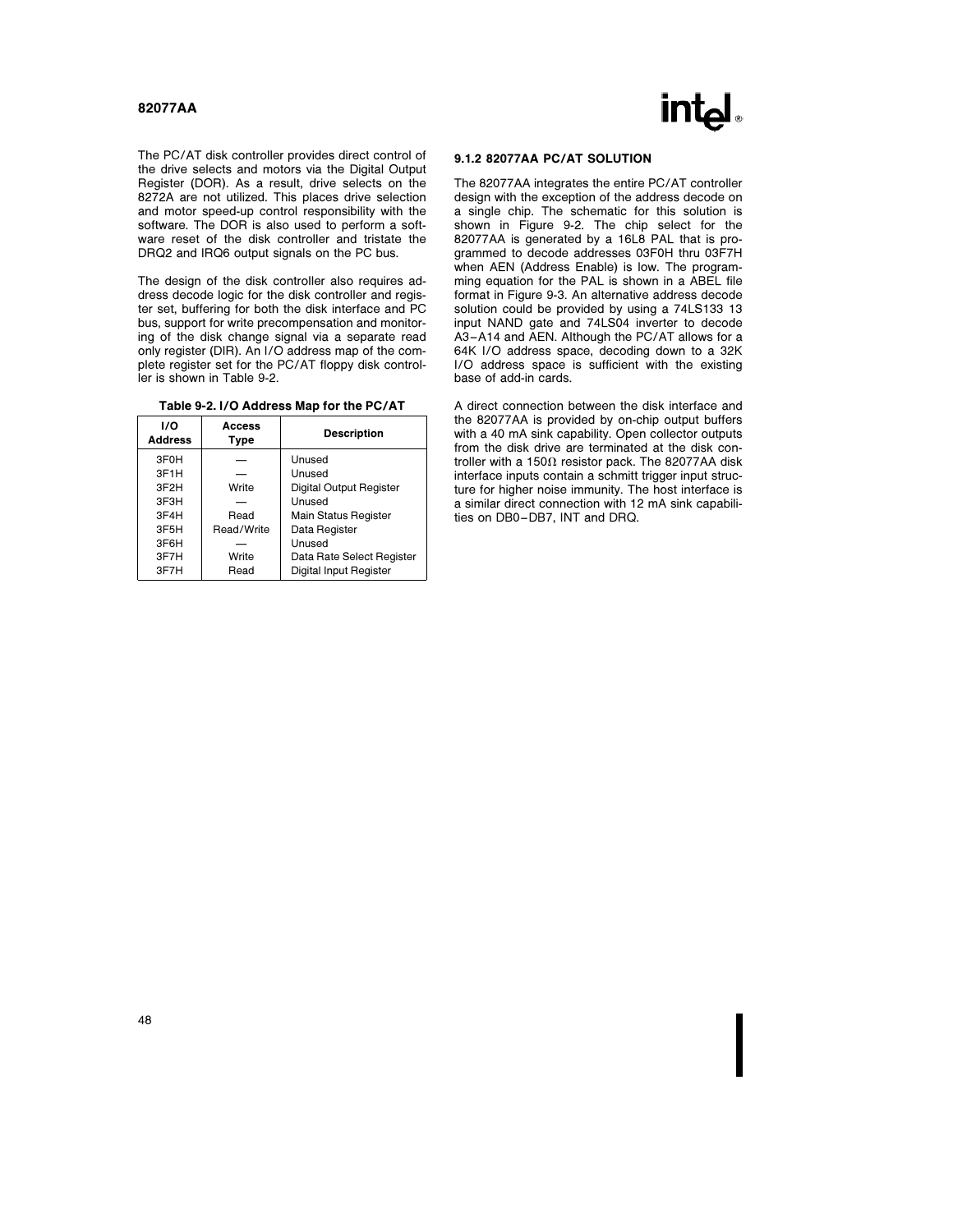The PC/AT disk controller provides direct control of the drive selects and motors via the Digital Output Register (DOR). As a result, drive selects on the 8272A are not utilized. This places drive selection and motor speed-up control responsibility with the software. The DOR is also used to perform a software reset of the disk controller and tristate the DRQ2 and IRQ6 output signals on the PC bus.

The design of the disk controller also requires address decode logic for the disk controller and register set, buffering for both the disk interface and PC bus, support for write precompensation and monitoring of the disk change signal via a separate read only register (DIR). An I/O address map of the complete register set for the PC/AT floppy disk controller is shown in Table 9-2.

**Table 9-2. I/O Address Map for the PC/AT**

| I/O Address | Access Type | Description |
|---|---|---|
| 3F0H | — | Unused |
| 3F1H | — | Unused |
| 3F2H | Write | Digital Output Register |
| 3F3H | — | Unused |
| 3F4H | Read | Main Status Register |
| 3F5H | Read/Write | Data Register |
| 3F6H | — | Unused |
| 3F7H | Write | Data Rate Select Register |
| 3F7H | Read | Digital Input Register |

### 9.1.2 82077AA PC/AT SOLUTION

The 82077AA integrates the entire PC/AT controller design with the exception of the address decode on a single chip. The schematic for this solution is shown in Figure 9-2. The chip select for the 82077AA is generated by a 16L8 PAL that is programmed to decode addresses 03F0H thru 03F7H when AEN (Address Enable) is low. The programming equation for the PAL is shown in a ABEL file format in Figure 9-3. An alternative address decode solution could be provided by using a 74LS133 13 input NAND gate and 74LS04 inverter to decode A3–A14 and AEN. Although the PC/AT allows for a 64K I/O address space, decoding down to a 32K I/O address space is sufficient with the existing base of add-in cards.

A direct connection between the disk interface and the 82077AA is provided by on-chip output buffers with a 40 mA sink capability. Open collector outputs from the disk drive are terminated at the disk controller with a 150Ω resistor pack. The 82077AA disk interface inputs contain a schmitt trigger input structure for higher noise immunity. The host interface is a similar direct connection with 12 mA sink capabilities on DB0–DB7, INT and DRQ.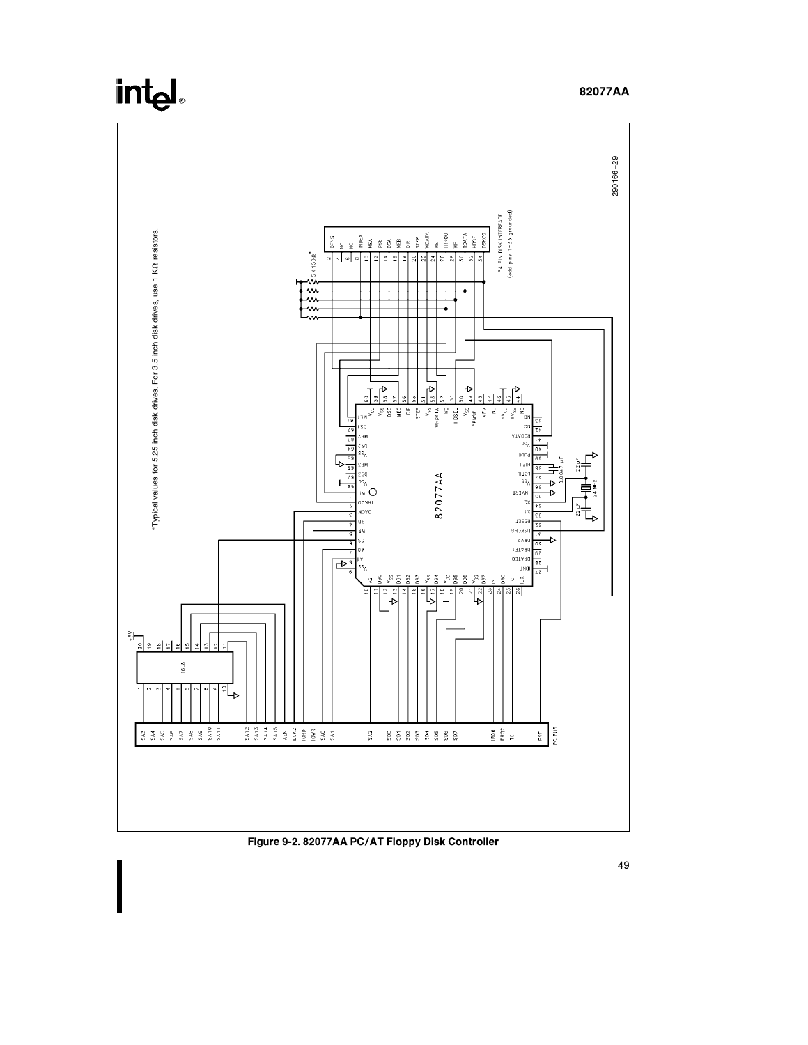*Typical values for 5.25 inch disk drives. For 3.5 inch disk drives, use 1 KΩ resistors.

290166–29

Figure 9-2. 82077AA PC/AT Floppy Disk Controller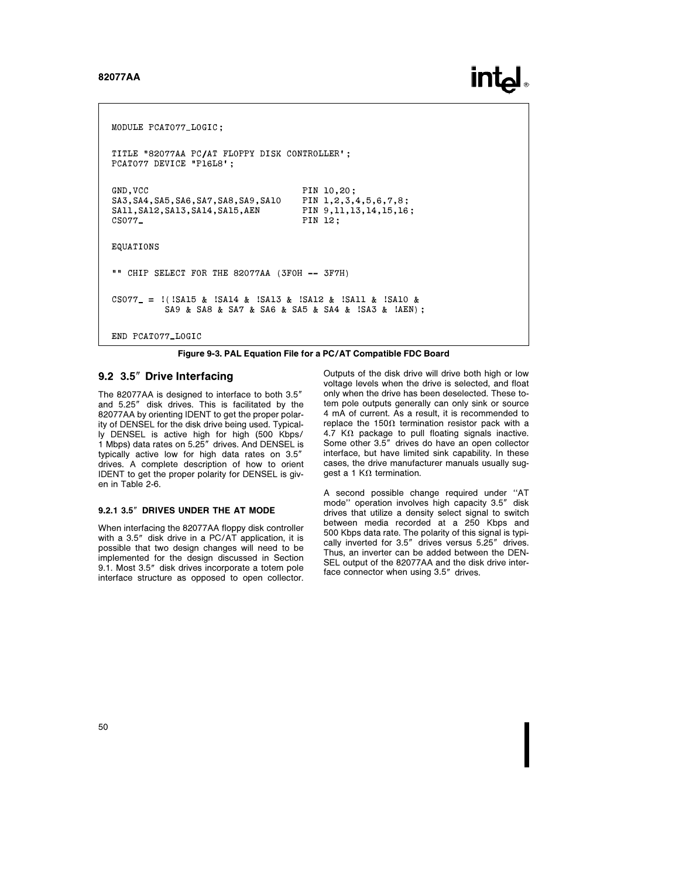```
MODULE PCAT077_LOGIC;

TITLE "82077AA PC/AT FLOPPY DISK CONTROLLER';
PCAT077 DEVICE "P16L8';

GND,VCC                                 PIN 10,20;
SA3,SA4,SA5,SA6,SA7,SA8,SA9,SA10        PIN 1,2,3,4,5,6,7,8;
SA11,SA12,SA13,SA14,SA15,AEN            PIN 9,11,13,14,15,16;
CS077_                                  PIN 12;

EQUATIONS

"" CHIP SELECT FOR THE 82077AA (3F0H -- 3F7H)

CS077_ = !(!SA15 & !SA14 & !SA13 & !SA12 & !SA11 & !SA10 &
          SA9 & SA8 & SA7 & SA6 & SA5 & SA4 & !SA3 & !AEN);

END PCAT077_LOGIC
```

**Figure 9-3. PAL Equation File for a PC/AT Compatible FDC Board**

## 9.2 3.5″ Drive Interfacing

The 82077AA is designed to interface to both 3.5″ and 5.25″ disk drives. This is facilitated by the 82077AA by orienting IDENT to get the proper polarity of DENSEL for the disk drive being used. Typically DENSEL is active high for high (500 Kbps/1 Mbps) data rates on 5.25″ drives. And DENSEL is typically active low for high data rates on 3.5″ drives. A complete description of how to orient IDENT to get the proper polarity for DENSEL is given in Table 2-6.

### 9.2.1 3.5″ DRIVES UNDER THE AT MODE

When interfacing the 82077AA floppy disk controller with a 3.5″ disk drive in a PC/AT application, it is possible that two design changes will need to be implemented for the design discussed in Section 9.1. Most 3.5″ disk drives incorporate a totem pole interface structure as opposed to open collector. Outputs of the disk drive will drive both high or low voltage levels when the drive is selected, and float only when the drive has been deselected. These totem pole outputs generally can only sink or source 4 mA of current. As a result, it is recommended to replace the 150Ω termination resistor pack with a 4.7 KΩ package to pull floating signals inactive. Some other 3.5″ drives do have an open collector interface, but have limited sink capability. In these cases, the drive manufacturer manuals usually suggest a 1 KΩ termination.

A second possible change required under ''AT mode'' operation involves high capacity 3.5″ disk drives that utilize a density select signal to switch between media recorded at a 250 Kbps and 500 Kbps data rate. The polarity of this signal is typically inverted for 3.5″ drives versus 5.25″ drives. Thus, an inverter can be added between the DENSEL output of the 82077AA and the disk drive interface connector when using 3.5″ drives.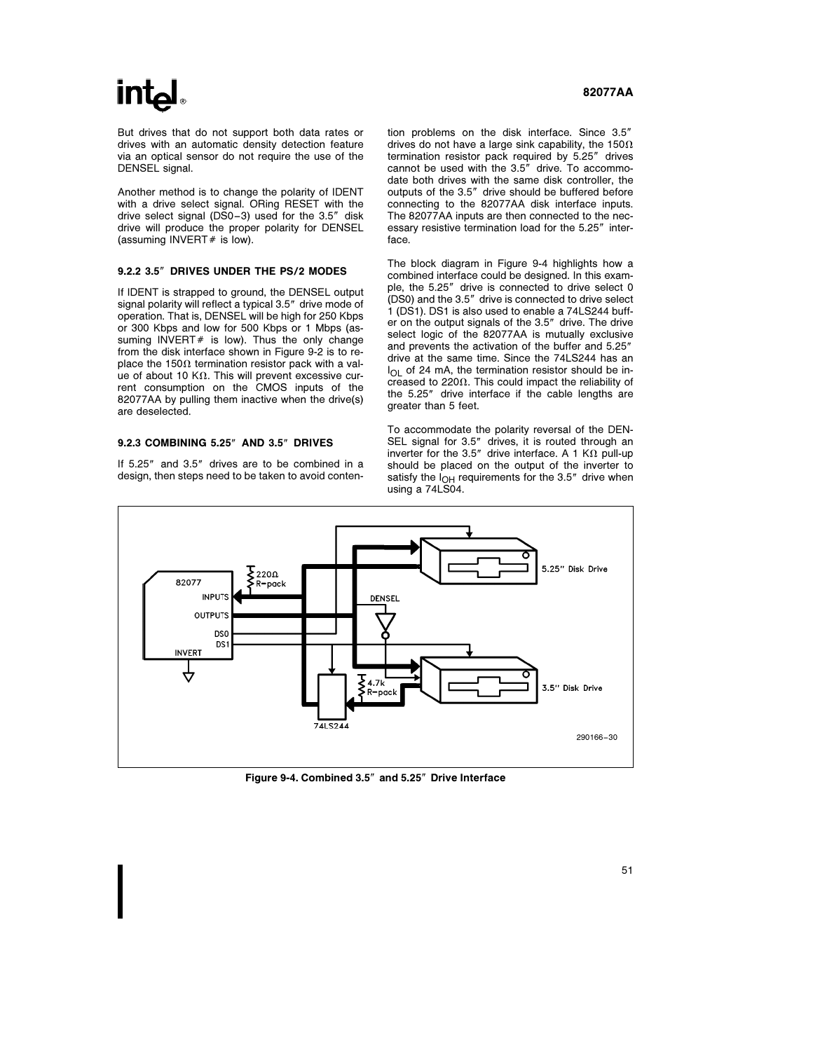But drives that do not support both data rates or drives with an automatic density detection feature via an optical sensor do not require the use of the DENSEL signal.

Another method is to change the polarity of IDENT with a drive select signal. ORing RESET with the drive select signal (DS0–3) used for the 3.5″ disk drive will produce the proper polarity for DENSEL (assuming INVERT# is low).

### 9.2.2 3.5″ DRIVES UNDER THE PS/2 MODES

If IDENT is strapped to ground, the DENSEL output signal polarity will reflect a typical 3.5″ drive mode of operation. That is, DENSEL will be high for 250 Kbps or 300 Kbps and low for 500 Kbps or 1 Mbps (assuming INVERT# is low). Thus the only change from the disk interface shown in Figure 9-2 is to replace the 150Ω termination resistor pack with a value of about 10 KΩ. This will prevent excessive current consumption on the CMOS inputs of the 82077AA by pulling them inactive when the drive(s) are deselected.

### 9.2.3 COMBINING 5.25″ AND 3.5″ DRIVES

If 5.25″ and 3.5″ drives are to be combined in a design, then steps need to be taken to avoid contention problems on the disk interface. Since 3.5″ drives do not have a large sink capability, the 150Ω termination resistor pack required by 5.25″ drives cannot be used with the 3.5″ drive. To accommodate both drives with the same disk controller, the outputs of the 3.5″ drive should be buffered before connecting to the 82077AA disk interface inputs. The 82077AA inputs are then connected to the necessary resistive termination load for the 5.25″ interface.

The block diagram in Figure 9-4 highlights how a combined interface could be designed. In this example, the 5.25″ drive is connected to drive select 0 (DS0) and the 3.5″ drive is connected to drive select 1 (DS1). DS1 is also used to enable a 74LS244 buffer on the output signals of the 3.5″ drive. The drive select logic of the 82077AA is mutually exclusive and prevents the activation of the buffer and 5.25″ drive at the same time. Since the 74LS244 has an $I_{OL}$ of 24 mA, the termination resistor should be increased to 220Ω. This could impact the reliability of the 5.25″ drive interface if the cable lengths are greater than 5 feet.

To accommodate the polarity reversal of the DENSEL signal for 3.5″ drives, it is routed through an inverter for the 3.5″ drive interface. A 1 KΩ pull-up should be placed on the output of the inverter to satisfy the $I_{OH}$ requirements for the 3.5″ drive when using a 74LS04.

Figure 9-4. Combined 3.5″ and 5.25″ Drive Interface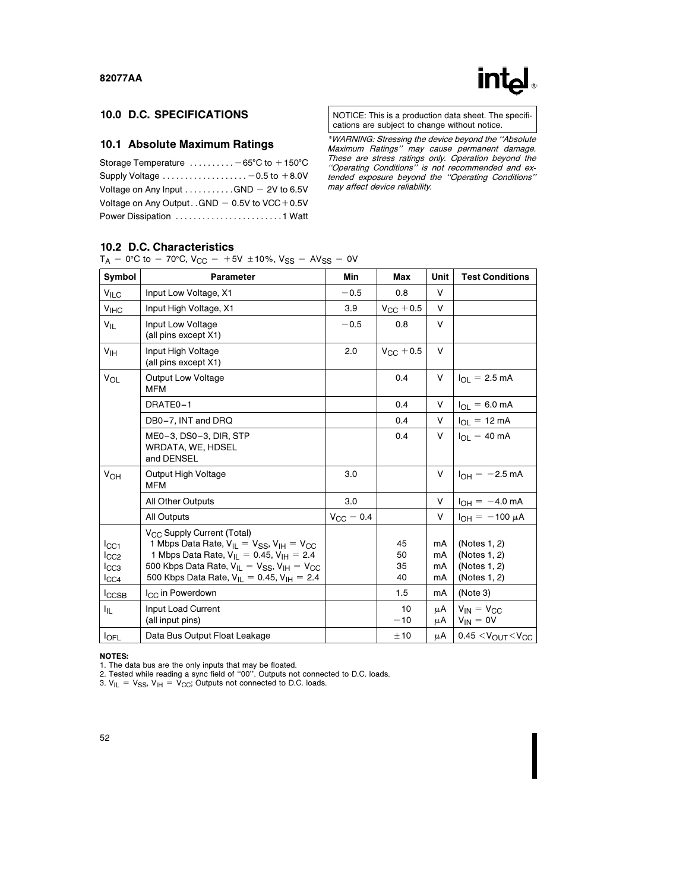## 10.0 D.C. SPECIFICATIONS

NOTICE: This is a production data sheet. The specifications are subject to change without notice.

### 10.1 Absolute Maximum Ratings

Storage Temperature .......... −65°C to +150°C
Supply Voltage .................. −0.5 to +8.0V
Voltage on Any Input ........... GND − 2V to 6.5V
Voltage on Any Output . . GND − 0.5V to VCC+0.5V
Power Dissipation ........................ 1 Watt

*\*WARNING: Stressing the device beyond the "Absolute Maximum Ratings" may cause permanent damage. These are stress ratings only. Operation beyond the "Operating Conditions" is not recommended and extended exposure beyond the "Operating Conditions" may affect device reliability.*

### 10.2 D.C. Characteristics

$T_A$ = 0°C to = 70°C, $V_{CC}$ = +5V ±10%, $V_{SS}$ = $AV_{SS}$ = 0V

| Symbol | Parameter | Min | Max | Unit | Test Conditions |
|---|---|---|---|---|---|
| $V_{ILC}$ | Input Low Voltage, X1 | −0.5 | 0.8 | V | |
| $V_{IHC}$ | Input High Voltage, X1 | 3.9 | $V_{CC}$ +0.5 | V | |
| $V_{IL}$ | Input Low Voltage (all pins except X1) | −0.5 | 0.8 | V | |
| $V_{IH}$ | Input High Voltage (all pins except X1) | 2.0 | $V_{CC}$ +0.5 | V | |
| $V_{OL}$ | Output Low Voltage MFM | | 0.4 | V | $I_{OL}$ = 2.5 mA |
| | DRATE0–1 | | 0.4 | V | $I_{OL}$ = 6.0 mA |
| | DB0–7, INT and DRQ | | 0.4 | V | $I_{OL}$ = 12 mA |
| | ME0–3, DS0–3, DIR, STP WRDATA, WE, HDSEL and DENSEL | | 0.4 | V | $I_{OL}$ = 40 mA |
| $V_{OH}$ | Output High Voltage MFM | 3.0 | | V | $I_{OH}$ = −2.5 mA |
| | All Other Outputs | 3.0 | | V | $I_{OH}$ = −4.0 mA |
| | All Outputs | $V_{CC}$ − 0.4 | | V | $I_{OH}$ = −100 μA |
| | $V_{CC}$ Supply Current (Total) | | | | |
| $I_{CC1}$ | 1 Mbps Data Rate, $V_{IL}$ = $V_{SS}$, $V_{IH}$ = $V_{CC}$ | | 45 | mA | (Notes 1, 2) |
| $I_{CC2}$ | 1 Mbps Data Rate, $V_{IL}$ = 0.45, $V_{IH}$ = 2.4 | | 50 | mA | (Notes 1, 2) |
| $I_{CC3}$ | 500 Kbps Data Rate, $V_{IL}$ = $V_{SS}$, $V_{IH}$ = $V_{CC}$ | | 35 | mA | (Notes 1, 2) |
| $I_{CC4}$ | 500 Kbps Data Rate, $V_{IL}$ = 0.45, $V_{IH}$ = 2.4 | | 40 | mA | (Notes 1, 2) |
| $I_{CCSB}$ | $I_{CC}$ in Powerdown | | 1.5 | mA | (Note 3) |
| $I_{IL}$ | Input Load Current (all input pins) | | 10<br>−10 | μA<br>μA | $V_{IN}$ = $V_{CC}$<br>$V_{IN}$ = 0V |
| $I_{OFL}$ | Data Bus Output Float Leakage | | ±10 | μA | 0.45 < $V_{OUT}$ < $V_{CC}$ |

**NOTES:**
1. The data bus are the only inputs that may be floated.
2. Tested while reading a sync field of "00". Outputs not connected to D.C. loads.
3. $V_{IL}$ = $V_{SS}$, $V_{IH}$ = $V_{CC}$; Outputs not connected to D.C. loads.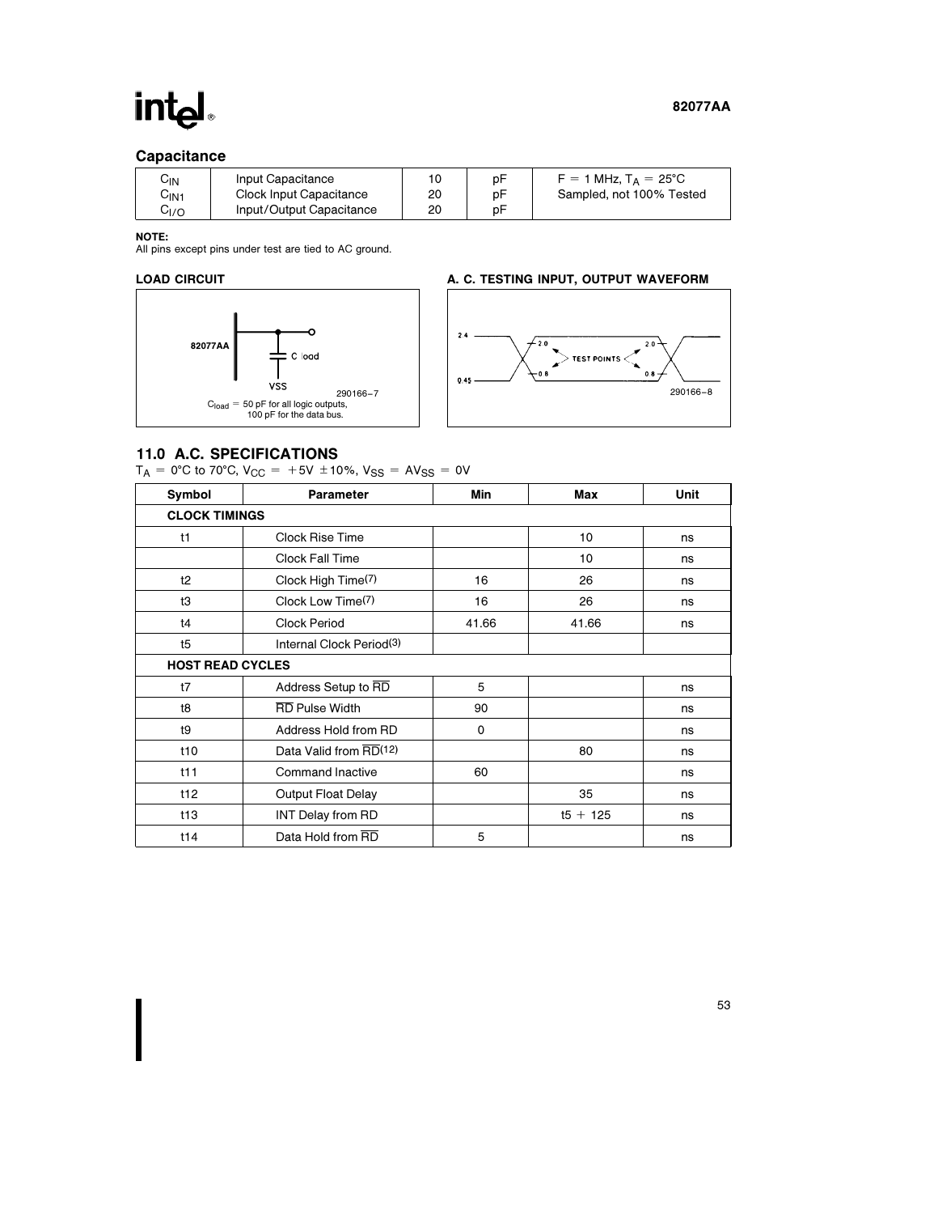## Capacitance

| | | | | |
|---|---|---|---|---|
| $C_{IN}$ | Input Capacitance | 10 | pF | $F = 1$ MHz, $T_A = 25°C$ |
| $C_{IN1}$ | Clock Input Capacitance | 20 | pF | Sampled, not 100% Tested |
| $C_{I/O}$ | Input/Output Capacitance | 20 | pF | |

**NOTE:**
All pins except pins under test are tied to AC ground.

**LOAD CIRCUIT**

82077AA

C load

VSS

290166–7

$C_{load}$ = 50 pF for all logic outputs, 100 pF for the data bus.

**A. C. TESTING INPUT, OUTPUT WAVEFORM**

2.4 — 2.0 — TEST POINTS — 2.0

0.45 — 0.8 — 0.8

290166–8

## 11.0 A.C. SPECIFICATIONS

$T_A = 0°C$ to $70°C$, $V_{CC} = +5V \pm 10\%$, $V_{SS} = AV_{SS} = 0V$

| Symbol | Parameter | Min | Max | Unit |
|---|---|---|---|---|
| **CLOCK TIMINGS** | | | | |
| t1 | Clock Rise Time | | 10 | ns |
| | Clock Fall Time | | 10 | ns |
| t2 | Clock High Time(7) | 16 | 26 | ns |
| t3 | Clock Low Time(7) | 16 | 26 | ns |
| t4 | Clock Period | 41.66 | 41.66 | ns |
| t5 | Internal Clock Period(3) | | | |
| **HOST READ CYCLES** | | | | |
| t7 | Address Setup to $\overline{RD}$ | 5 | | ns |
| t8 | $\overline{RD}$ Pulse Width | 90 | | ns |
| t9 | Address Hold from RD | 0 | | ns |
| t10 | Data Valid from $\overline{RD}$(12) | | 80 | ns |
| t11 | Command Inactive | 60 | | ns |
| t12 | Output Float Delay | | 35 | ns |
| t13 | INT Delay from RD | | t5 + 125 | ns |
| t14 | Data Hold from $\overline{RD}$ | 5 | | ns |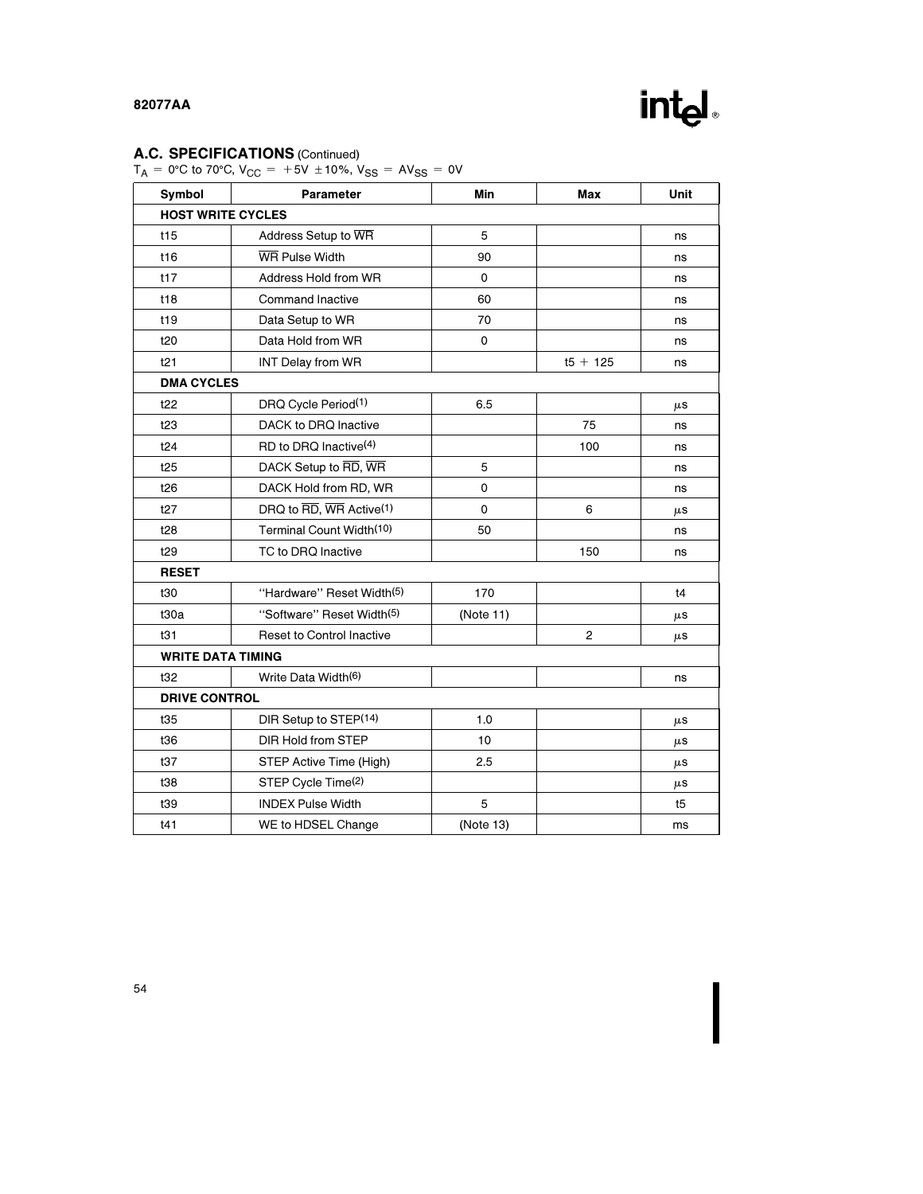## A.C. SPECIFICATIONS (Continued)

$T_A = 0°C$ to $70°C$, $V_{CC} = +5V \pm 10\%$, $V_{SS} = AV_{SS} = 0V$

| Symbol | Parameter | Min | Max | Unit |
|---|---|---|---|---|
| **HOST WRITE CYCLES** | | | | |
| t15 | Address Setup to $\overline{WR}$ | 5 | | ns |
| t16 | $\overline{WR}$ Pulse Width | 90 | | ns |
| t17 | Address Hold from WR | 0 | | ns |
| t18 | Command Inactive | 60 | | ns |
| t19 | Data Setup to WR | 70 | | ns |
| t20 | Data Hold from WR | 0 | | ns |
| t21 | INT Delay from WR | | t5 + 125 | ns |
| **DMA CYCLES** | | | | |
| t22 | DRQ Cycle Period(1) | 6.5 | | μs |
| t23 | DACK to DRQ Inactive | | 75 | ns |
| t24 | RD to DRQ Inactive(4) | | 100 | ns |
| t25 | DACK Setup to $\overline{RD}$, $\overline{WR}$ | 5 | | ns |
| t26 | DACK Hold from RD, WR | 0 | | ns |
| t27 | DRQ to $\overline{RD}$, $\overline{WR}$ Active(1) | 0 | 6 | μs |
| t28 | Terminal Count Width(10) | 50 | | ns |
| t29 | TC to DRQ Inactive | | 150 | ns |
| **RESET** | | | | |
| t30 | "Hardware" Reset Width(5) | 170 | | t4 |
| t30a | "Software" Reset Width(5) | (Note 11) | | μs |
| t31 | Reset to Control Inactive | | 2 | μs |
| **WRITE DATA TIMING** | | | | |
| t32 | Write Data Width(6) | | | ns |
| **DRIVE CONTROL** | | | | |
| t35 | DIR Setup to STEP(14) | 1.0 | | μs |
| t36 | DIR Hold from STEP | 10 | | μs |
| t37 | STEP Active Time (High) | 2.5 | | μs |
| t38 | STEP Cycle Time(2) | | | μs |
| t39 | INDEX Pulse Width | 5 | | t5 |
| t41 | WE to HDSEL Change | (Note 13) | | ms |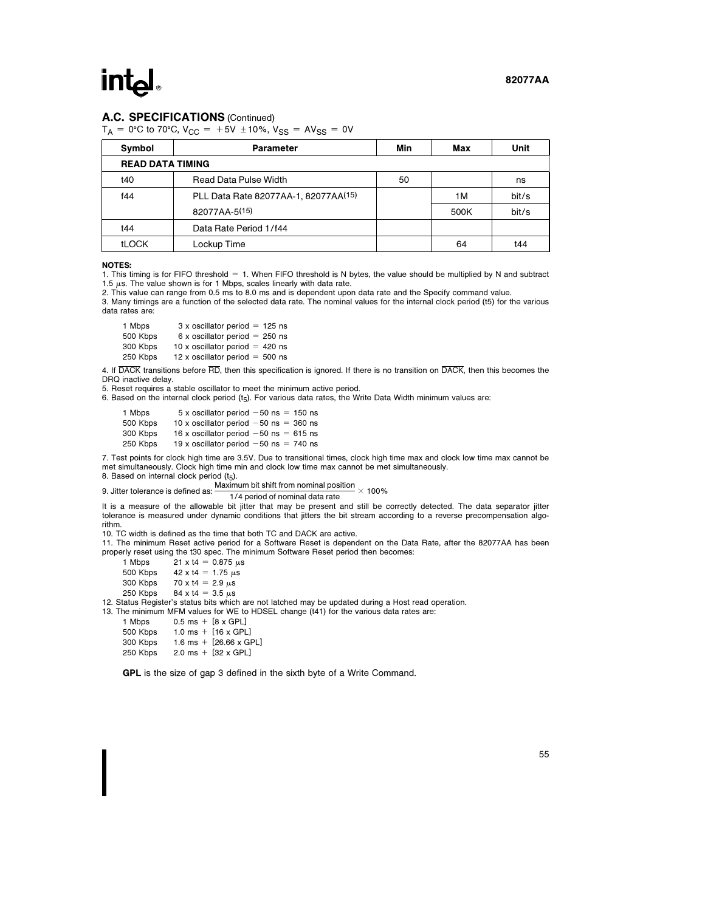## A.C. SPECIFICATIONS (Continued)

$T_A$ = 0°C to 70°C, $V_{CC}$ = +5V ±10%, $V_{SS}$ = $AV_{SS}$ = 0V

| Symbol | Parameter | Min | Max | Unit |
|---|---|---|---|---|
| **READ DATA TIMING** | | | | |
| t40 | Read Data Pulse Width | 50 | | ns |
| f44 | PLL Data Rate 82077AA-1, 82077AA(15) | | 1M | bit/s |
| | 82077AA-5(15) | | 500K | bit/s |
| t44 | Data Rate Period 1/f44 | | | |
| tLOCK | Lockup Time | | 64 | t44 |

**NOTES:**

1. This timing is for FIFO threshold = 1. When FIFO threshold is N bytes, the value should be multiplied by N and subtract 1.5 µs. The value shown is for 1 Mbps, scales linearly with data rate.
2. This value can range from 0.5 ms to 8.0 ms and is dependent upon data rate and the Specify command value.
3. Many timings are a function of the selected data rate. The nominal values for the internal clock period (t5) for the various data rates are:

   1 Mbps     3 x oscillator period = 125 ns
   500 Kbps   6 x oscillator period = 250 ns
   300 Kbps   10 x oscillator period = 420 ns
   250 Kbps   12 x oscillator period = 500 ns

4. If DACK transitions before RD, then this specification is ignored. If there is no transition on DACK, then this becomes the DRQ inactive delay.
5. Reset requires a stable oscillator to meet the minimum active period.
6. Based on the internal clock period ($t_5$). For various data rates, the Write Data Width minimum values are:

   1 Mbps     5 x oscillator period −50 ns = 150 ns
   500 Kbps   10 x oscillator period −50 ns = 360 ns
   300 Kbps   16 x oscillator period −50 ns = 615 ns
   250 Kbps   19 x oscillator period −50 ns = 740 ns

7. Test points for clock high time are 3.5V. Due to transitional times, clock high time max and clock low time max cannot be met simultaneously. Clock high time min and clock low time max cannot be met simultaneously.
8. Based on internal clock period ($t_5$).
9. Jitter tolerance is defined as: $\frac{\text{Maximum bit shift from nominal position}}{\text{1/4 period of nominal data rate}} \times 100\%$

   It is a measure of the allowable bit jitter that may be present and still be correctly detected. The data separator jitter tolerance is measured under dynamic conditions that jitters the bit stream according to a reverse precompensation algorithm.
10. TC width is defined as the time that both TC and DACK are active.
11. The minimum Reset active period for a Software Reset is dependent on the Data Rate, after the 82077AA has been properly reset using the t30 spec. The minimum Software Reset period then becomes:

    1 Mbps     21 x t4 = 0.875 µs
    500 Kbps   42 x t4 = 1.75 µs
    300 Kbps   70 x t4 = 2.9 µs
    250 Kbps   84 x t4 = 3.5 µs

12. Status Register's status bits which are not latched may be updated during a Host read operation.
13. The minimum MFM values for WE to HDSEL change (t41) for the various data rates are:

    1 Mbps     0.5 ms + [8 x GPL]
    500 Kbps   1.0 ms + [16 x GPL]
    300 Kbps   1.6 ms + [26.66 x GPL]
    250 Kbps   2.0 ms + [32 x GPL]

    **GPL** is the size of gap 3 defined in the sixth byte of a Write Command.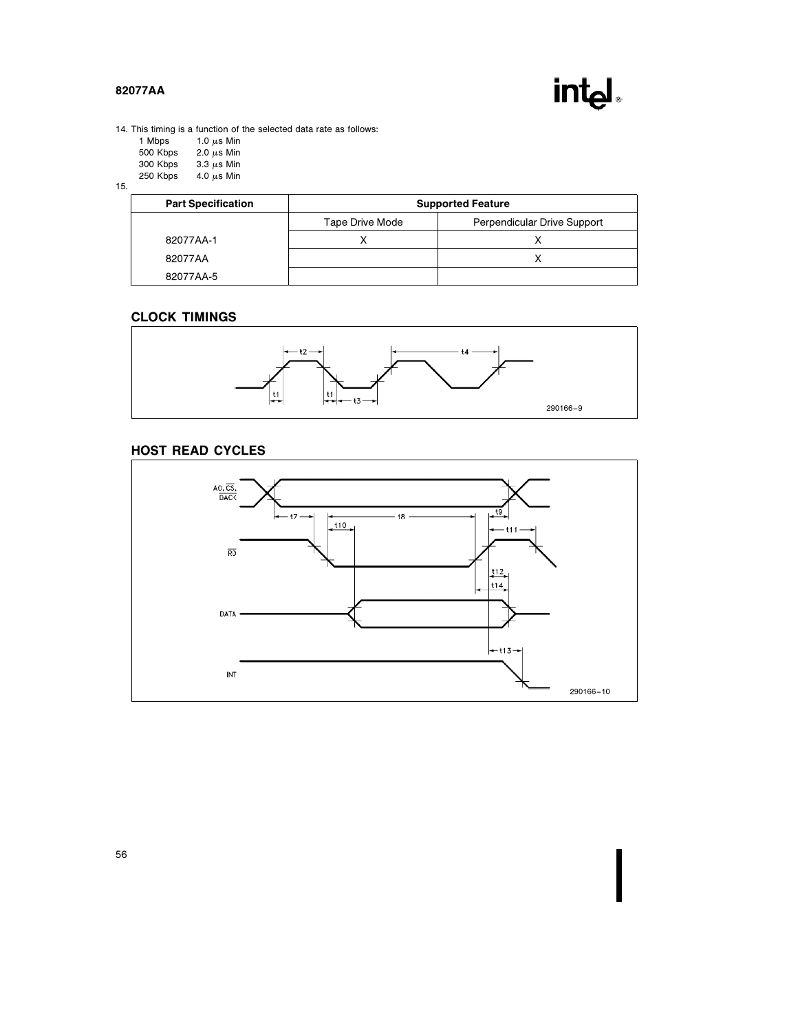14. This timing is a function of the selected data rate as follows:

| | |
|---|---|
| 1 Mbps | 1.0 µs Min |
| 500 Kbps | 2.0 µs Min |
| 300 Kbps | 3.3 µs Min |
| 250 Kbps | 4.0 µs Min |

15.

| Part Specification | Supported Feature | |
|---|---|---|
| | Tape Drive Mode | Perpendicular Drive Support |
| 82077AA-1 | X | X |
| 82077AA | | X |
| 82077AA-5 | | |

## CLOCK TIMINGS

290166–9

## HOST READ CYCLES

290166–10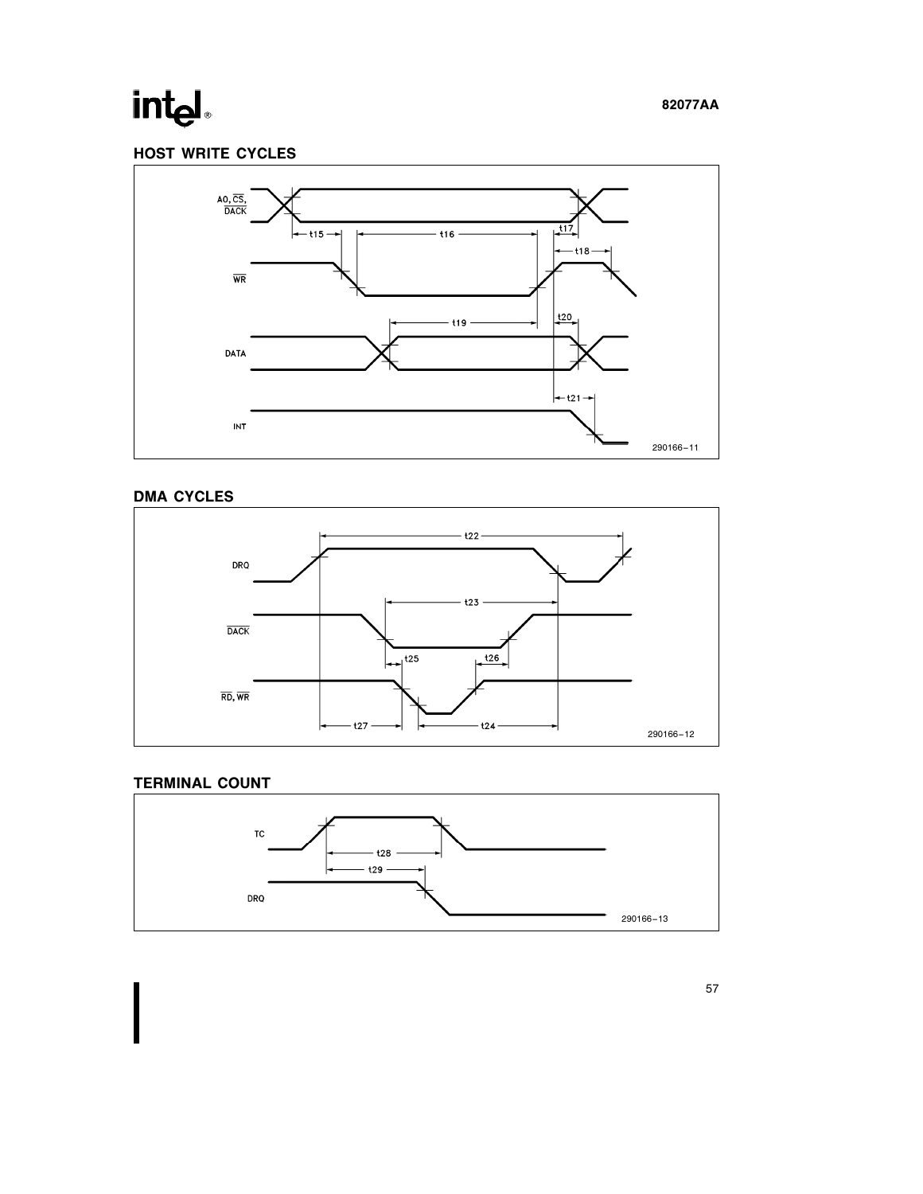## HOST WRITE CYCLES

A0, $\overline{CS}$, $\overline{DACK}$

t15 t16 t17 t18

$\overline{WR}$

t19 t20

DATA

t21

INT

290166–11

## DMA CYCLES

t22

DRQ

t23

$\overline{DACK}$

t25 t26

$\overline{RD}$, $\overline{WR}$

t27 t24

290166–12

## TERMINAL COUNT

TC

t28

t29

DRQ

290166–13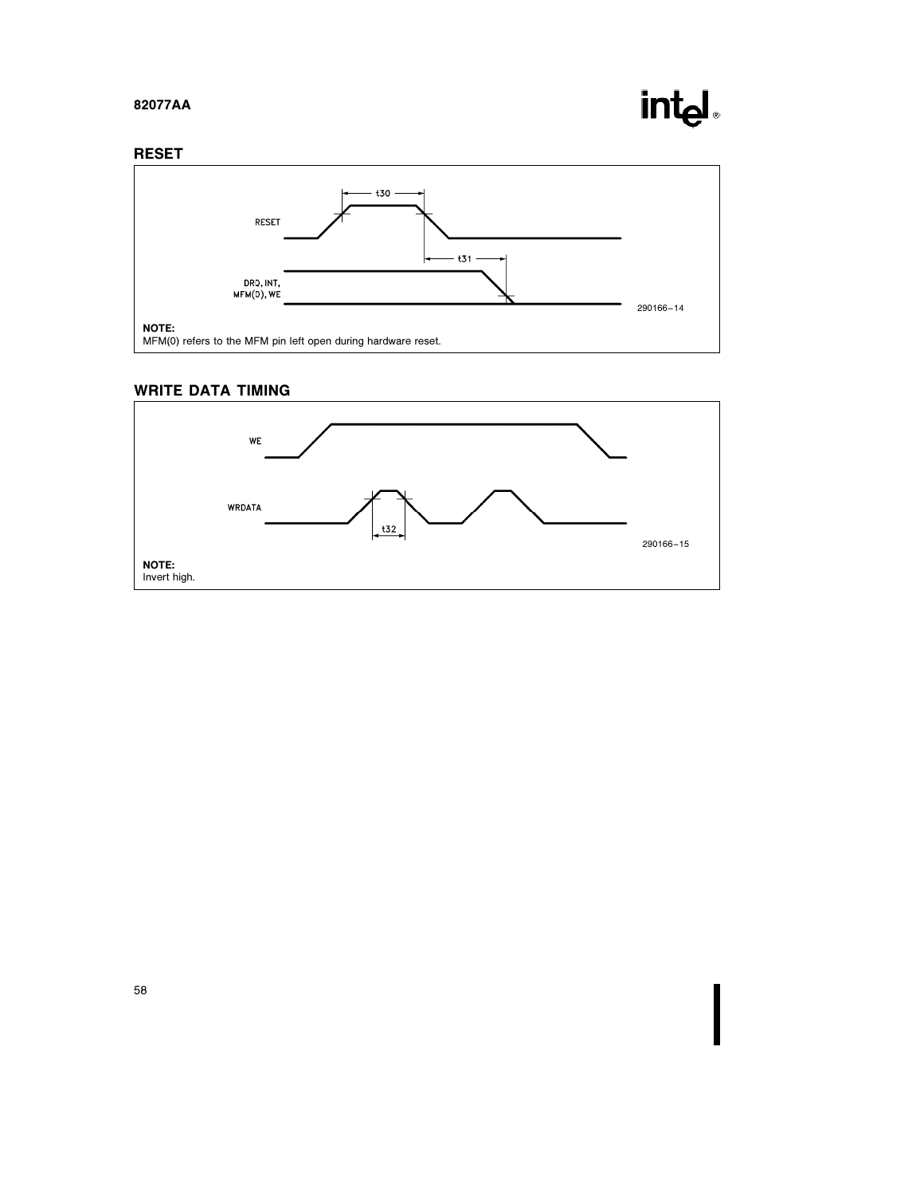## RESET

RESET

t30

t31

DRQ, INT, MFM(0), WE

290166–14

**NOTE:**
MFM(0) refers to the MFM pin left open during hardware reset.

## WRITE DATA TIMING

WE

WRDATA

t32

290166–15

**NOTE:**
Invert high.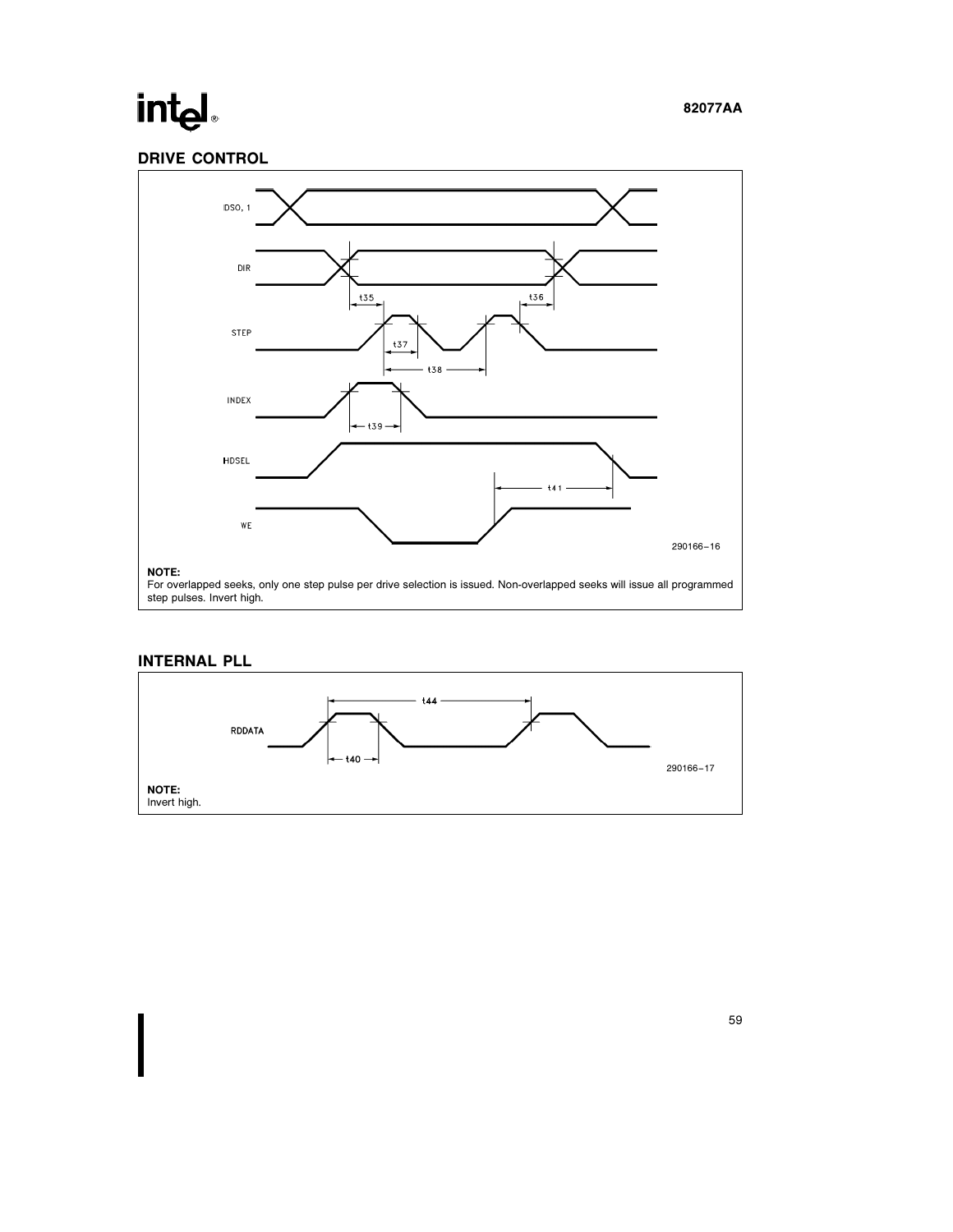## DRIVE CONTROL

IDSO, 1

DIR

STEP

INDEX

HDSEL

WE

t35 t36 t37 t38 t39 t41

290166–16

**NOTE:**
For overlapped seeks, only one step pulse per drive selection is issued. Non-overlapped seeks will issue all programmed step pulses. Invert high.

## INTERNAL PLL

RDDATA

t44 t40

290166–17

**NOTE:**
Invert high.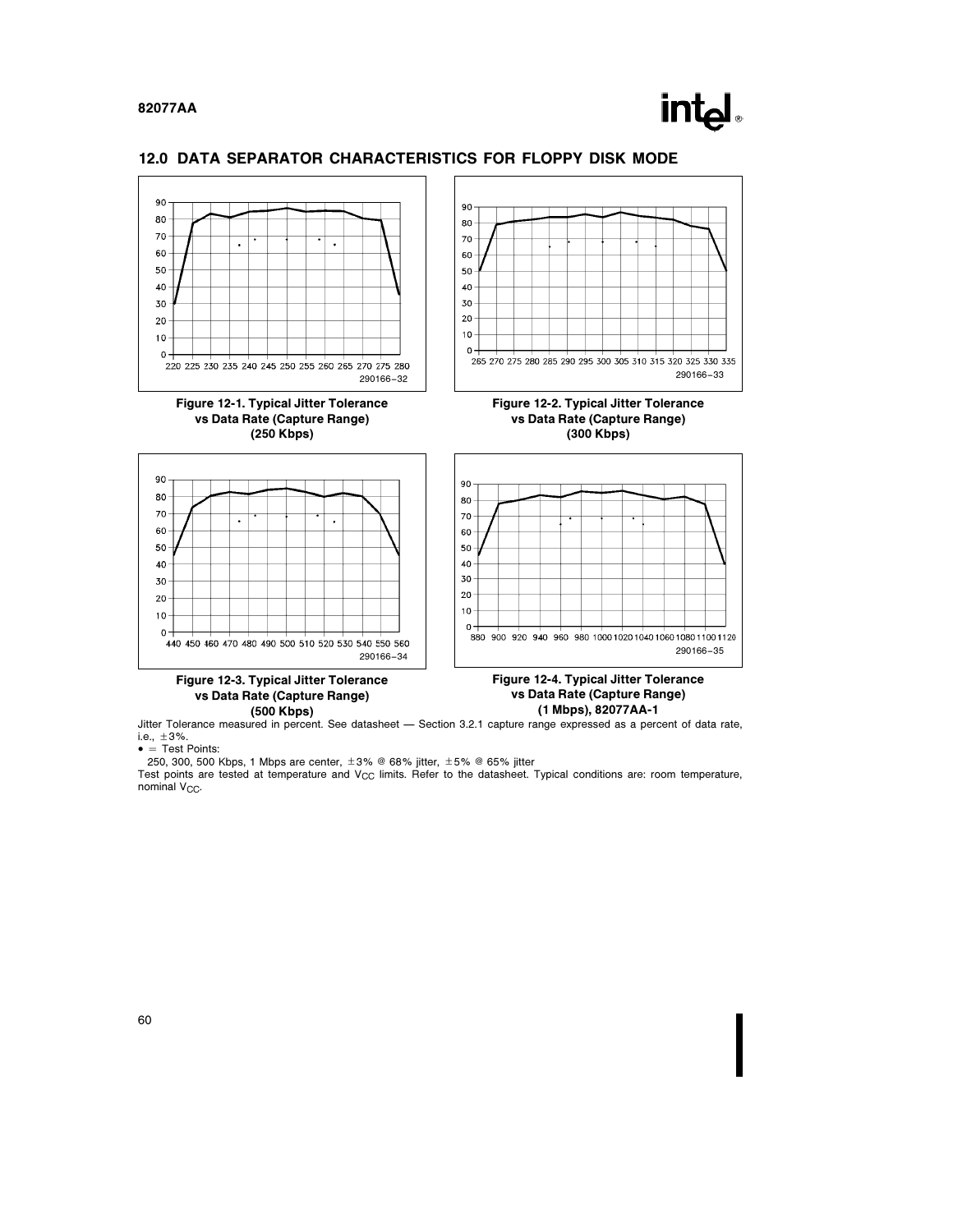## 12.0 DATA SEPARATOR CHARACTERISTICS FOR FLOPPY DISK MODE

Figure 12-1. Typical Jitter Tolerance vs Data Rate (Capture Range) (250 Kbps)

Figure 12-2. Typical Jitter Tolerance vs Data Rate (Capture Range) (300 Kbps)

Figure 12-3. Typical Jitter Tolerance vs Data Rate (Capture Range) (500 Kbps)

Figure 12-4. Typical Jitter Tolerance vs Data Rate (Capture Range) (1 Mbps), 82077AA-1

Jitter Tolerance measured in percent. See datasheet — Section 3.2.1 capture range expressed as a percent of data rate, i.e., ±3%.

• = Test Points:

250, 300, 500 Kbps, 1 Mbps are center, ±3% @ 68% jitter, ±5% @ 65% jitter

Test points are tested at temperature and $V_{CC}$ limits. Refer to the datasheet. Typical conditions are: room temperature, nominal $V_{CC}$.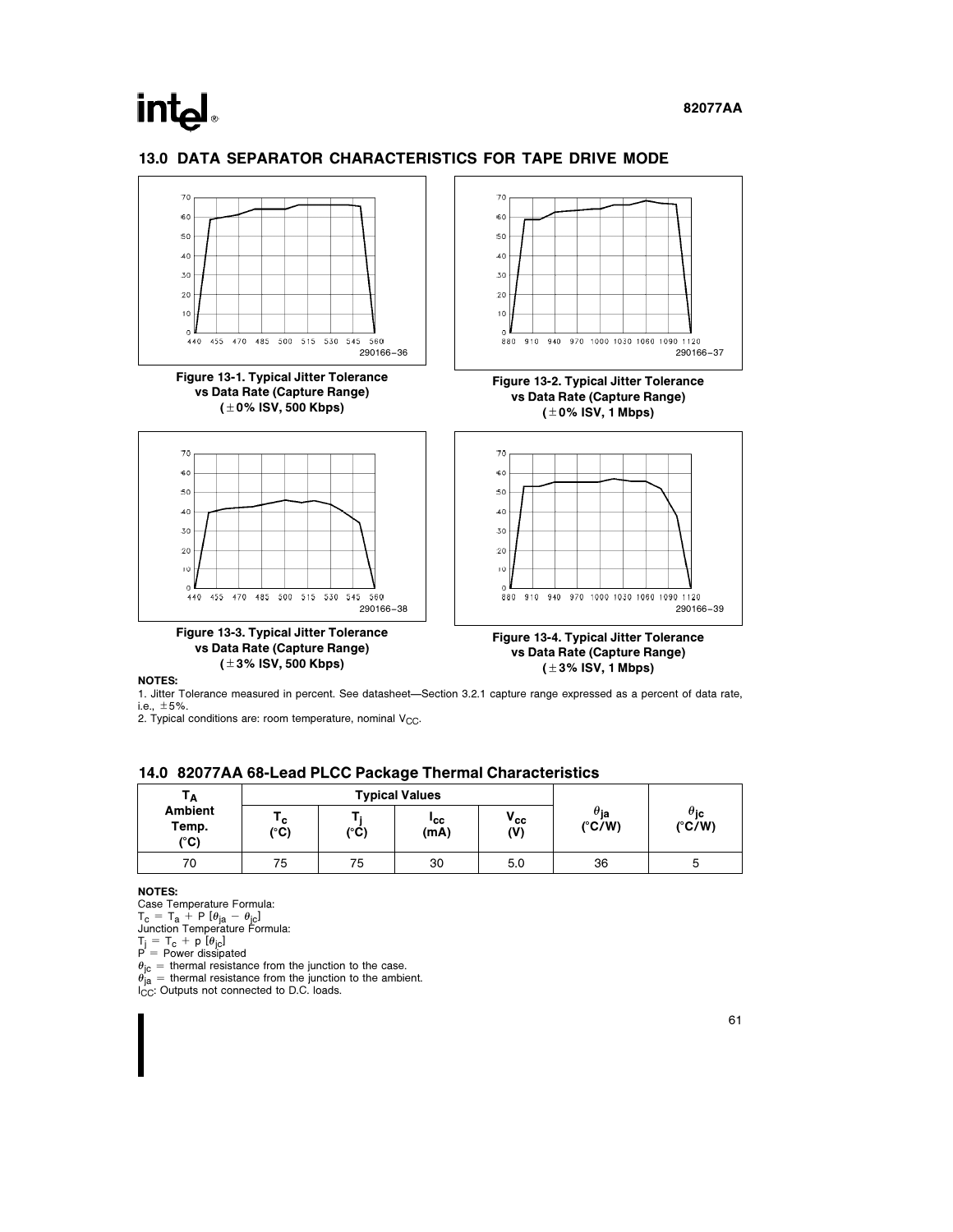## 13.0 DATA SEPARATOR CHARACTERISTICS FOR TAPE DRIVE MODE

290166-36

**Figure 13-1. Typical Jitter Tolerance vs Data Rate (Capture Range) (±0% ISV, 500 Kbps)**

290166-37

**Figure 13-2. Typical Jitter Tolerance vs Data Rate (Capture Range) (±0% ISV, 1 Mbps)**

290166-38

**Figure 13-3. Typical Jitter Tolerance vs Data Rate (Capture Range) (±3% ISV, 500 Kbps)**

290166-39

**Figure 13-4. Typical Jitter Tolerance vs Data Rate (Capture Range) (±3% ISV, 1 Mbps)**

**NOTES:**

1. Jitter Tolerance measured in percent. See datasheet—Section 3.2.1 capture range expressed as a percent of data rate, i.e., ±5%.
2. Typical conditions are: room temperature, nominal $V_{CC}$.

## 14.0 82077AA 68-Lead PLCC Package Thermal Characteristics

| $T_A$ Ambient Temp. (°C) | Typical Values | | | | $\theta_{ja}$ (°C/W) | $\theta_{jc}$ (°C/W) |
|---|---|---|---|---|---|---|
| | $T_c$ (°C) | $T_j$ (°C) | $I_{cc}$ (mA) | $V_{cc}$ (V) | | |
| 70 | 75 | 75 | 30 | 5.0 | 36 | 5 |

**NOTES:**

Case Temperature Formula:
$T_c = T_a + P [\theta_{ja} - \theta_{jc}]$
Junction Temperature Formula:
$T_j = T_c + p [\theta_{jc}]$
P = Power dissipated
$\theta_{jc}$ = thermal resistance from the junction to the case.
$\theta_{ja}$ = thermal resistance from the junction to the ambient.
$I_{CC}$: Outputs not connected to D.C. loads.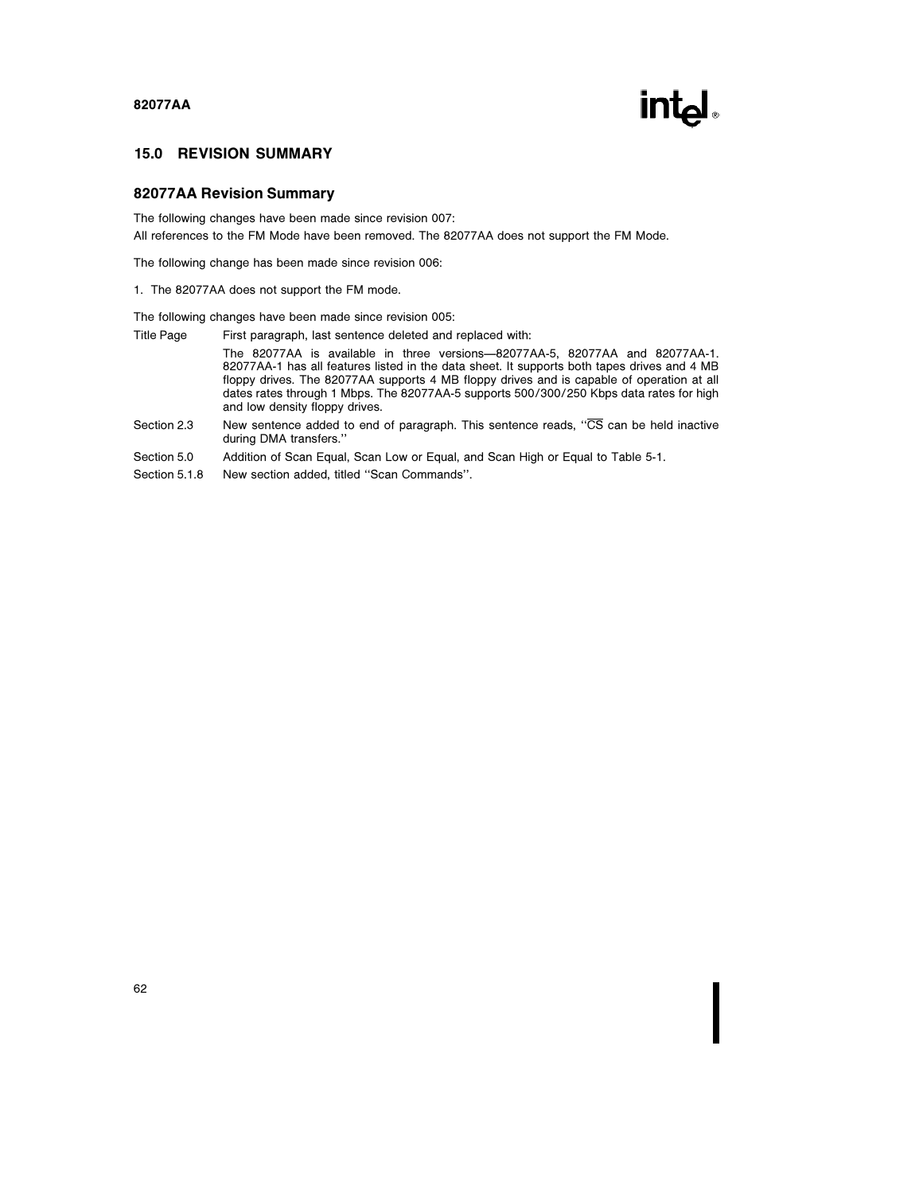## 15.0 REVISION SUMMARY

### 82077AA Revision Summary

The following changes have been made since revision 007:

All references to the FM Mode have been removed. The 82077AA does not support the FM Mode.

The following change has been made since revision 006:

1. The 82077AA does not support the FM mode.

The following changes have been made since revision 005:

| | |
|---|---|
| Title Page | First paragraph, last sentence deleted and replaced with:<br>The 82077AA is available in three versions—82077AA-5, 82077AA and 82077AA-1. 82077AA-1 has all features listed in the data sheet. It supports both tapes drives and 4 MB floppy drives. The 82077AA supports 4 MB floppy drives and is capable of operation at all dates rates through 1 Mbps. The 82077AA-5 supports 500/300/250 Kbps data rates for high and low density floppy drives. |
| Section 2.3 | New sentence added to end of paragraph. This sentence reads, "$\overline{CS}$ can be held inactive during DMA transfers." |
| Section 5.0 | Addition of Scan Equal, Scan Low or Equal, and Scan High or Equal to Table 5-1. |
| Section 5.1.8 | New section added, titled "Scan Commands". |